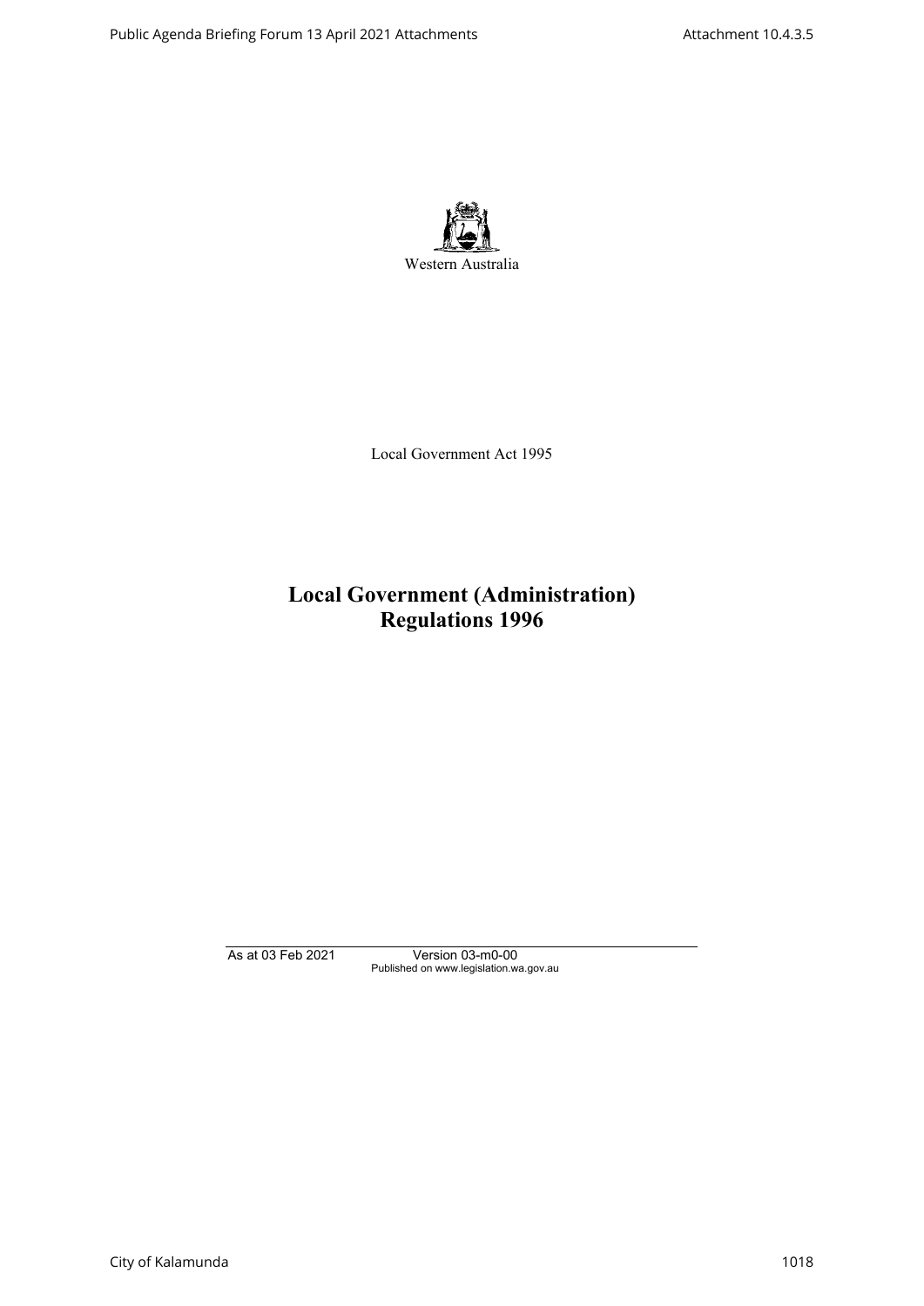Western Australia

Local Government Act 1995

# Local Government (Administration) Regulations 1996

As at 03 Feb 2021 Version 03-m0-00
Published on www.legislation.wa.gov.au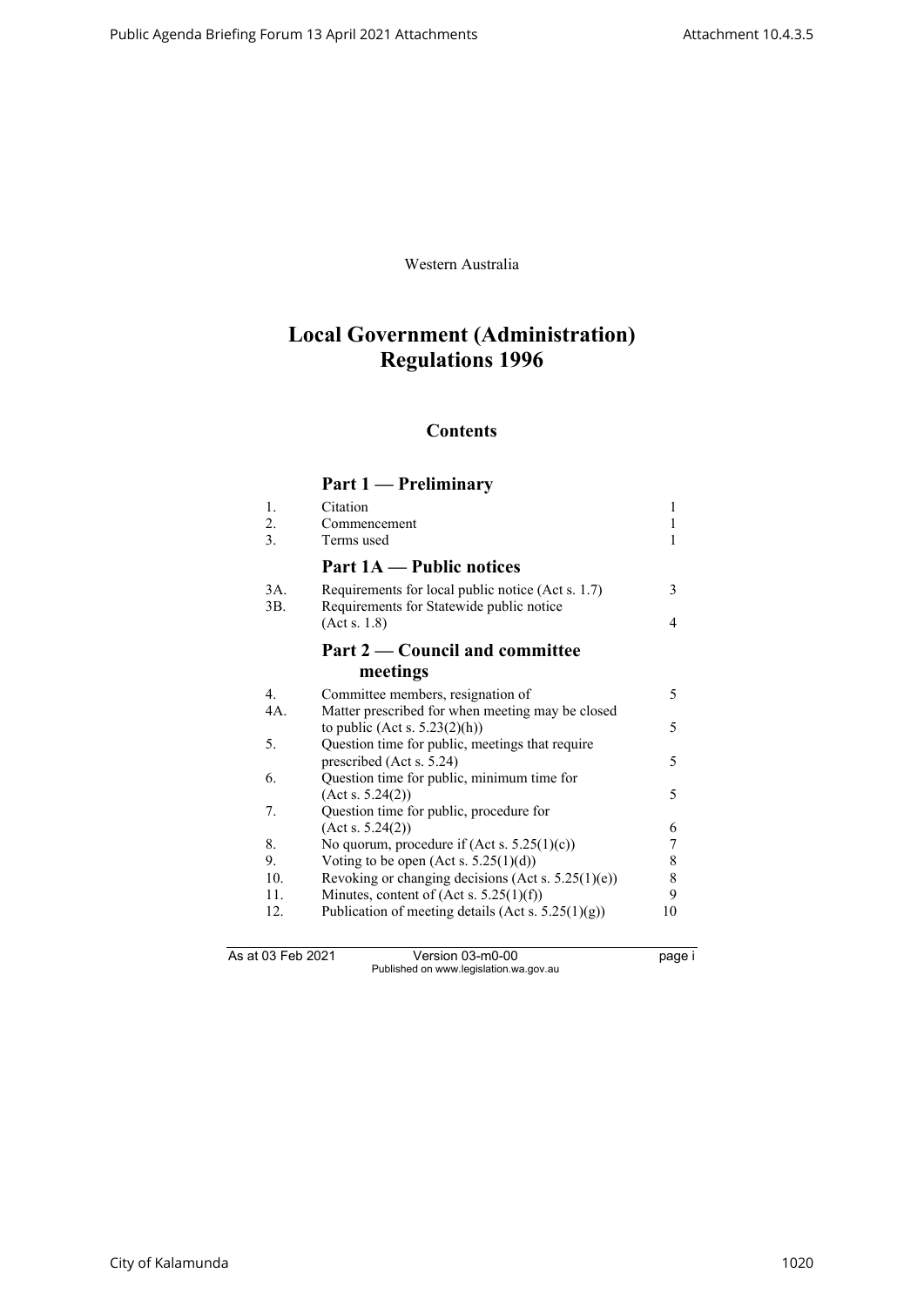Western Australia

# Local Government (Administration) Regulations 1996

## Contents

### Part 1 — Preliminary

| | | |
|---|---|---|
| 1. | Citation | 1 |
| 2. | Commencement | 1 |
| 3. | Terms used | 1 |

### Part 1A — Public notices

| | | |
|---|---|---|
| 3A. | Requirements for local public notice (Act s. 1.7) | 3 |
| 3B. | Requirements for Statewide public notice (Act s. 1.8) | 4 |

### Part 2 — Council and committee meetings

| | | |
|---|---|---|
| 4. | Committee members, resignation of | 5 |
| 4A. | Matter prescribed for when meeting may be closed to public (Act s. 5.23(2)(h)) | 5 |
| 5. | Question time for public, meetings that require prescribed (Act s. 5.24) | 5 |
| 6. | Question time for public, minimum time for (Act s. 5.24(2)) | 5 |
| 7. | Question time for public, procedure for (Act s. 5.24(2)) | 6 |
| 8. | No quorum, procedure if (Act s. 5.25(1)(c)) | 7 |
| 9. | Voting to be open (Act s. 5.25(1)(d)) | 8 |
| 10. | Revoking or changing decisions (Act s. 5.25(1)(e)) | 8 |
| 11. | Minutes, content of (Act s. 5.25(1)(f)) | 9 |
| 12. | Publication of meeting details (Act s. 5.25(1)(g)) | 10 |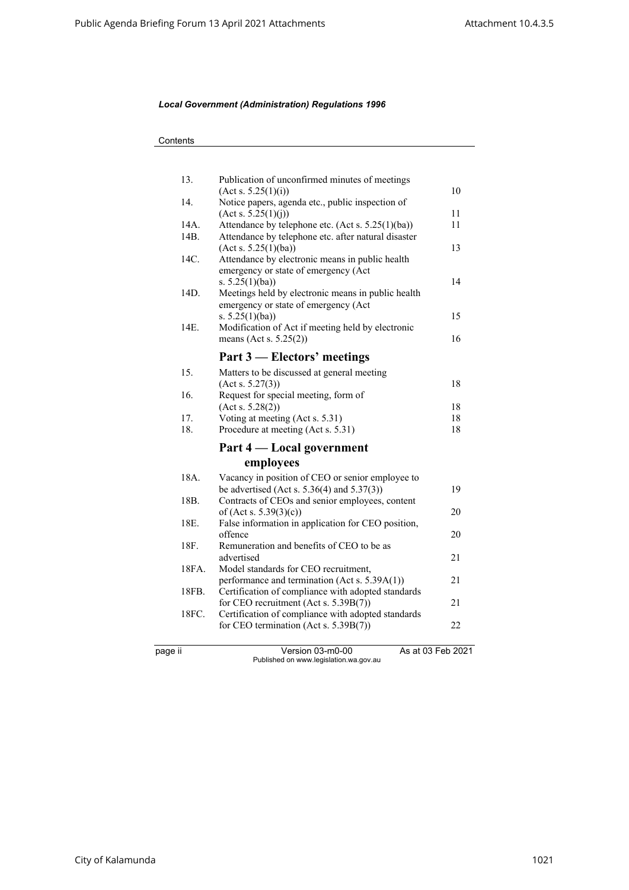*Local Government (Administration) Regulations 1996*

Contents

| | | |
|---|---|---|
| 13. | Publication of unconfirmed minutes of meetings (Act s. 5.25(1)(i)) | 10 |
| 14. | Notice papers, agenda etc., public inspection of (Act s. 5.25(1)(j)) | 11 |
| 14A. | Attendance by telephone etc. (Act s. 5.25(1)(ba)) | 11 |
| 14B. | Attendance by telephone etc. after natural disaster (Act s. 5.25(1)(ba)) | 13 |
| 14C. | Attendance by electronic means in public health emergency or state of emergency (Act s. 5.25(1)(ba)) | 14 |
| 14D. | Meetings held by electronic means in public health emergency or state of emergency (Act s. 5.25(1)(ba)) | 15 |
| 14E. | Modification of Act if meeting held by electronic means (Act s. 5.25(2)) | 16 |

## Part 3 — Electors' meetings

| | | |
|---|---|---|
| 15. | Matters to be discussed at general meeting (Act s. 5.27(3)) | 18 |
| 16. | Request for special meeting, form of (Act s. 5.28(2)) | 18 |
| 17. | Voting at meeting (Act s. 5.31) | 18 |
| 18. | Procedure at meeting (Act s. 5.31) | 18 |

## Part 4 — Local government employees

| | | |
|---|---|---|
| 18A. | Vacancy in position of CEO or senior employee to be advertised (Act s. 5.36(4) and 5.37(3)) | 19 |
| 18B. | Contracts of CEOs and senior employees, content of (Act s. 5.39(3)(c)) | 20 |
| 18E. | False information in application for CEO position, offence | 20 |
| 18F. | Remuneration and benefits of CEO to be as advertised | 21 |
| 18FA. | Model standards for CEO recruitment, performance and termination (Act s. 5.39A(1)) | 21 |
| 18FB. | Certification of compliance with adopted standards for CEO recruitment (Act s. 5.39B(7)) | 21 |
| 18FC. | Certification of compliance with adopted standards for CEO termination (Act s. 5.39B(7)) | 22 |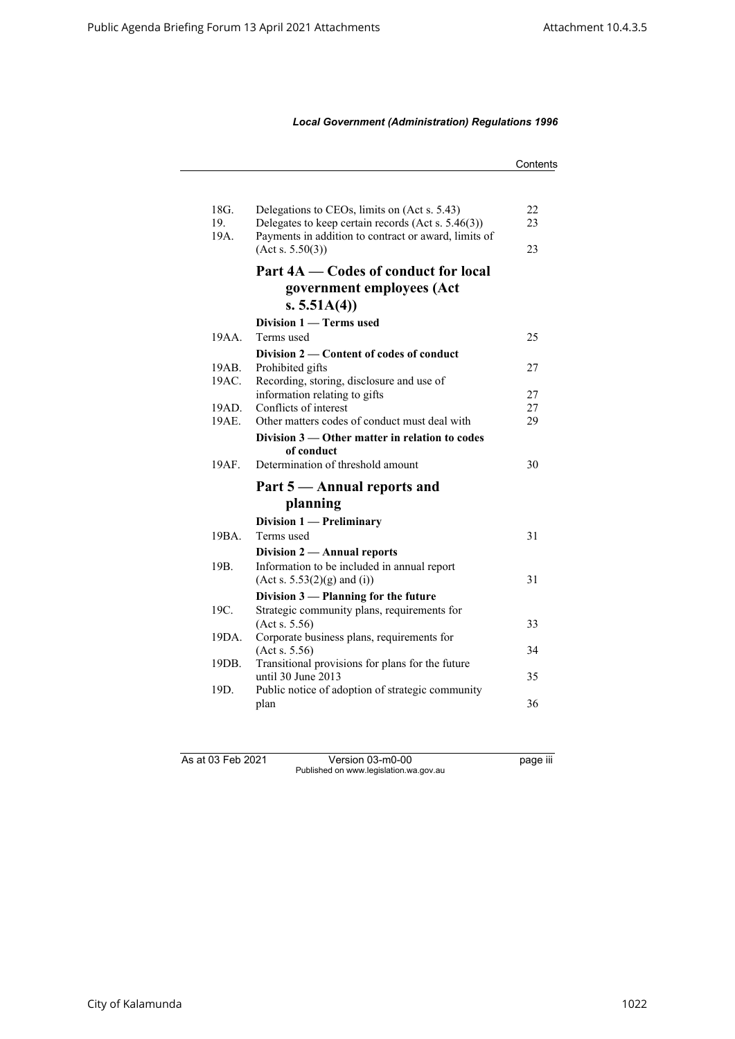| | | |
|---|---|---|
| 18G. | Delegations to CEOs, limits on (Act s. 5.43) | 22 |
| 19. | Delegates to keep certain records (Act s. 5.46(3)) | 23 |
| 19A. | Payments in addition to contract or award, limits of (Act s. 5.50(3)) | 23 |
| | **Part 4A — Codes of conduct for local government employees (Act s. 5.51A(4))** | |
| | **Division 1 — Terms used** | |
| 19AA. | Terms used | 25 |
| | **Division 2 — Content of codes of conduct** | |
| 19AB. | Prohibited gifts | 27 |
| 19AC. | Recording, storing, disclosure and use of information relating to gifts | 27 |
| 19AD. | Conflicts of interest | 27 |
| 19AE. | Other matters codes of conduct must deal with | 29 |
| | **Division 3 — Other matter in relation to codes of conduct** | |
| 19AF. | Determination of threshold amount | 30 |
| | **Part 5 — Annual reports and planning** | |
| | **Division 1 — Preliminary** | |
| 19BA. | Terms used | 31 |
| | **Division 2 — Annual reports** | |
| 19B. | Information to be included in annual report (Act s. 5.53(2)(g) and (i)) | 31 |
| | **Division 3 — Planning for the future** | |
| 19C. | Strategic community plans, requirements for (Act s. 5.56) | 33 |
| 19DA. | Corporate business plans, requirements for (Act s. 5.56) | 34 |
| 19DB. | Transitional provisions for plans for the future until 30 June 2013 | 35 |
| 19D. | Public notice of adoption of strategic community plan | 36 |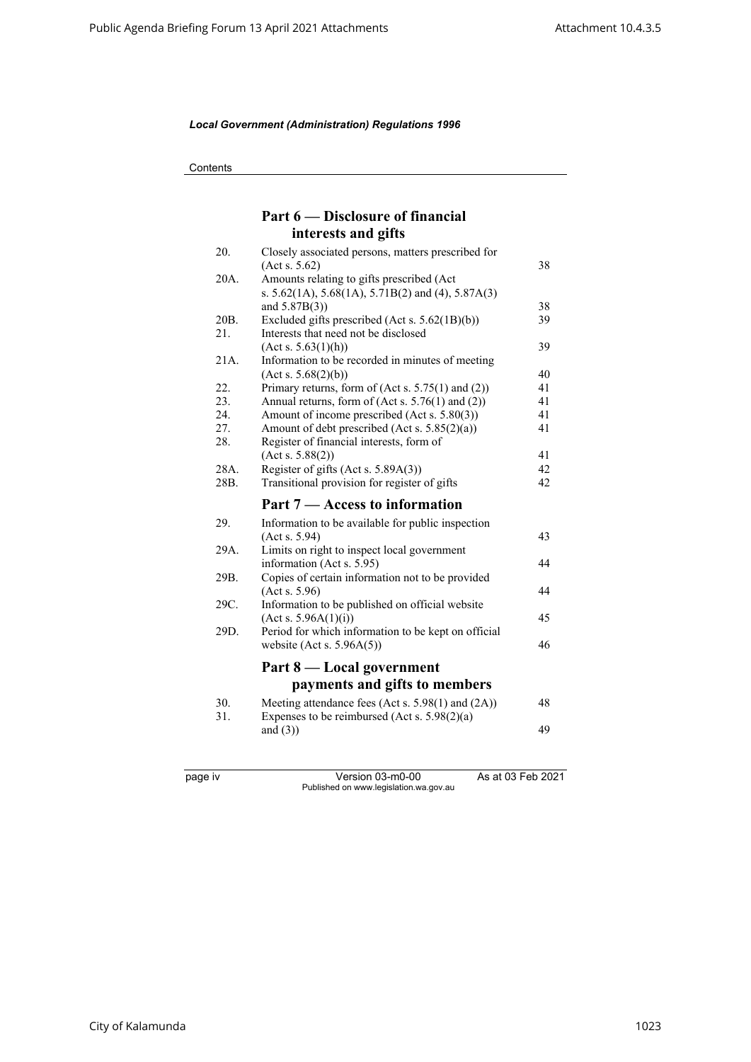## Part 6 — Disclosure of financial interests and gifts

| | | |
|---|---|---|
| 20. | Closely associated persons, matters prescribed for (Act s. 5.62) | 38 |
| 20A. | Amounts relating to gifts prescribed (Act s. 5.62(1A), 5.68(1A), 5.71B(2) and (4), 5.87A(3) and 5.87B(3)) | 38 |
| 20B. | Excluded gifts prescribed (Act s. 5.62(1B)(b)) | 39 |
| 21. | Interests that need not be disclosed (Act s. 5.63(1)(h)) | 39 |
| 21A. | Information to be recorded in minutes of meeting (Act s. 5.68(2)(b)) | 40 |
| 22. | Primary returns, form of (Act s. 5.75(1) and (2)) | 41 |
| 23. | Annual returns, form of (Act s. 5.76(1) and (2)) | 41 |
| 24. | Amount of income prescribed (Act s. 5.80(3)) | 41 |
| 27. | Amount of debt prescribed (Act s. 5.85(2)(a)) | 41 |
| 28. | Register of financial interests, form of (Act s. 5.88(2)) | 41 |
| 28A. | Register of gifts (Act s. 5.89A(3)) | 42 |
| 28B. | Transitional provision for register of gifts | 42 |

## Part 7 — Access to information

| | | |
|---|---|---|
| 29. | Information to be available for public inspection (Act s. 5.94) | 43 |
| 29A. | Limits on right to inspect local government information (Act s. 5.95) | 44 |
| 29B. | Copies of certain information not to be provided (Act s. 5.96) | 44 |
| 29C. | Information to be published on official website (Act s. 5.96A(1)(i)) | 45 |
| 29D. | Period for which information to be kept on official website (Act s. 5.96A(5)) | 46 |

## Part 8 — Local government payments and gifts to members

| | | |
|---|---|---|
| 30. | Meeting attendance fees (Act s. 5.98(1) and (2A)) | 48 |
| 31. | Expenses to be reimbursed (Act s. 5.98(2)(a) and (3)) | 49 |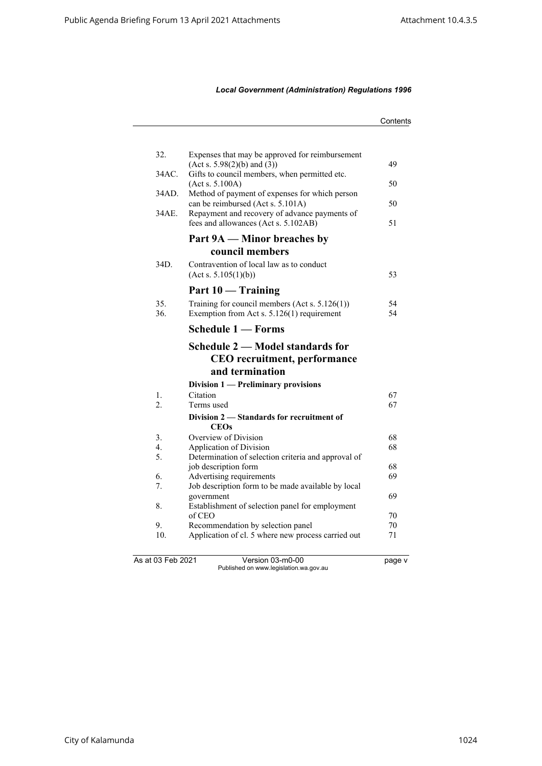| | | |
|---|---|---|
| 32. | Expenses that may be approved for reimbursement (Act s. 5.98(2)(b) and (3)) | 49 |
| 34AC. | Gifts to council members, when permitted etc. (Act s. 5.100A) | 50 |
| 34AD. | Method of payment of expenses for which person can be reimbursed (Act s. 5.101A) | 50 |
| 34AE. | Repayment and recovery of advance payments of fees and allowances (Act s. 5.102AB) | 51 |

## Part 9A — Minor breaches by council members

| | | |
|---|---|---|
| 34D. | Contravention of local law as to conduct (Act s. 5.105(1)(b)) | 53 |

## Part 10 — Training

| | | |
|---|---|---|
| 35. | Training for council members (Act s. 5.126(1)) | 54 |
| 36. | Exemption from Act s. 5.126(1) requirement | 54 |

## Schedule 1 — Forms

## Schedule 2 — Model standards for CEO recruitment, performance and termination

### Division 1 — Preliminary provisions

| | | |
|---|---|---|
| 1. | Citation | 67 |
| 2. | Terms used | 67 |

### Division 2 — Standards for recruitment of CEOs

| | | |
|---|---|---|
| 3. | Overview of Division | 68 |
| 4. | Application of Division | 68 |
| 5. | Determination of selection criteria and approval of job description form | 68 |
| 6. | Advertising requirements | 69 |
| 7. | Job description form to be made available by local government | 69 |
| 8. | Establishment of selection panel for employment of CEO | 70 |
| 9. | Recommendation by selection panel | 70 |
| 10. | Application of cl. 5 where new process carried out | 71 |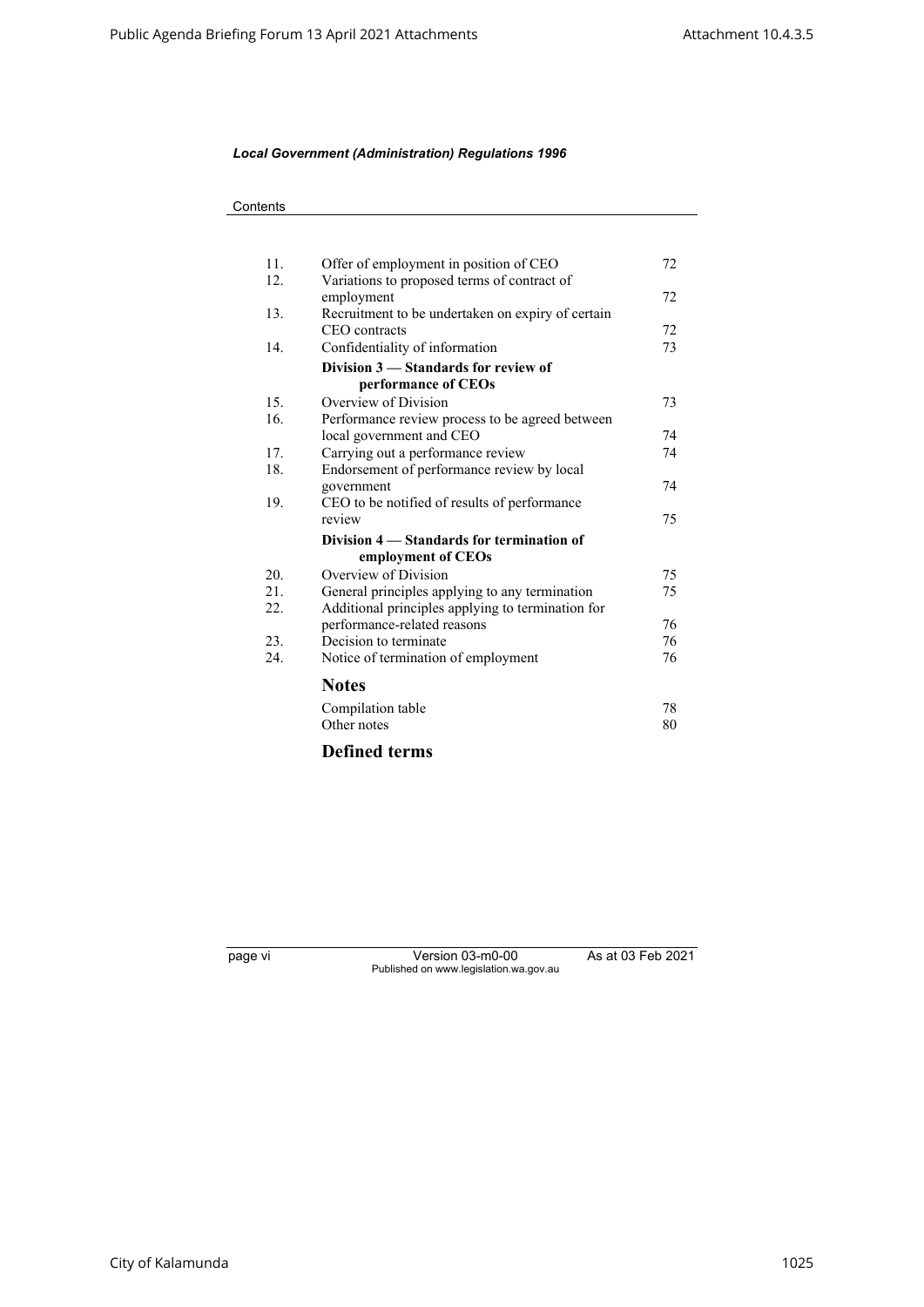*Local Government (Administration) Regulations 1996*

Contents

| | | |
|---|---|---|
| 11. | Offer of employment in position of CEO | 72 |
| 12. | Variations to proposed terms of contract of employment | 72 |
| 13. | Recruitment to be undertaken on expiry of certain CEO contracts | 72 |
| 14. | Confidentiality of information | 73 |
| | **Division 3 — Standards for review of performance of CEOs** | |
| 15. | Overview of Division | 73 |
| 16. | Performance review process to be agreed between local government and CEO | 74 |
| 17. | Carrying out a performance review | 74 |
| 18. | Endorsement of performance review by local government | 74 |
| 19. | CEO to be notified of results of performance review | 75 |
| | **Division 4 — Standards for termination of employment of CEOs** | |
| 20. | Overview of Division | 75 |
| 21. | General principles applying to any termination | 75 |
| 22. | Additional principles applying to termination for performance-related reasons | 76 |
| 23. | Decision to terminate | 76 |
| 24. | Notice of termination of employment | 76 |

## Notes

| | |
|---|---|
| Compilation table | 78 |
| Other notes | 80 |

## Defined terms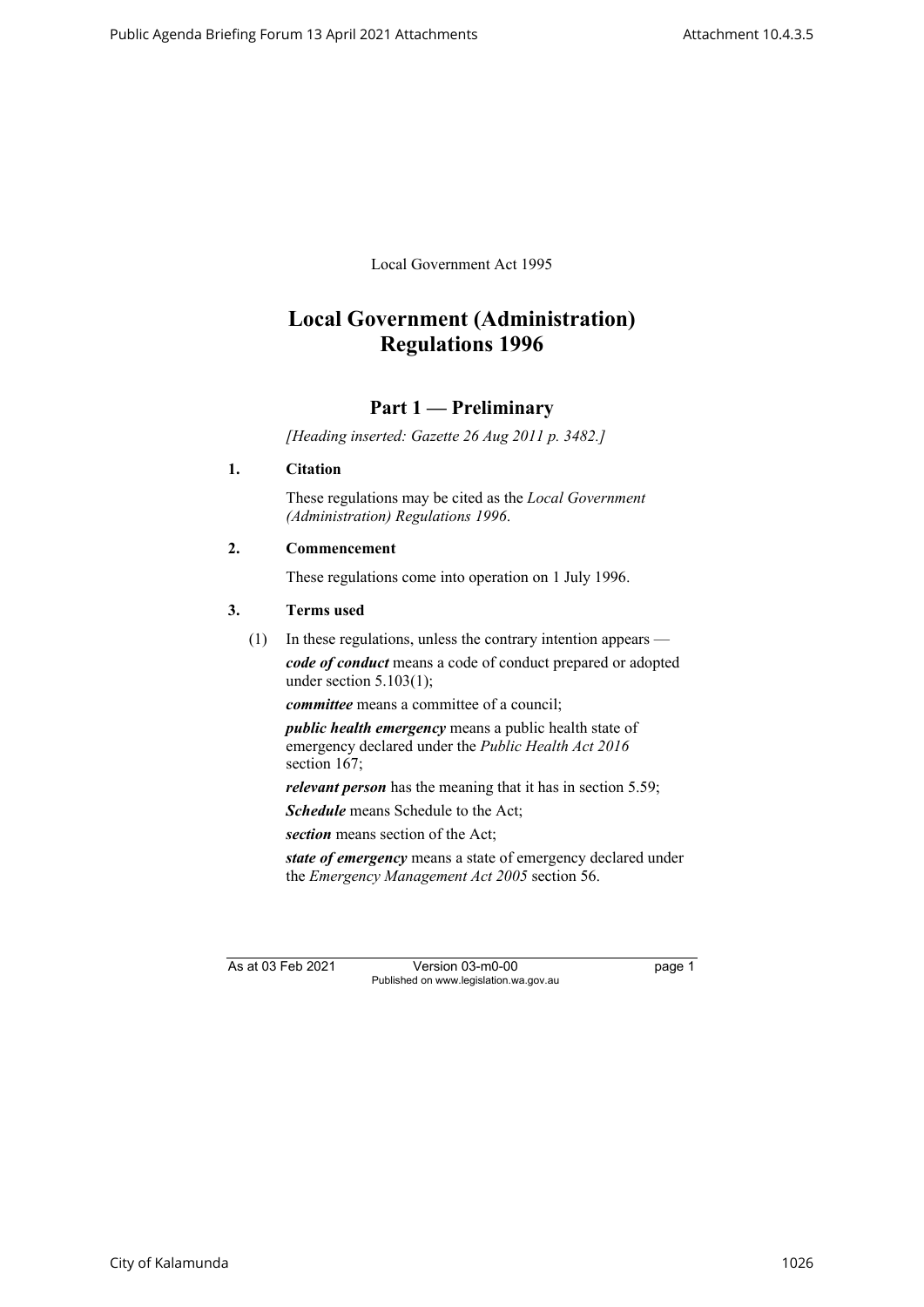Local Government Act 1995

# Local Government (Administration) Regulations 1996

## Part 1 — Preliminary

*[Heading inserted: Gazette 26 Aug 2011 p. 3482.]*

### 1. Citation

These regulations may be cited as the *Local Government (Administration) Regulations 1996*.

### 2. Commencement

These regulations come into operation on 1 July 1996.

### 3. Terms used

(1) In these regulations, unless the contrary intention appears —

***code of conduct*** means a code of conduct prepared or adopted under section 5.103(1);

***committee*** means a committee of a council;

***public health emergency*** means a public health state of emergency declared under the *Public Health Act 2016* section 167;

***relevant person*** has the meaning that it has in section 5.59;

***Schedule*** means Schedule to the Act;

***section*** means section of the Act;

***state of emergency*** means a state of emergency declared under the *Emergency Management Act 2005* section 56.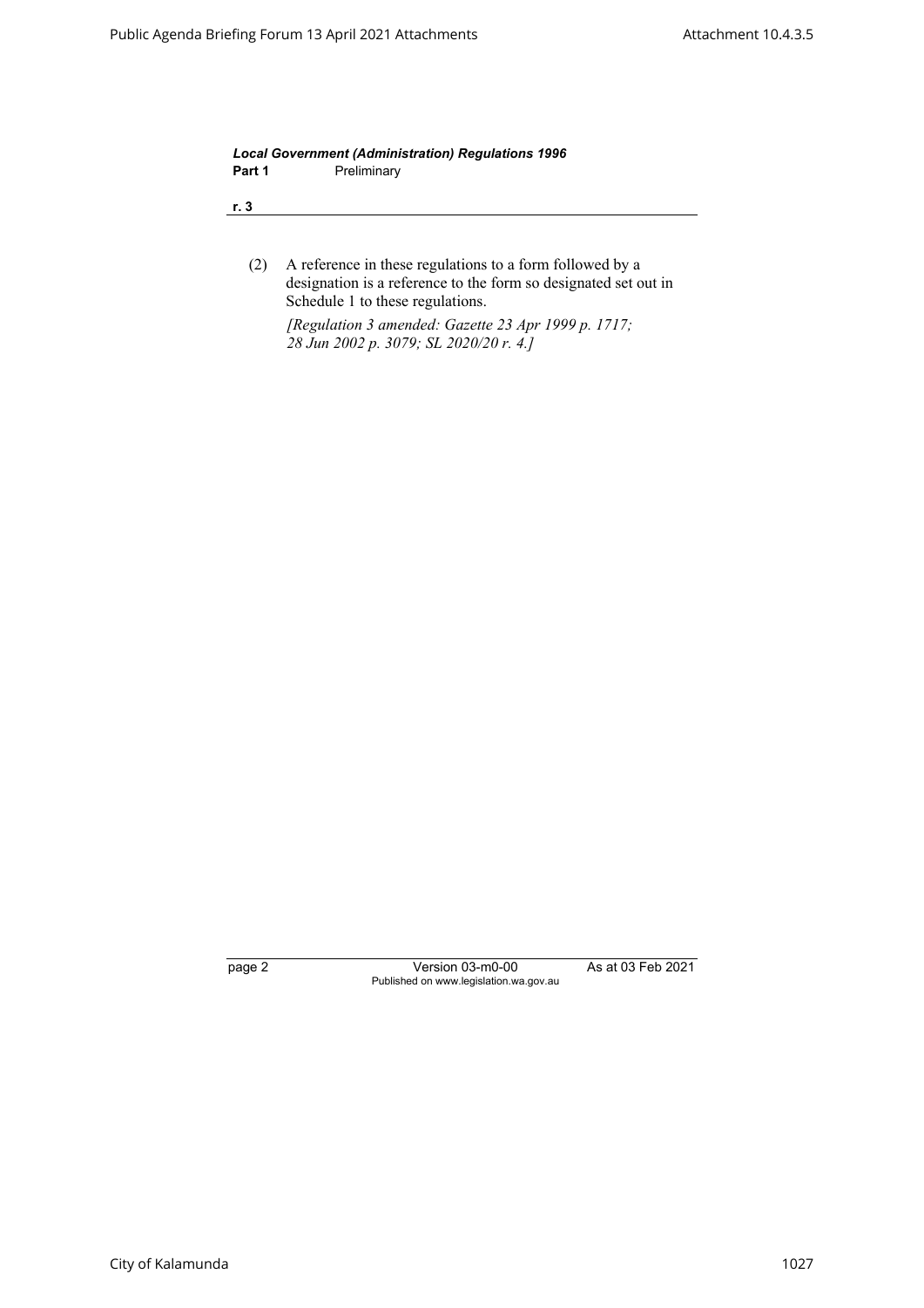(2) A reference in these regulations to a form followed by a designation is a reference to the form so designated set out in Schedule 1 to these regulations.

*[Regulation 3 amended: Gazette 23 Apr 1999 p. 1717; 28 Jun 2002 p. 3079; SL 2020/20 r. 4.]*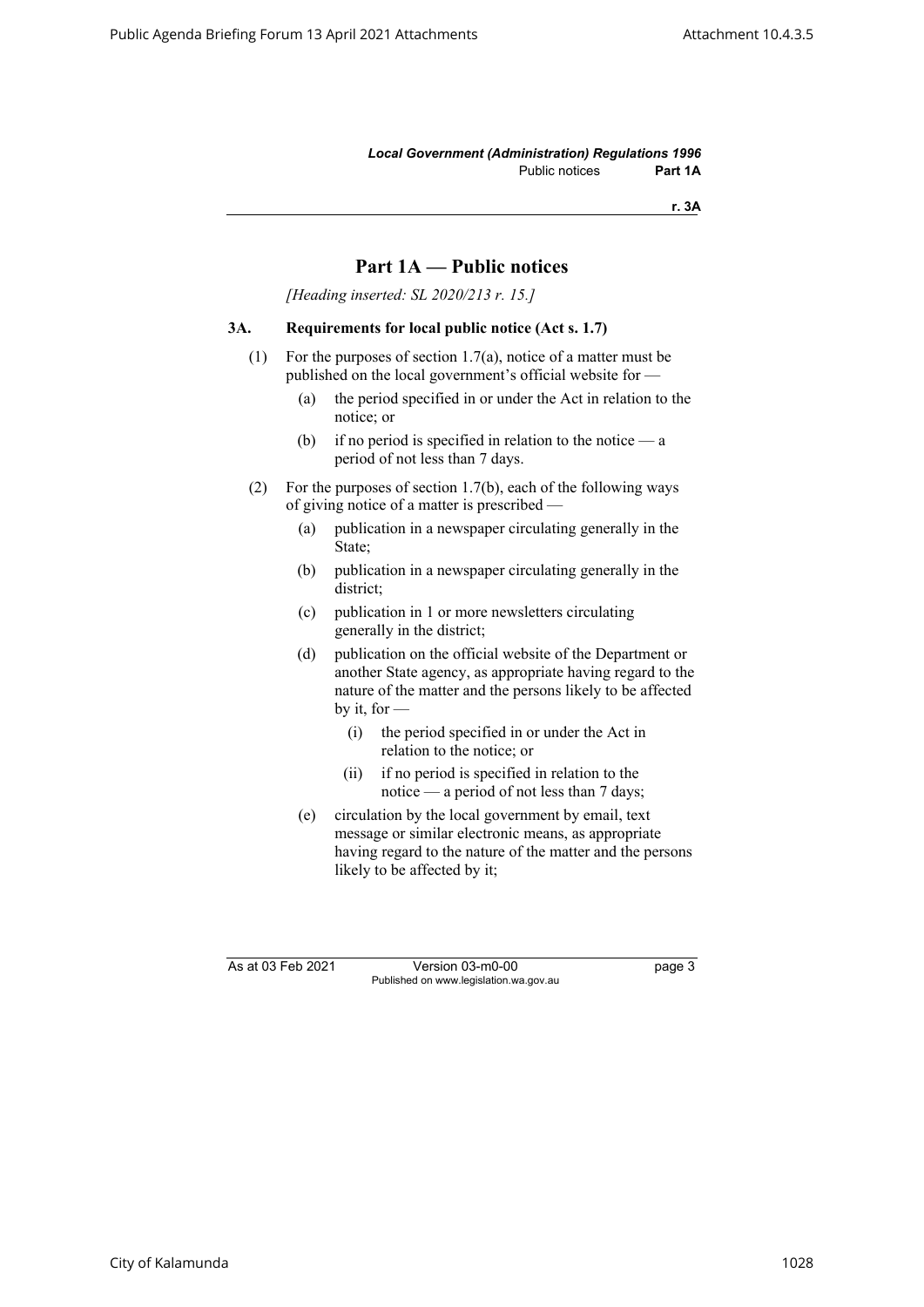# Part 1A — Public notices

*[Heading inserted: SL 2020/213 r. 15.]*

**3A. Requirements for local public notice (Act s. 1.7)**

(1) For the purposes of section 1.7(a), notice of a matter must be published on the local government's official website for —

- (a) the period specified in or under the Act in relation to the notice; or
- (b) if no period is specified in relation to the notice — a period of not less than 7 days.

(2) For the purposes of section 1.7(b), each of the following ways of giving notice of a matter is prescribed —

- (a) publication in a newspaper circulating generally in the State;
- (b) publication in a newspaper circulating generally in the district;
- (c) publication in 1 or more newsletters circulating generally in the district;
- (d) publication on the official website of the Department or another State agency, as appropriate having regard to the nature of the matter and the persons likely to be affected by it, for —
  - (i) the period specified in or under the Act in relation to the notice; or
  - (ii) if no period is specified in relation to the notice — a period of not less than 7 days;
- (e) circulation by the local government by email, text message or similar electronic means, as appropriate having regard to the nature of the matter and the persons likely to be affected by it;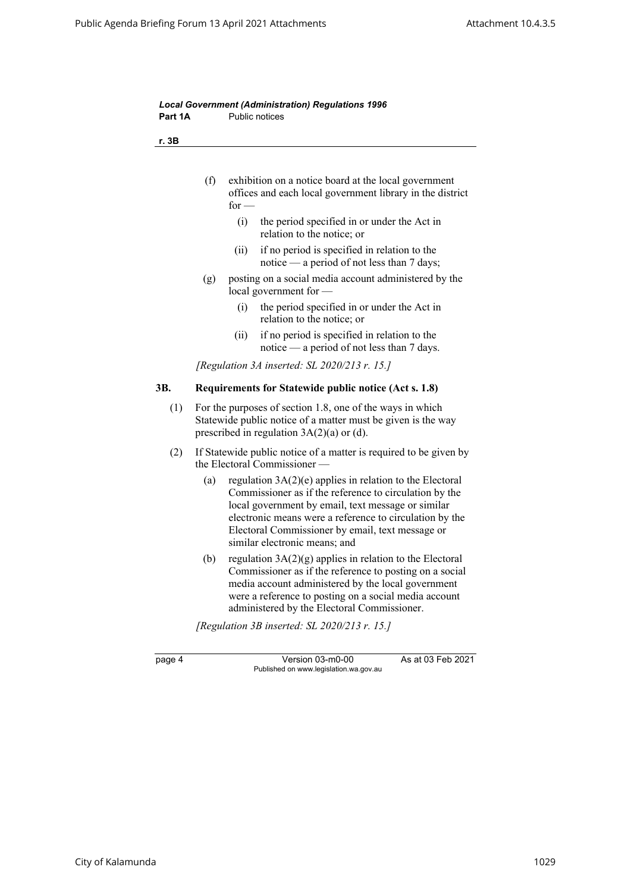(f) exhibition on a notice board at the local government offices and each local government library in the district for —

   (i) the period specified in or under the Act in relation to the notice; or

   (ii) if no period is specified in relation to the notice — a period of not less than 7 days;

(g) posting on a social media account administered by the local government for —

   (i) the period specified in or under the Act in relation to the notice; or

   (ii) if no period is specified in relation to the notice — a period of not less than 7 days.

*[Regulation 3A inserted: SL 2020/213 r. 15.]*

### 3B. Requirements for Statewide public notice (Act s. 1.8)

(1) For the purposes of section 1.8, one of the ways in which Statewide public notice of a matter must be given is the way prescribed in regulation 3A(2)(a) or (d).

(2) If Statewide public notice of a matter is required to be given by the Electoral Commissioner —

   (a) regulation 3A(2)(e) applies in relation to the Electoral Commissioner as if the reference to circulation by the local government by email, text message or similar electronic means were a reference to circulation by the Electoral Commissioner by email, text message or similar electronic means; and

   (b) regulation 3A(2)(g) applies in relation to the Electoral Commissioner as if the reference to posting on a social media account administered by the local government were a reference to posting on a social media account administered by the Electoral Commissioner.

*[Regulation 3B inserted: SL 2020/213 r. 15.]*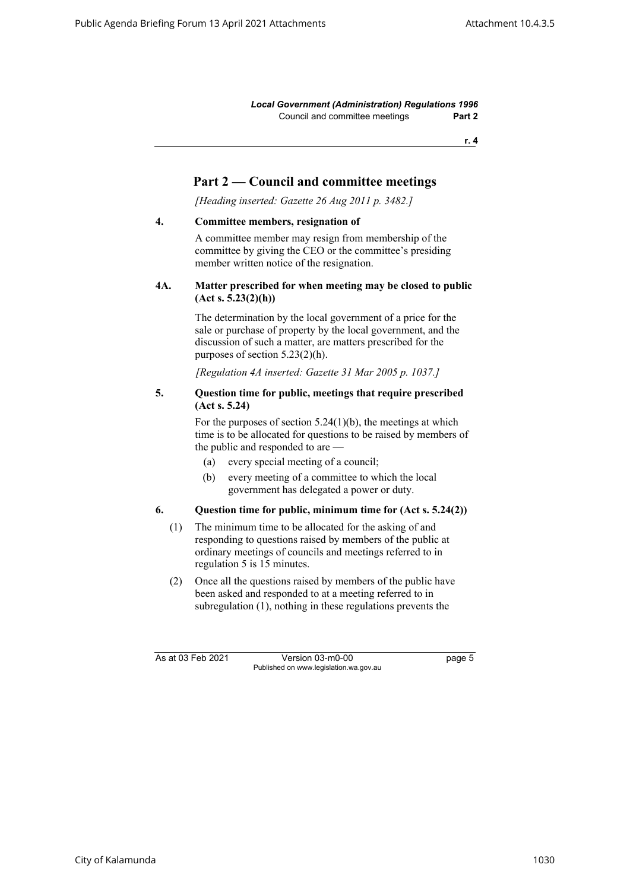## Part 2 — Council and committee meetings

*[Heading inserted: Gazette 26 Aug 2011 p. 3482.]*

### 4. Committee members, resignation of

A committee member may resign from membership of the committee by giving the CEO or the committee's presiding member written notice of the resignation.

### 4A. Matter prescribed for when meeting may be closed to public (Act s. 5.23(2)(h))

The determination by the local government of a price for the sale or purchase of property by the local government, and the discussion of such a matter, are matters prescribed for the purposes of section 5.23(2)(h).

*[Regulation 4A inserted: Gazette 31 Mar 2005 p. 1037.]*

### 5. Question time for public, meetings that require prescribed (Act s. 5.24)

For the purposes of section 5.24(1)(b), the meetings at which time is to be allocated for questions to be raised by members of the public and responded to are —

(a) every special meeting of a council;

(b) every meeting of a committee to which the local government has delegated a power or duty.

### 6. Question time for public, minimum time for (Act s. 5.24(2))

(1) The minimum time to be allocated for the asking of and responding to questions raised by members of the public at ordinary meetings of councils and meetings referred to in regulation 5 is 15 minutes.

(2) Once all the questions raised by members of the public have been asked and responded to at a meeting referred to in subregulation (1), nothing in these regulations prevents the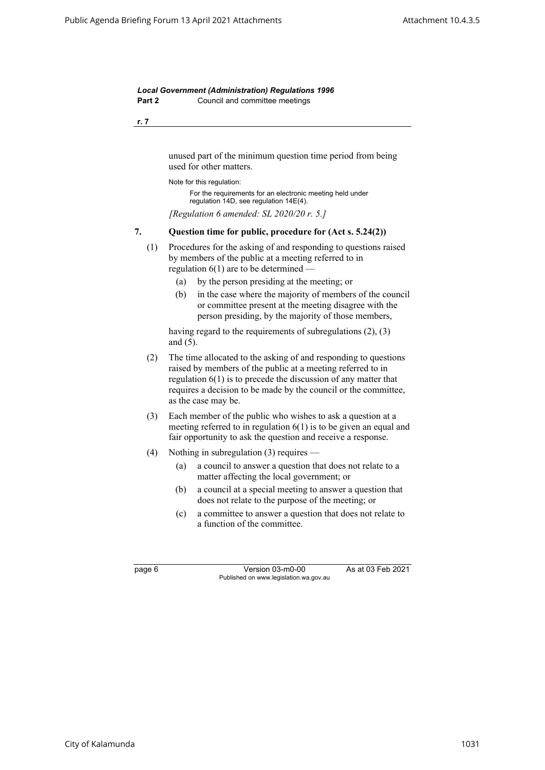unused part of the minimum question time period from being used for other matters.

Note for this regulation:

For the requirements for an electronic meeting held under regulation 14D, see regulation 14E(4).

*[Regulation 6 amended: SL 2020/20 r. 5.]*

## 7. Question time for public, procedure for (Act s. 5.24(2))

(1) Procedures for the asking of and responding to questions raised by members of the public at a meeting referred to in regulation 6(1) are to be determined —

- (a) by the person presiding at the meeting; or
- (b) in the case where the majority of members of the council or committee present at the meeting disagree with the person presiding, by the majority of those members,

having regard to the requirements of subregulations (2), (3) and (5).

(2) The time allocated to the asking of and responding to questions raised by members of the public at a meeting referred to in regulation 6(1) is to precede the discussion of any matter that requires a decision to be made by the council or the committee, as the case may be.

(3) Each member of the public who wishes to ask a question at a meeting referred to in regulation 6(1) is to be given an equal and fair opportunity to ask the question and receive a response.

(4) Nothing in subregulation (3) requires —

- (a) a council to answer a question that does not relate to a matter affecting the local government; or
- (b) a council at a special meeting to answer a question that does not relate to the purpose of the meeting; or
- (c) a committee to answer a question that does not relate to a function of the committee.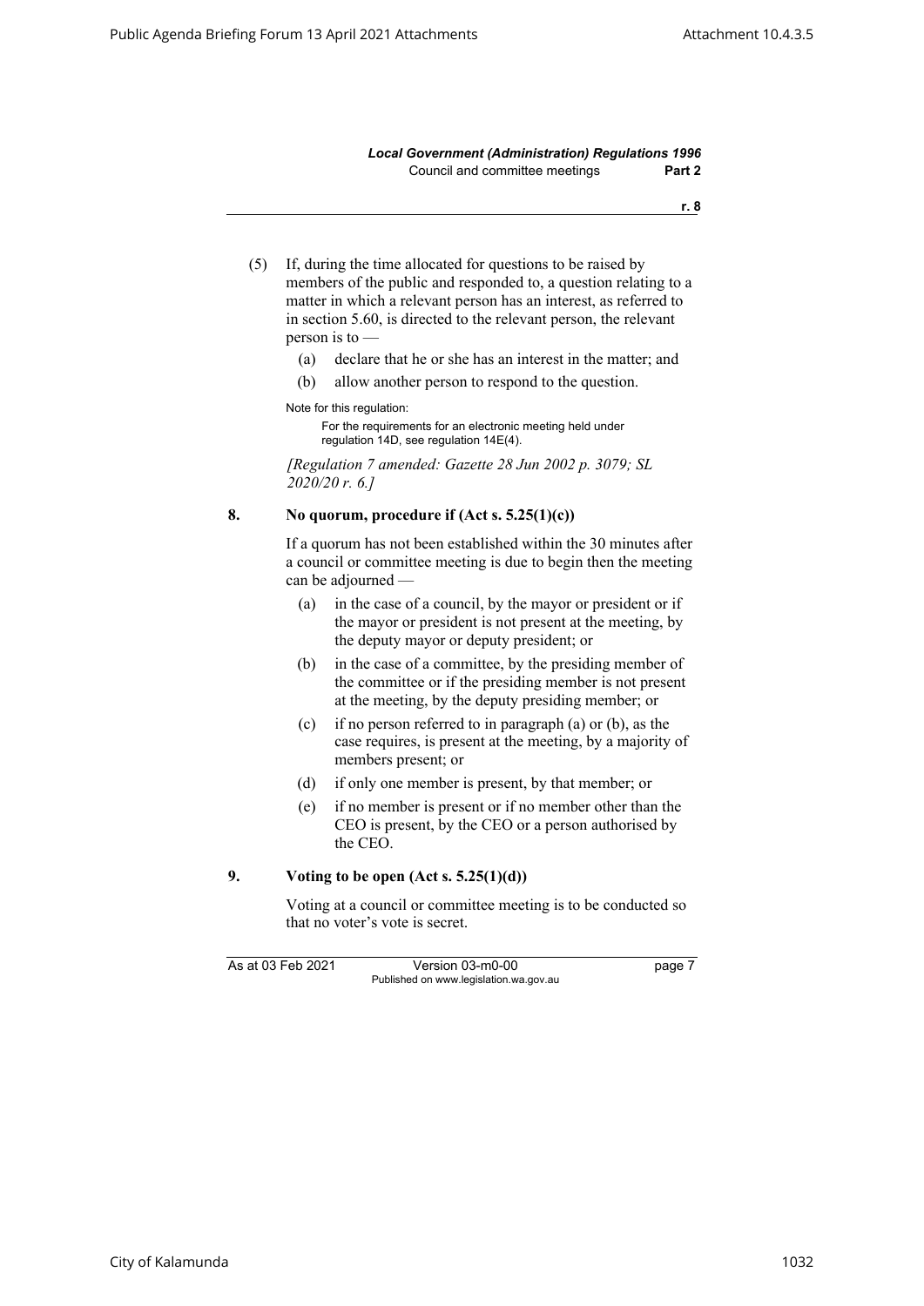(5) If, during the time allocated for questions to be raised by members of the public and responded to, a question relating to a matter in which a relevant person has an interest, as referred to in section 5.60, is directed to the relevant person, the relevant person is to —

(a) declare that he or she has an interest in the matter; and

(b) allow another person to respond to the question.

Note for this regulation:

For the requirements for an electronic meeting held under regulation 14D, see regulation 14E(4).

*[Regulation 7 amended: Gazette 28 Jun 2002 p. 3079; SL 2020/20 r. 6.]*

### 8. No quorum, procedure if (Act s. 5.25(1)(c))

If a quorum has not been established within the 30 minutes after a council or committee meeting is due to begin then the meeting can be adjourned —

(a) in the case of a council, by the mayor or president or if the mayor or president is not present at the meeting, by the deputy mayor or deputy president; or

(b) in the case of a committee, by the presiding member of the committee or if the presiding member is not present at the meeting, by the deputy presiding member; or

(c) if no person referred to in paragraph (a) or (b), as the case requires, is present at the meeting, by a majority of members present; or

(d) if only one member is present, by that member; or

(e) if no member is present or if no member other than the CEO is present, by the CEO or a person authorised by the CEO.

### 9. Voting to be open (Act s. 5.25(1)(d))

Voting at a council or committee meeting is to be conducted so that no voter's vote is secret.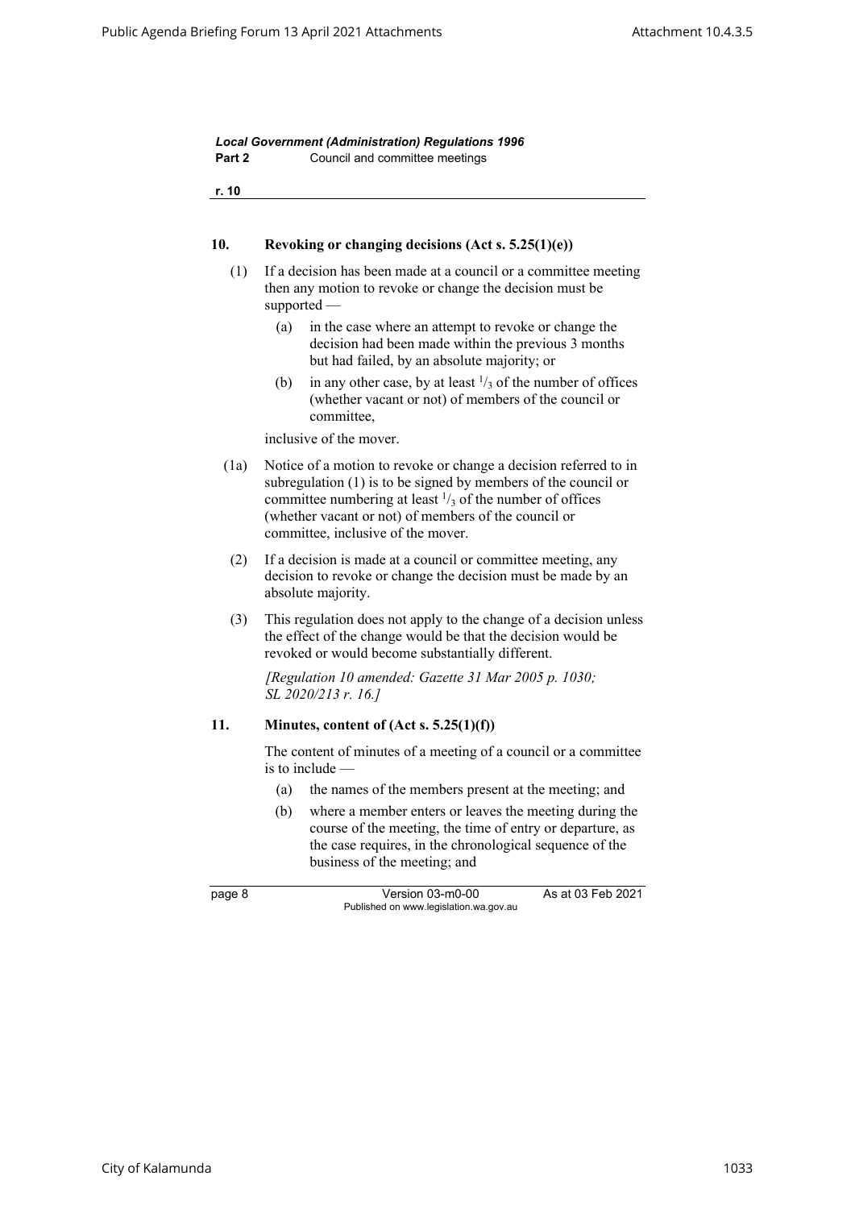## 10. Revoking or changing decisions (Act s. 5.25(1)(e))

(1) If a decision has been made at a council or a committee meeting then any motion to revoke or change the decision must be supported —

(a) in the case where an attempt to revoke or change the decision had been made within the previous 3 months but had failed, by an absolute majority; or

(b) in any other case, by at least $^1/_3$ of the number of offices (whether vacant or not) of members of the council or committee,

inclusive of the mover.

(1a) Notice of a motion to revoke or change a decision referred to in subregulation (1) is to be signed by members of the council or committee numbering at least $^1/_3$ of the number of offices (whether vacant or not) of members of the council or committee, inclusive of the mover.

(2) If a decision is made at a council or committee meeting, any decision to revoke or change the decision must be made by an absolute majority.

(3) This regulation does not apply to the change of a decision unless the effect of the change would be that the decision would be revoked or would become substantially different.

*[Regulation 10 amended: Gazette 31 Mar 2005 p. 1030; SL 2020/213 r. 16.]*

## 11. Minutes, content of (Act s. 5.25(1)(f))

The content of minutes of a meeting of a council or a committee is to include —

(a) the names of the members present at the meeting; and

(b) where a member enters or leaves the meeting during the course of the meeting, the time of entry or departure, as the case requires, in the chronological sequence of the business of the meeting; and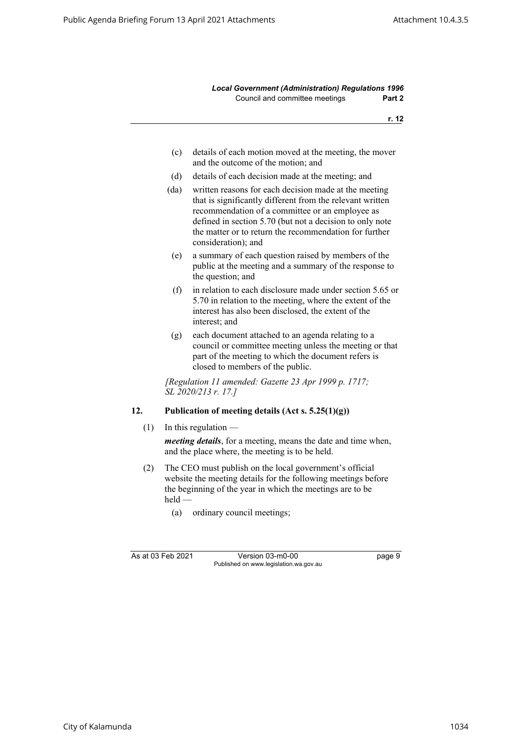(c) details of each motion moved at the meeting, the mover and the outcome of the motion; and

(d) details of each decision made at the meeting; and

(da) written reasons for each decision made at the meeting that is significantly different from the relevant written recommendation of a committee or an employee as defined in section 5.70 (but not a decision to only note the matter or to return the recommendation for further consideration); and

(e) a summary of each question raised by members of the public at the meeting and a summary of the response to the question; and

(f) in relation to each disclosure made under section 5.65 or 5.70 in relation to the meeting, where the extent of the interest has also been disclosed, the extent of the interest; and

(g) each document attached to an agenda relating to a council or committee meeting unless the meeting or that part of the meeting to which the document refers is closed to members of the public.

*[Regulation 11 amended: Gazette 23 Apr 1999 p. 1717; SL 2020/213 r. 17.]*

### 12. Publication of meeting details (Act s. 5.25(1)(g))

(1) In this regulation —

***meeting details***, for a meeting, means the date and time when, and the place where, the meeting is to be held.

(2) The CEO must publish on the local government's official website the meeting details for the following meetings before the beginning of the year in which the meetings are to be held —

(a) ordinary council meetings;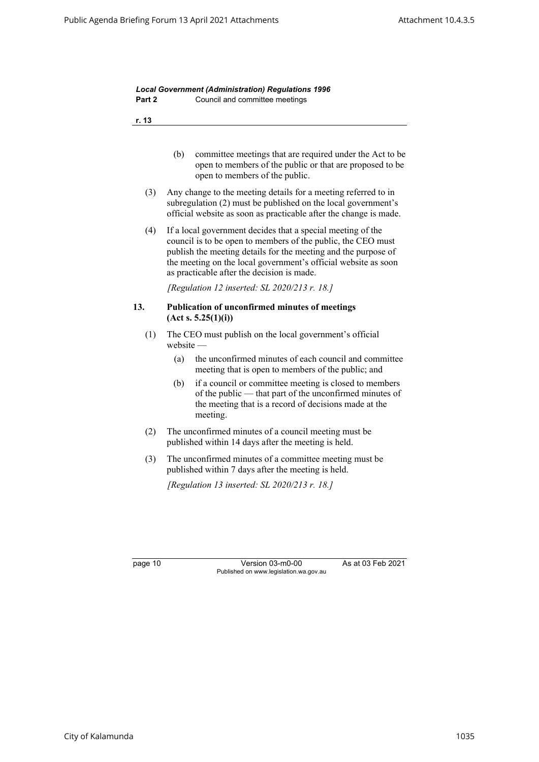(b) committee meetings that are required under the Act to be open to members of the public or that are proposed to be open to members of the public.

(3) Any change to the meeting details for a meeting referred to in subregulation (2) must be published on the local government's official website as soon as practicable after the change is made.

(4) If a local government decides that a special meeting of the council is to be open to members of the public, the CEO must publish the meeting details for the meeting and the purpose of the meeting on the local government's official website as soon as practicable after the decision is made.

*[Regulation 12 inserted: SL 2020/213 r. 18.]*

### 13. Publication of unconfirmed minutes of meetings (Act s. 5.25(1)(i))

(1) The CEO must publish on the local government's official website —

(a) the unconfirmed minutes of each council and committee meeting that is open to members of the public; and

(b) if a council or committee meeting is closed to members of the public — that part of the unconfirmed minutes of the meeting that is a record of decisions made at the meeting.

(2) The unconfirmed minutes of a council meeting must be published within 14 days after the meeting is held.

(3) The unconfirmed minutes of a committee meeting must be published within 7 days after the meeting is held.

*[Regulation 13 inserted: SL 2020/213 r. 18.]*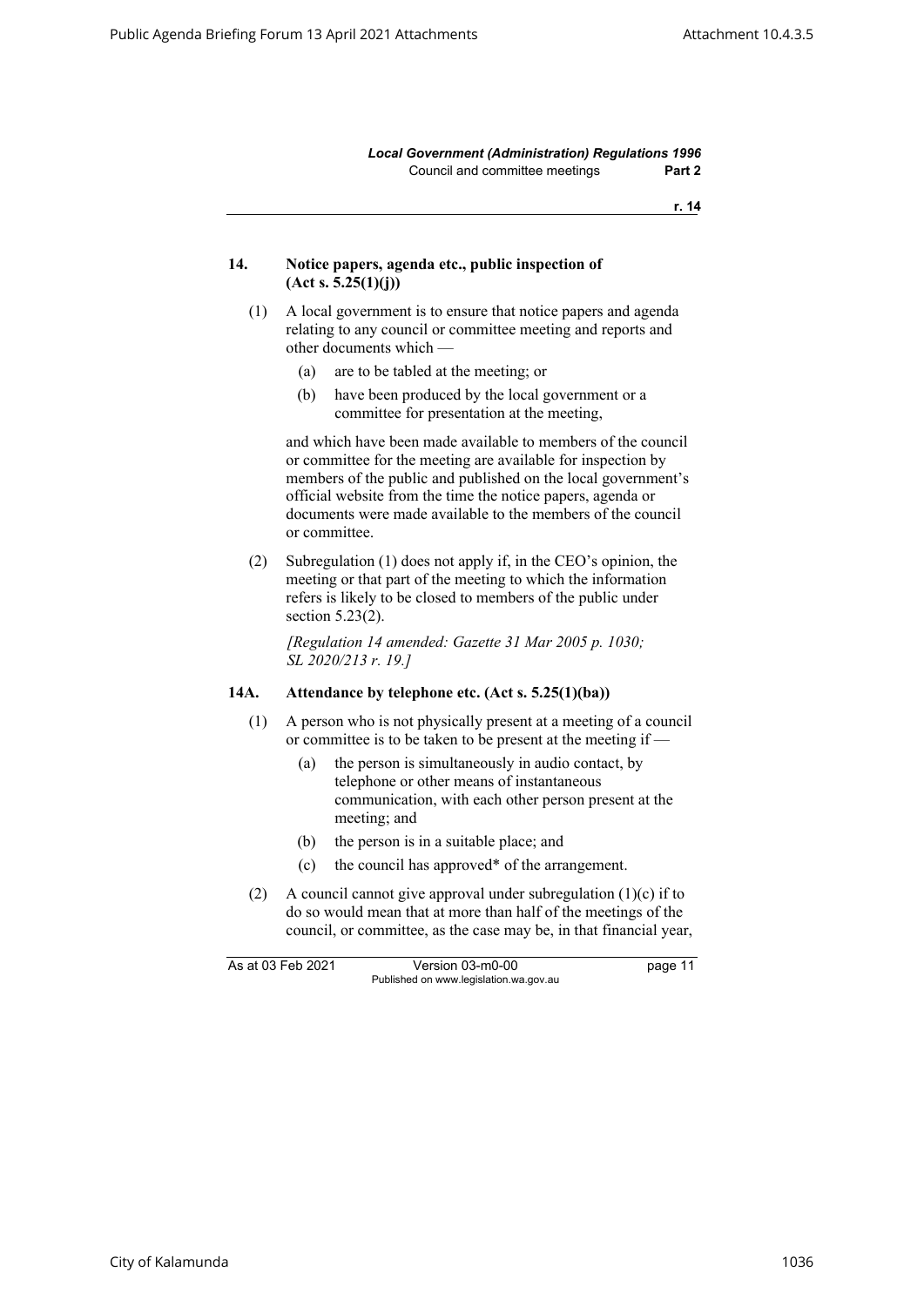### 14. Notice papers, agenda etc., public inspection of (Act s. 5.25(1)(j))

(1) A local government is to ensure that notice papers and agenda relating to any council or committee meeting and reports and other documents which —

- (a) are to be tabled at the meeting; or
- (b) have been produced by the local government or a committee for presentation at the meeting,

and which have been made available to members of the council or committee for the meeting are available for inspection by members of the public and published on the local government's official website from the time the notice papers, agenda or documents were made available to the members of the council or committee.

(2) Subregulation (1) does not apply if, in the CEO's opinion, the meeting or that part of the meeting to which the information refers is likely to be closed to members of the public under section 5.23(2).

*[Regulation 14 amended: Gazette 31 Mar 2005 p. 1030; SL 2020/213 r. 19.]*

### 14A. Attendance by telephone etc. (Act s. 5.25(1)(ba))

(1) A person who is not physically present at a meeting of a council or committee is to be taken to be present at the meeting if —

- (a) the person is simultaneously in audio contact, by telephone or other means of instantaneous communication, with each other person present at the meeting; and
- (b) the person is in a suitable place; and
- (c) the council has approved* of the arrangement.

(2) A council cannot give approval under subregulation (1)(c) if to do so would mean that at more than half of the meetings of the council, or committee, as the case may be, in that financial year,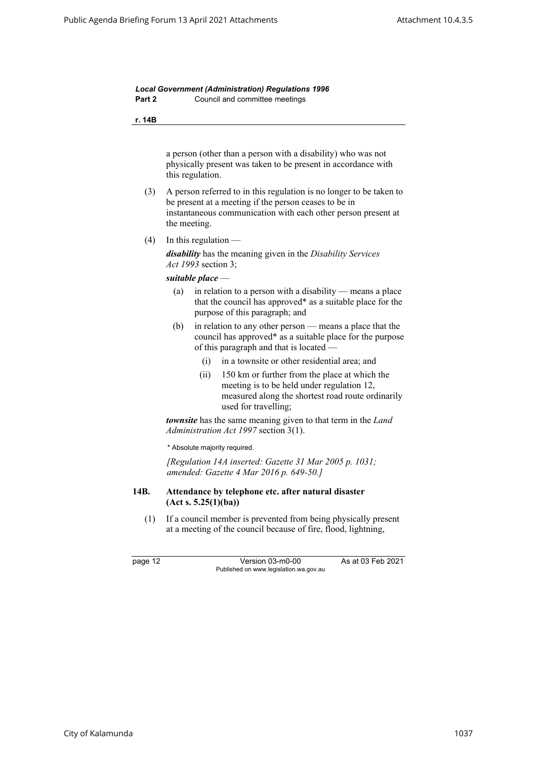a person (other than a person with a disability) who was not physically present was taken to be present in accordance with this regulation.

(3) A person referred to in this regulation is no longer to be taken to be present at a meeting if the person ceases to be in instantaneous communication with each other person present at the meeting.

(4) In this regulation —

***disability*** has the meaning given in the *Disability Services Act 1993* section 3;

***suitable place*** —

(a) in relation to a person with a disability — means a place that the council has approved* as a suitable place for the purpose of this paragraph; and

(b) in relation to any other person — means a place that the council has approved* as a suitable place for the purpose of this paragraph and that is located —

(i) in a townsite or other residential area; and

(ii) 150 km or further from the place at which the meeting is to be held under regulation 12, measured along the shortest road route ordinarily used for travelling;

***townsite*** has the same meaning given to that term in the *Land Administration Act 1997* section 3(1).

\* Absolute majority required.

*[Regulation 14A inserted: Gazette 31 Mar 2005 p. 1031; amended: Gazette 4 Mar 2016 p. 649-50.]*

**14B. Attendance by telephone etc. after natural disaster (Act s. 5.25(1)(ba))**

(1) If a council member is prevented from being physically present at a meeting of the council because of fire, flood, lightning,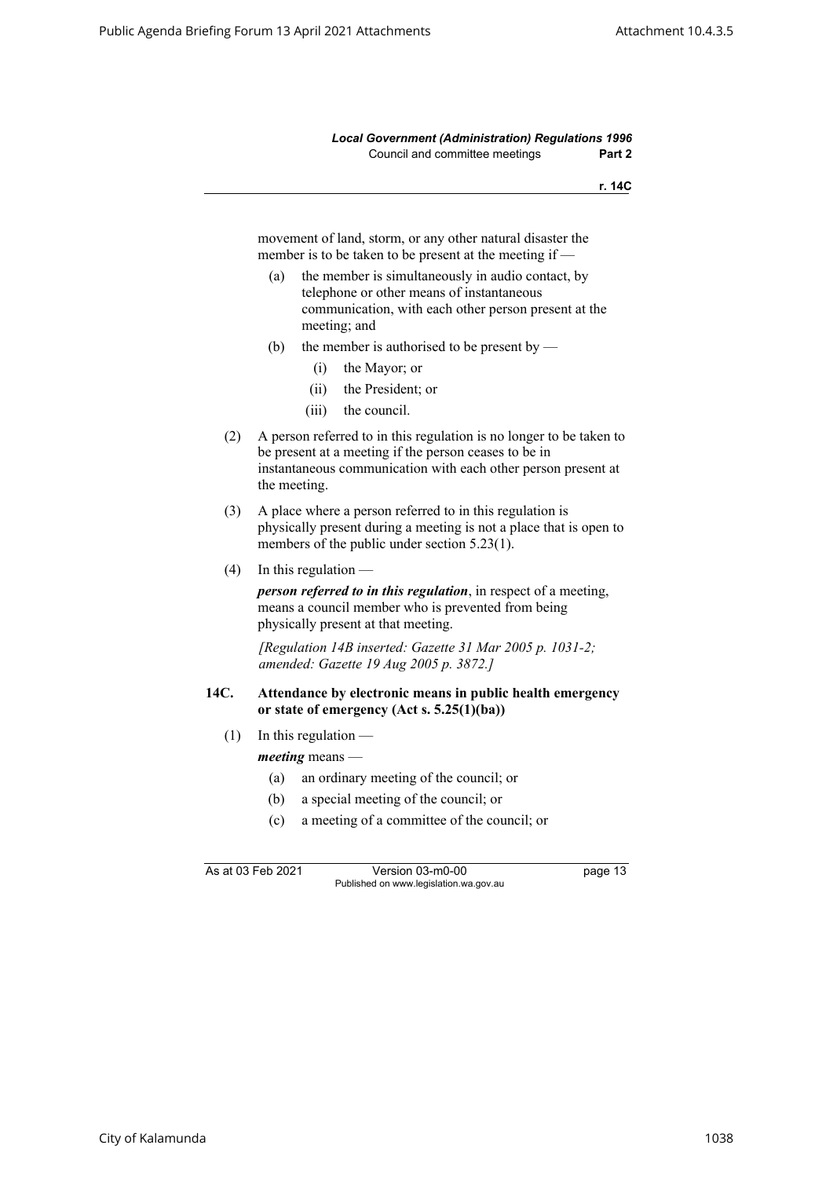movement of land, storm, or any other natural disaster the member is to be taken to be present at the meeting if —

- (a) the member is simultaneously in audio contact, by telephone or other means of instantaneous communication, with each other person present at the meeting; and
- (b) the member is authorised to be present by —
  - (i) the Mayor; or
  - (ii) the President; or
  - (iii) the council.

(2) A person referred to in this regulation is no longer to be taken to be present at a meeting if the person ceases to be in instantaneous communication with each other person present at the meeting.

(3) A place where a person referred to in this regulation is physically present during a meeting is not a place that is open to members of the public under section 5.23(1).

(4) In this regulation —

***person referred to in this regulation***, in respect of a meeting, means a council member who is prevented from being physically present at that meeting.

*[Regulation 14B inserted: Gazette 31 Mar 2005 p. 1031-2; amended: Gazette 19 Aug 2005 p. 3872.]*

### 14C. Attendance by electronic means in public health emergency or state of emergency (Act s. 5.25(1)(ba))

(1) In this regulation —

***meeting*** means —

- (a) an ordinary meeting of the council; or
- (b) a special meeting of the council; or
- (c) a meeting of a committee of the council; or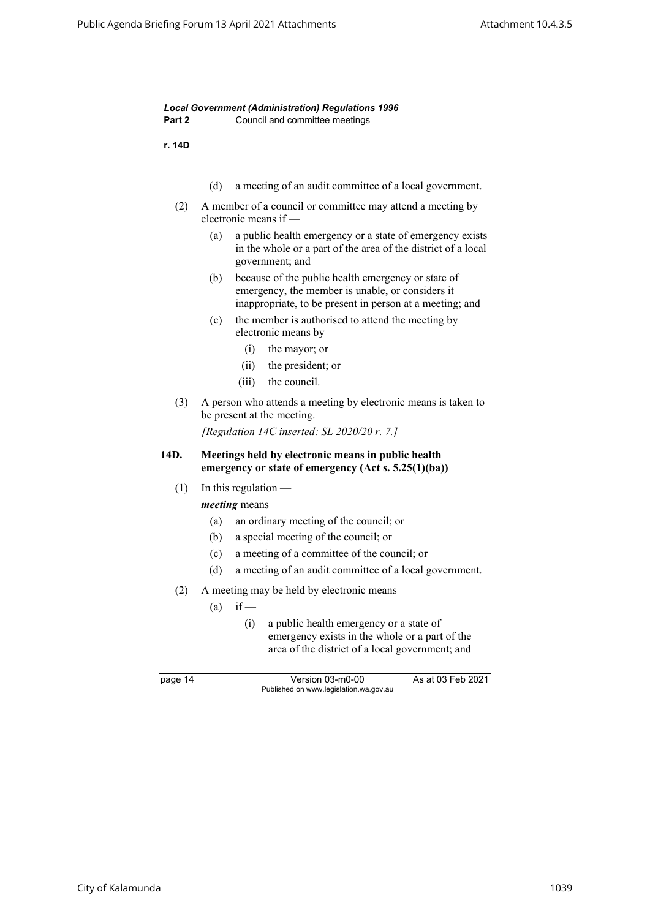(d) a meeting of an audit committee of a local government.

(2) A member of a council or committee may attend a meeting by electronic means if —

  (a) a public health emergency or a state of emergency exists in the whole or a part of the area of the district of a local government; and

  (b) because of the public health emergency or state of emergency, the member is unable, or considers it inappropriate, to be present in person at a meeting; and

  (c) the member is authorised to attend the meeting by electronic means by —

    (i) the mayor; or

    (ii) the president; or

    (iii) the council.

(3) A person who attends a meeting by electronic means is taken to be present at the meeting.

*[Regulation 14C inserted: SL 2020/20 r. 7.]*

### 14D. Meetings held by electronic means in public health emergency or state of emergency (Act s. 5.25(1)(ba))

(1) In this regulation —

***meeting*** means —

  (a) an ordinary meeting of the council; or

  (b) a special meeting of the council; or

  (c) a meeting of a committee of the council; or

  (d) a meeting of an audit committee of a local government.

(2) A meeting may be held by electronic means —

  (a) if —

    (i) a public health emergency or a state of emergency exists in the whole or a part of the area of the district of a local government; and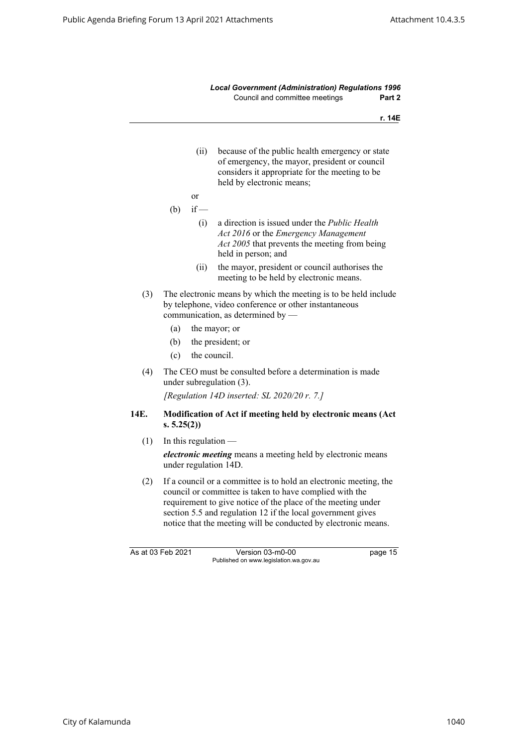(ii) because of the public health emergency or state of emergency, the mayor, president or council considers it appropriate for the meeting to be held by electronic means;

or

(b) if —

(i) a direction is issued under the *Public Health Act 2016* or the *Emergency Management Act 2005* that prevents the meeting from being held in person; and

(ii) the mayor, president or council authorises the meeting to be held by electronic means.

(3) The electronic means by which the meeting is to be held include by telephone, video conference or other instantaneous communication, as determined by —

(a) the mayor; or

(b) the president; or

(c) the council.

(4) The CEO must be consulted before a determination is made under subregulation (3).

*[Regulation 14D inserted: SL 2020/20 r. 7.]*

### 14E. Modification of Act if meeting held by electronic means (Act s. 5.25(2))

(1) In this regulation —

***electronic meeting*** means a meeting held by electronic means under regulation 14D.

(2) If a council or a committee is to hold an electronic meeting, the council or committee is taken to have complied with the requirement to give notice of the place of the meeting under section 5.5 and regulation 12 if the local government gives notice that the meeting will be conducted by electronic means.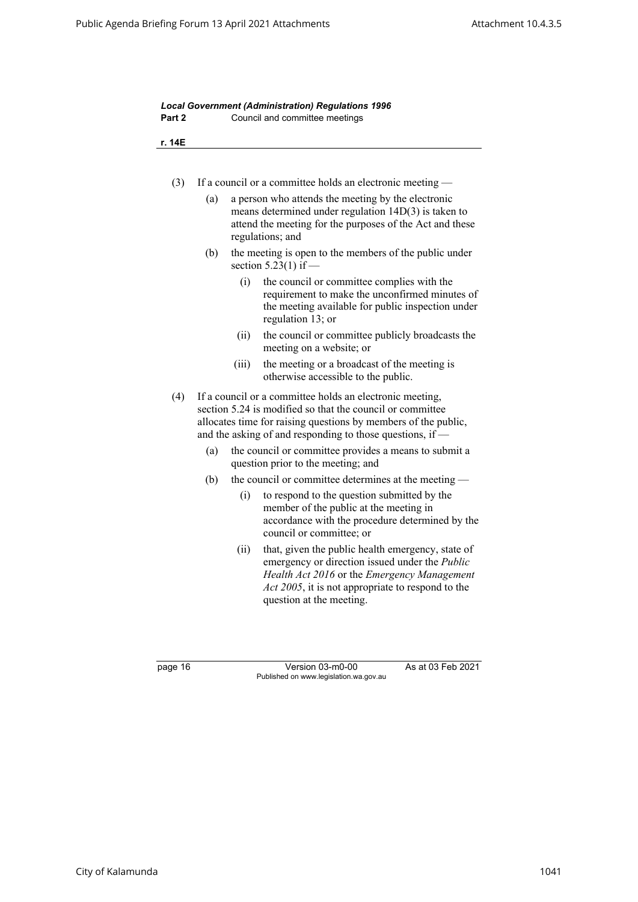(3) If a council or a committee holds an electronic meeting —

- (a) a person who attends the meeting by the electronic means determined under regulation 14D(3) is taken to attend the meeting for the purposes of the Act and these regulations; and
- (b) the meeting is open to the members of the public under section 5.23(1) if —
  - (i) the council or committee complies with the requirement to make the unconfirmed minutes of the meeting available for public inspection under regulation 13; or
  - (ii) the council or committee publicly broadcasts the meeting on a website; or
  - (iii) the meeting or a broadcast of the meeting is otherwise accessible to the public.

(4) If a council or a committee holds an electronic meeting, section 5.24 is modified so that the council or committee allocates time for raising questions by members of the public, and the asking of and responding to those questions, if —

- (a) the council or committee provides a means to submit a question prior to the meeting; and
- (b) the council or committee determines at the meeting —
  - (i) to respond to the question submitted by the member of the public at the meeting in accordance with the procedure determined by the council or committee; or
  - (ii) that, given the public health emergency, state of emergency or direction issued under the *Public Health Act 2016* or the *Emergency Management Act 2005*, it is not appropriate to respond to the question at the meeting.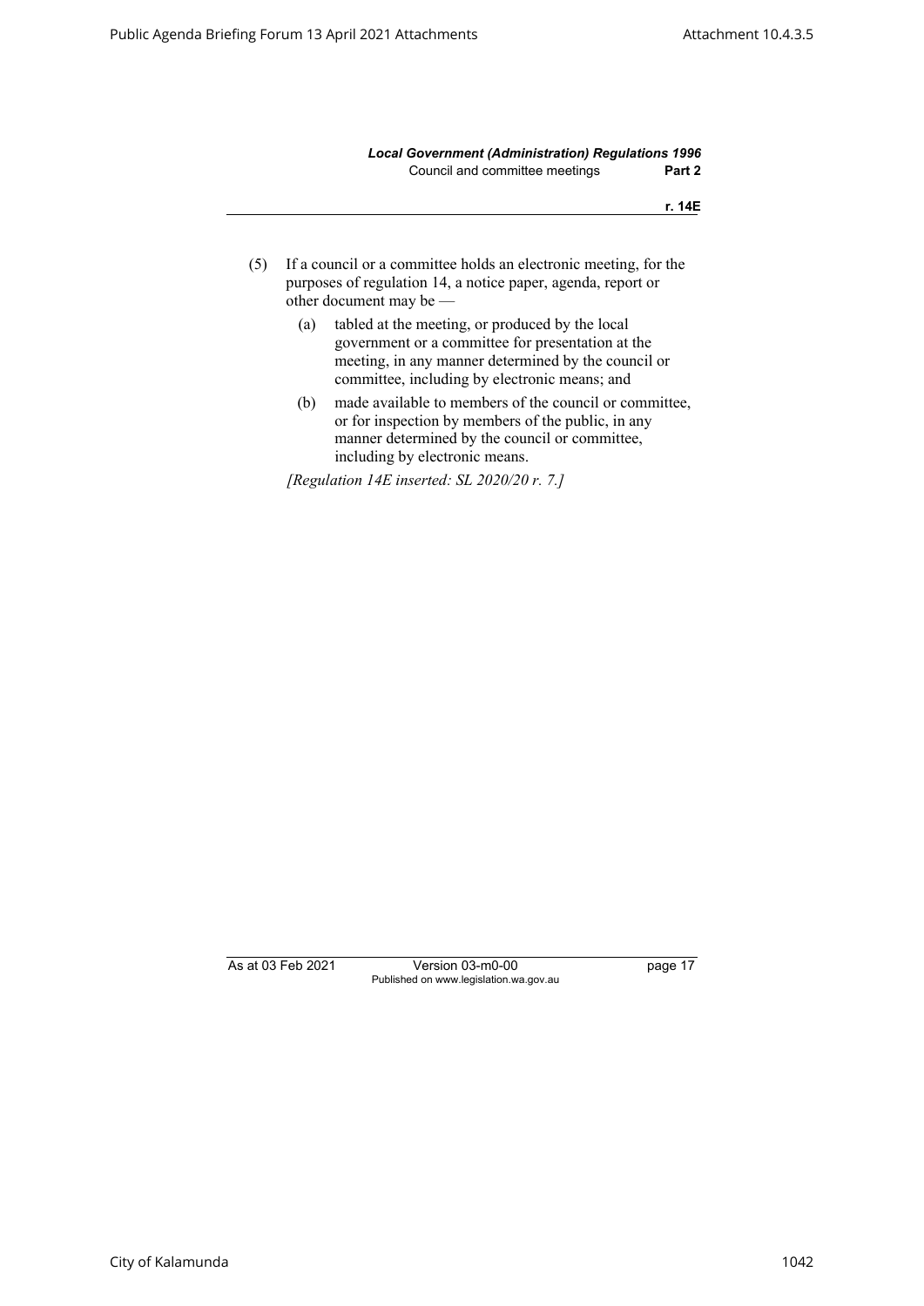(5) If a council or a committee holds an electronic meeting, for the purposes of regulation 14, a notice paper, agenda, report or other document may be —

  (a) tabled at the meeting, or produced by the local government or a committee for presentation at the meeting, in any manner determined by the council or committee, including by electronic means; and

  (b) made available to members of the council or committee, or for inspection by members of the public, in any manner determined by the council or committee, including by electronic means.

*[Regulation 14E inserted: SL 2020/20 r. 7.]*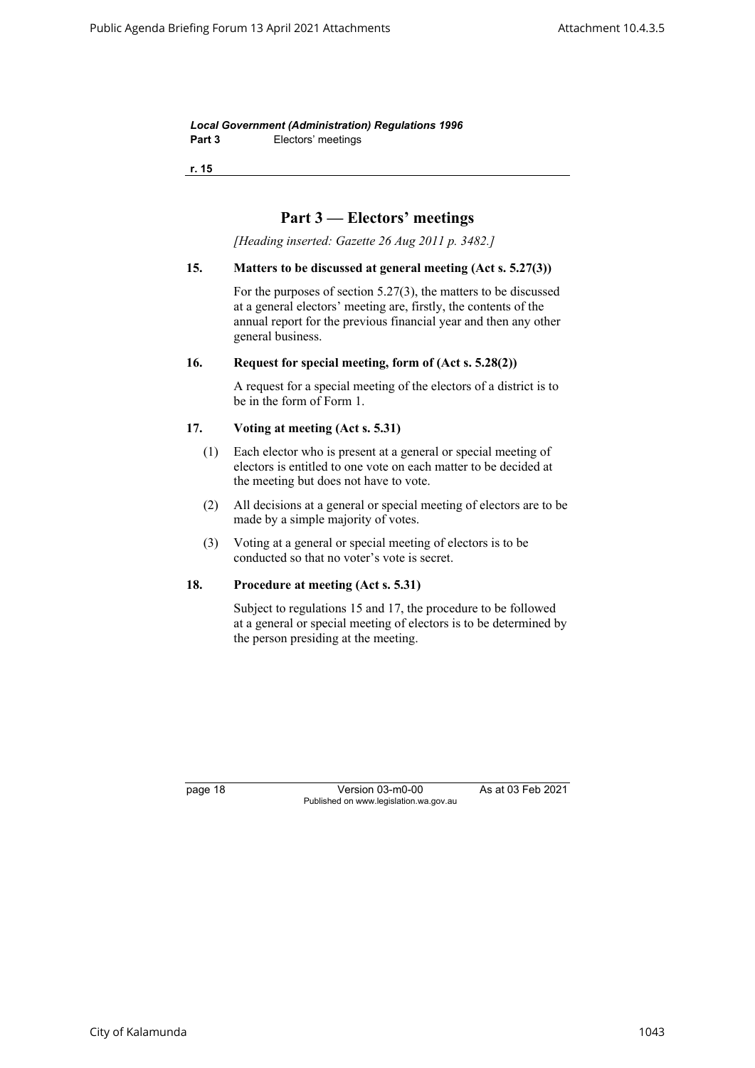## Part 3 — Electors' meetings

*[Heading inserted: Gazette 26 Aug 2011 p. 3482.]*

### 15. Matters to be discussed at general meeting (Act s. 5.27(3))

For the purposes of section 5.27(3), the matters to be discussed at a general electors' meeting are, firstly, the contents of the annual report for the previous financial year and then any other general business.

### 16. Request for special meeting, form of (Act s. 5.28(2))

A request for a special meeting of the electors of a district is to be in the form of Form 1.

### 17. Voting at meeting (Act s. 5.31)

(1) Each elector who is present at a general or special meeting of electors is entitled to one vote on each matter to be decided at the meeting but does not have to vote.

(2) All decisions at a general or special meeting of electors are to be made by a simple majority of votes.

(3) Voting at a general or special meeting of electors is to be conducted so that no voter's vote is secret.

### 18. Procedure at meeting (Act s. 5.31)

Subject to regulations 15 and 17, the procedure to be followed at a general or special meeting of electors is to be determined by the person presiding at the meeting.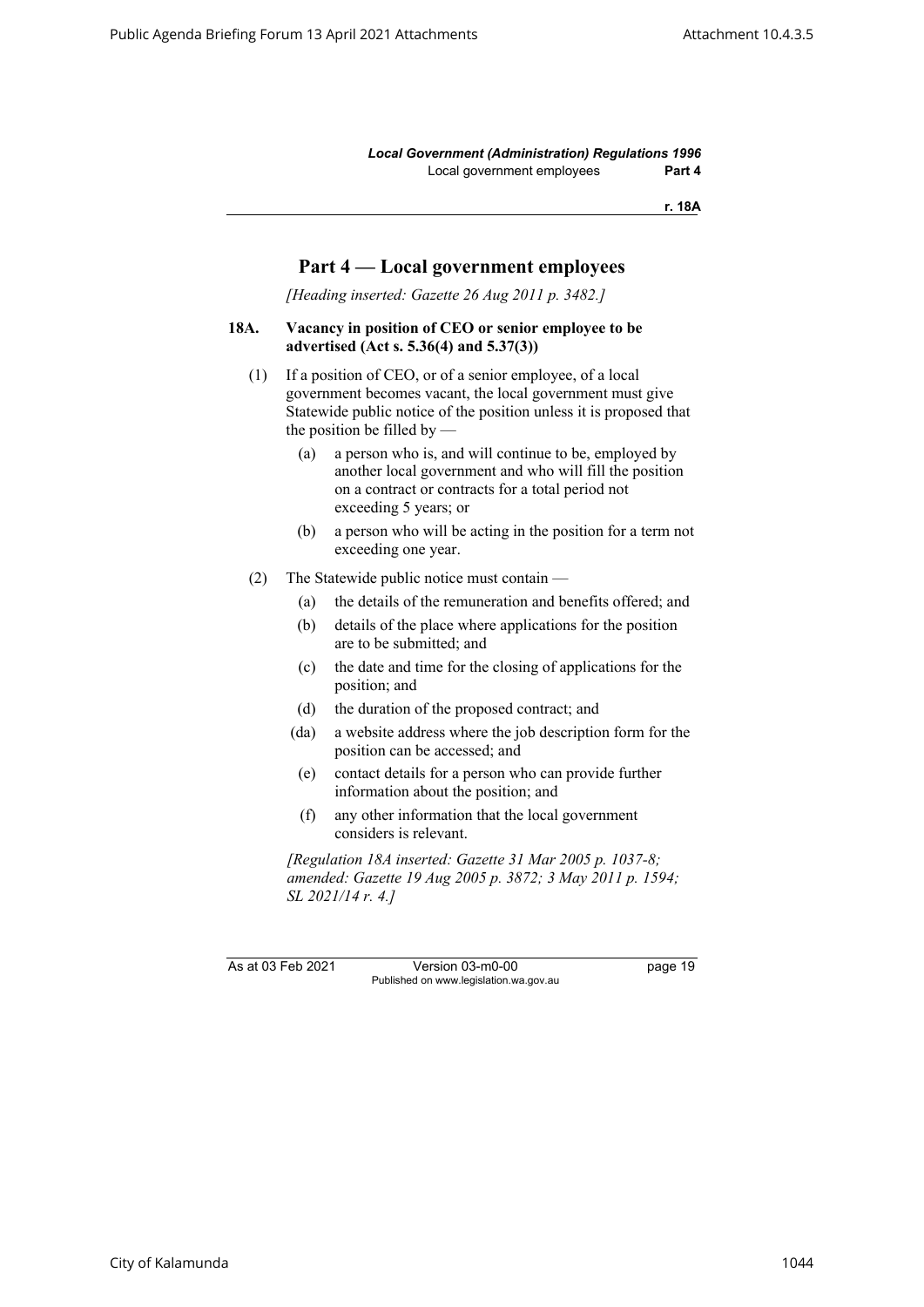## Part 4 — Local government employees

*[Heading inserted: Gazette 26 Aug 2011 p. 3482.]*

**18A. Vacancy in position of CEO or senior employee to be advertised (Act s. 5.36(4) and 5.37(3))**

(1) If a position of CEO, or of a senior employee, of a local government becomes vacant, the local government must give Statewide public notice of the position unless it is proposed that the position be filled by —

- (a) a person who is, and will continue to be, employed by another local government and who will fill the position on a contract or contracts for a total period not exceeding 5 years; or
- (b) a person who will be acting in the position for a term not exceeding one year.

(2) The Statewide public notice must contain —

- (a) the details of the remuneration and benefits offered; and
- (b) details of the place where applications for the position are to be submitted; and
- (c) the date and time for the closing of applications for the position; and
- (d) the duration of the proposed contract; and
- (da) a website address where the job description form for the position can be accessed; and
- (e) contact details for a person who can provide further information about the position; and
- (f) any other information that the local government considers is relevant.

*[Regulation 18A inserted: Gazette 31 Mar 2005 p. 1037-8; amended: Gazette 19 Aug 2005 p. 3872; 3 May 2011 p. 1594; SL 2021/14 r. 4.]*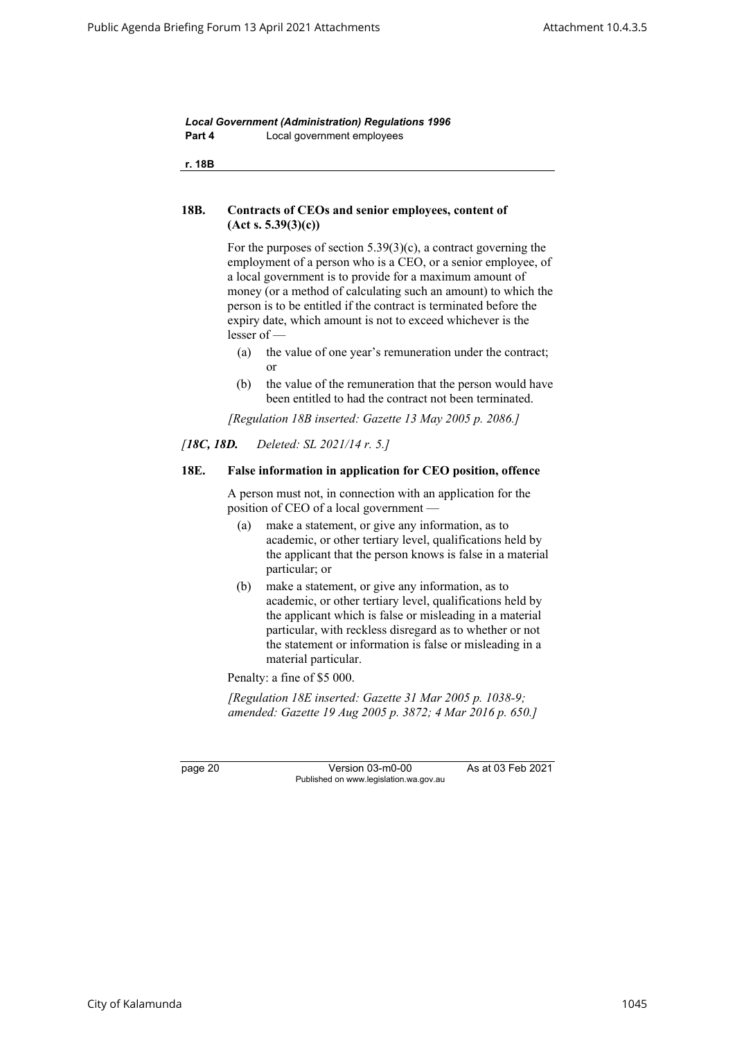### 18B. Contracts of CEOs and senior employees, content of (Act s. 5.39(3)(c))

For the purposes of section 5.39(3)(c), a contract governing the employment of a person who is a CEO, or a senior employee, of a local government is to provide for a maximum amount of money (or a method of calculating such an amount) to which the person is to be entitled if the contract is terminated before the expiry date, which amount is not to exceed whichever is the lesser of —

- (a) the value of one year's remuneration under the contract; or
- (b) the value of the remuneration that the person would have been entitled to had the contract not been terminated.

*[Regulation 18B inserted: Gazette 13 May 2005 p. 2086.]*

*[**18C, 18D.** Deleted: SL 2021/14 r. 5.]*

### 18E. False information in application for CEO position, offence

A person must not, in connection with an application for the position of CEO of a local government —

- (a) make a statement, or give any information, as to academic, or other tertiary level, qualifications held by the applicant that the person knows is false in a material particular; or
- (b) make a statement, or give any information, as to academic, or other tertiary level, qualifications held by the applicant which is false or misleading in a material particular, with reckless disregard as to whether or not the statement or information is false or misleading in a material particular.

Penalty: a fine of $5 000.

*[Regulation 18E inserted: Gazette 31 Mar 2005 p. 1038-9; amended: Gazette 19 Aug 2005 p. 3872; 4 Mar 2016 p. 650.]*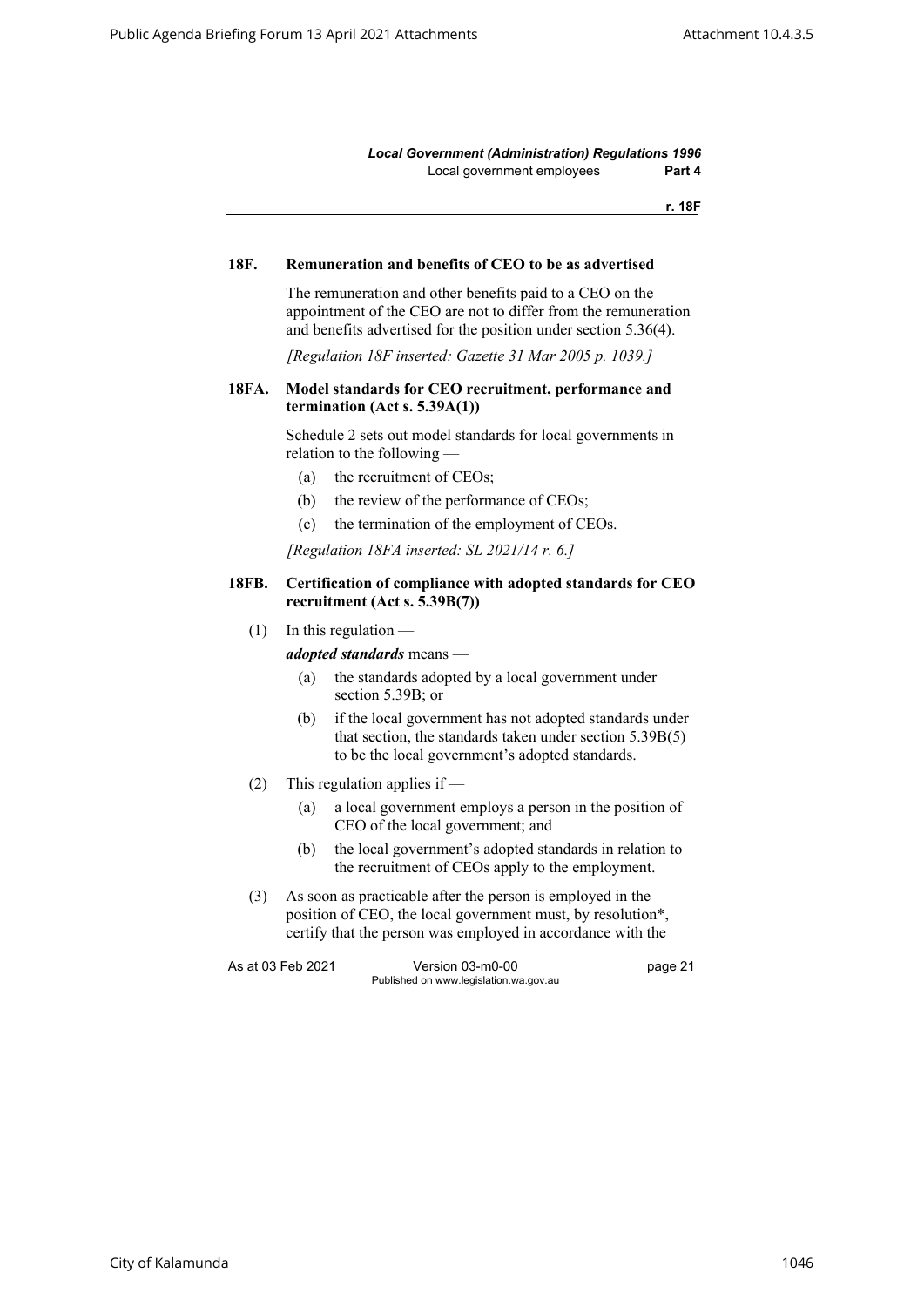### 18F. Remuneration and benefits of CEO to be as advertised

The remuneration and other benefits paid to a CEO on the appointment of the CEO are not to differ from the remuneration and benefits advertised for the position under section 5.36(4).

*[Regulation 18F inserted: Gazette 31 Mar 2005 p. 1039.]*

### 18FA. Model standards for CEO recruitment, performance and termination (Act s. 5.39A(1))

Schedule 2 sets out model standards for local governments in relation to the following —

- (a) the recruitment of CEOs;
- (b) the review of the performance of CEOs;
- (c) the termination of the employment of CEOs.

*[Regulation 18FA inserted: SL 2021/14 r. 6.]*

### 18FB. Certification of compliance with adopted standards for CEO recruitment (Act s. 5.39B(7))

(1) In this regulation —

***adopted standards*** means —

- (a) the standards adopted by a local government under section 5.39B; or
- (b) if the local government has not adopted standards under that section, the standards taken under section 5.39B(5) to be the local government's adopted standards.

(2) This regulation applies if —

- (a) a local government employs a person in the position of CEO of the local government; and
- (b) the local government's adopted standards in relation to the recruitment of CEOs apply to the employment.

(3) As soon as practicable after the person is employed in the position of CEO, the local government must, by resolution*, certify that the person was employed in accordance with the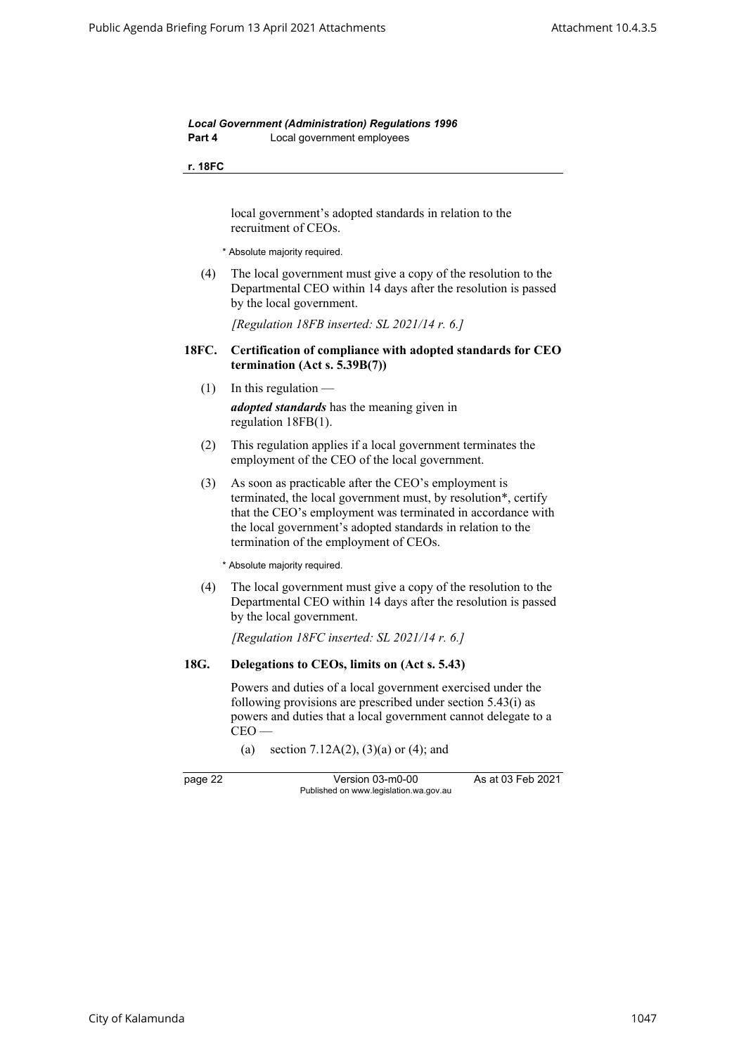local government's adopted standards in relation to the recruitment of CEOs.

\* Absolute majority required.

(4) The local government must give a copy of the resolution to the Departmental CEO within 14 days after the resolution is passed by the local government.

*[Regulation 18FB inserted: SL 2021/14 r. 6.]*

### 18FC. Certification of compliance with adopted standards for CEO termination (Act s. 5.39B(7))

(1) In this regulation —

***adopted standards*** has the meaning given in regulation 18FB(1).

(2) This regulation applies if a local government terminates the employment of the CEO of the local government.

(3) As soon as practicable after the CEO's employment is terminated, the local government must, by resolution\*, certify that the CEO's employment was terminated in accordance with the local government's adopted standards in relation to the termination of the employment of CEOs.

\* Absolute majority required.

(4) The local government must give a copy of the resolution to the Departmental CEO within 14 days after the resolution is passed by the local government.

*[Regulation 18FC inserted: SL 2021/14 r. 6.]*

### 18G. Delegations to CEOs, limits on (Act s. 5.43)

Powers and duties of a local government exercised under the following provisions are prescribed under section 5.43(i) as powers and duties that a local government cannot delegate to a CEO —

(a) section 7.12A(2), (3)(a) or (4); and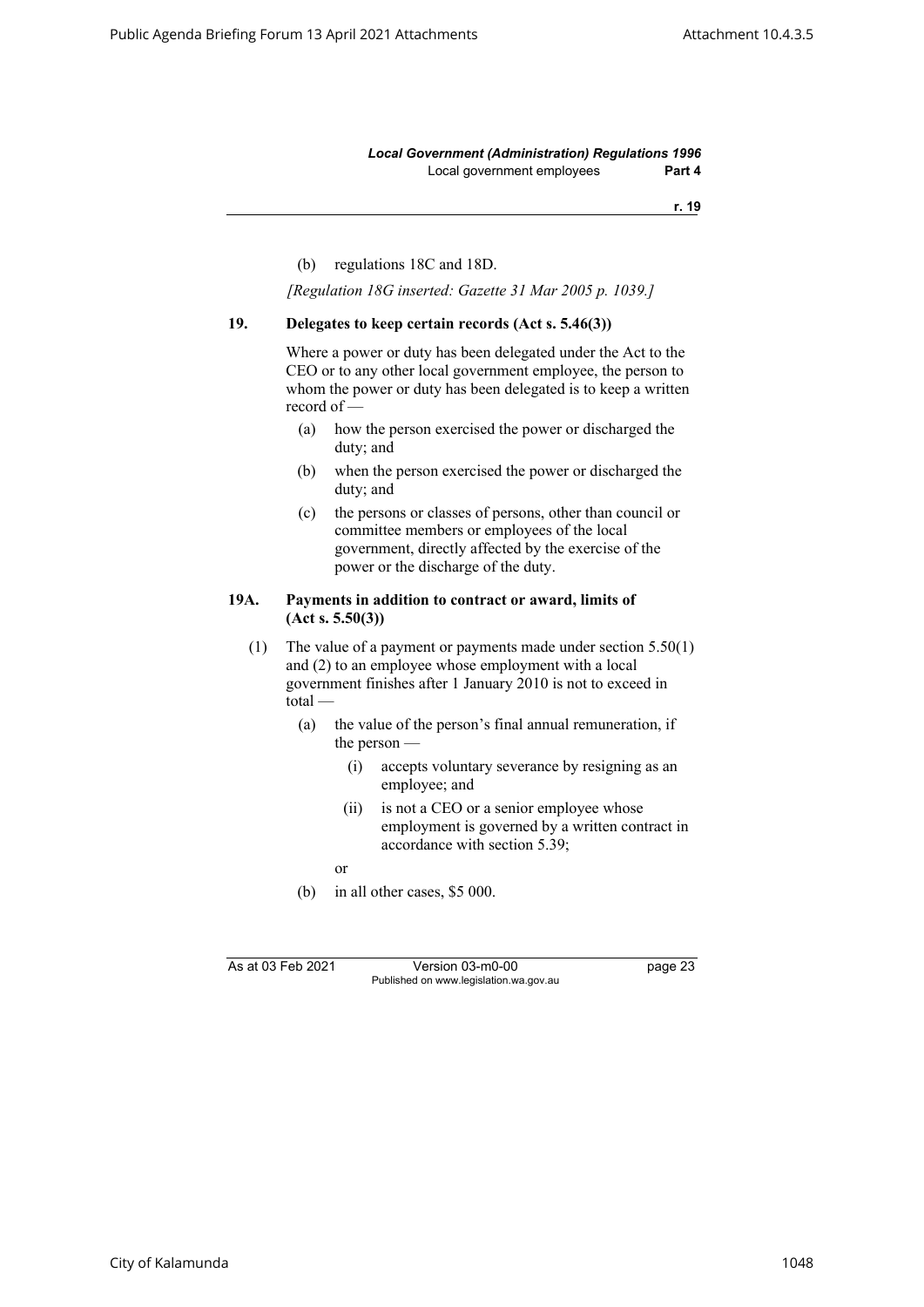(b) regulations 18C and 18D.

*[Regulation 18G inserted: Gazette 31 Mar 2005 p. 1039.]*

**19. Delegates to keep certain records (Act s. 5.46(3))**

Where a power or duty has been delegated under the Act to the CEO or to any other local government employee, the person to whom the power or duty has been delegated is to keep a written record of —

(a) how the person exercised the power or discharged the duty; and

(b) when the person exercised the power or discharged the duty; and

(c) the persons or classes of persons, other than council or committee members or employees of the local government, directly affected by the exercise of the power or the discharge of the duty.

**19A. Payments in addition to contract or award, limits of (Act s. 5.50(3))**

(1) The value of a payment or payments made under section 5.50(1) and (2) to an employee whose employment with a local government finishes after 1 January 2010 is not to exceed in total —

(a) the value of the person's final annual remuneration, if the person —

(i) accepts voluntary severance by resigning as an employee; and

(ii) is not a CEO or a senior employee whose employment is governed by a written contract in accordance with section 5.39;

or

(b) in all other cases, $5 000.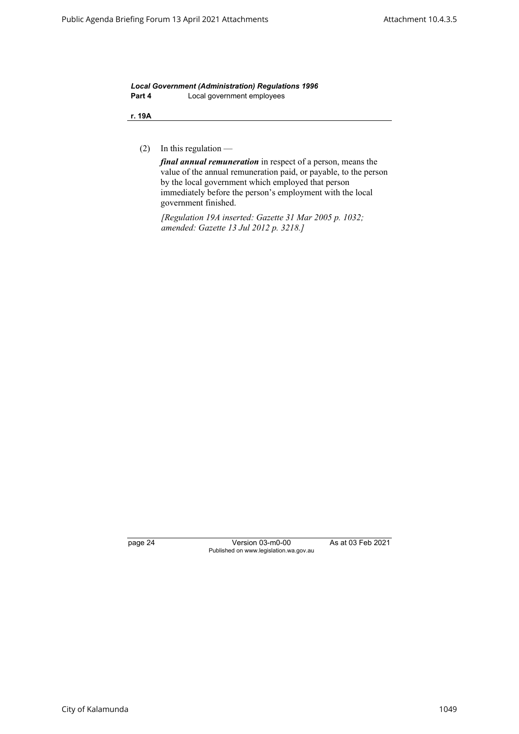(2) In this regulation —

***final annual remuneration*** in respect of a person, means the value of the annual remuneration paid, or payable, to the person by the local government which employed that person immediately before the person's employment with the local government finished.

*[Regulation 19A inserted: Gazette 31 Mar 2005 p. 1032; amended: Gazette 13 Jul 2012 p. 3218.]*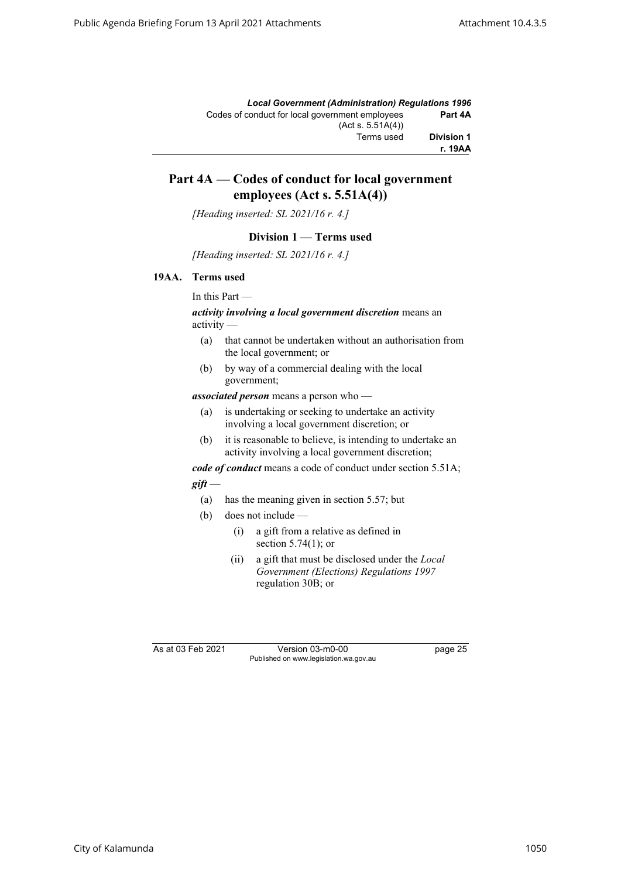# Part 4A — Codes of conduct for local government employees (Act s. 5.51A(4))

*[Heading inserted: SL 2021/16 r. 4.]*

## Division 1 — Terms used

*[Heading inserted: SL 2021/16 r. 4.]*

### 19AA. Terms used

In this Part —

***activity involving a local government discretion*** means an activity —

- (a) that cannot be undertaken without an authorisation from the local government; or
- (b) by way of a commercial dealing with the local government;

***associated person*** means a person who —

- (a) is undertaking or seeking to undertake an activity involving a local government discretion; or
- (b) it is reasonable to believe, is intending to undertake an activity involving a local government discretion;

***code of conduct*** means a code of conduct under section 5.51A;

***gift*** —

- (a) has the meaning given in section 5.57; but
- (b) does not include —
  - (i) a gift from a relative as defined in section 5.74(1); or
  - (ii) a gift that must be disclosed under the *Local Government (Elections) Regulations 1997* regulation 30B; or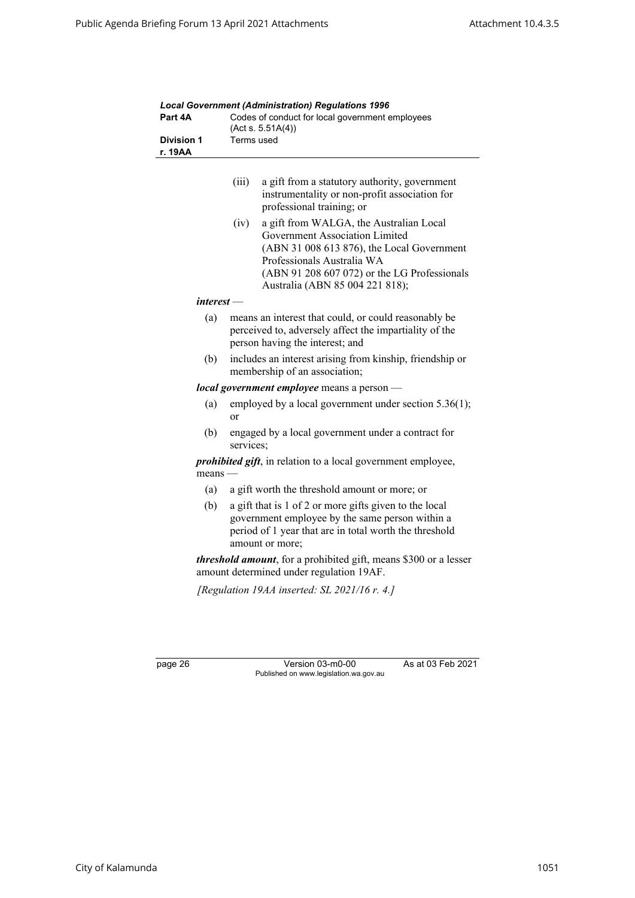(iii) a gift from a statutory authority, government instrumentality or non-profit association for professional training; or

(iv) a gift from WALGA, the Australian Local Government Association Limited (ABN 31 008 613 876), the Local Government Professionals Australia WA (ABN 91 208 607 072) or the LG Professionals Australia (ABN 85 004 221 818);

***interest*** —

(a) means an interest that could, or could reasonably be perceived to, adversely affect the impartiality of the person having the interest; and

(b) includes an interest arising from kinship, friendship or membership of an association;

***local government employee*** means a person —

(a) employed by a local government under section 5.36(1); or

(b) engaged by a local government under a contract for services;

***prohibited gift***, in relation to a local government employee, means —

(a) a gift worth the threshold amount or more; or

(b) a gift that is 1 of 2 or more gifts given to the local government employee by the same person within a period of 1 year that are in total worth the threshold amount or more;

***threshold amount***, for a prohibited gift, means $300 or a lesser amount determined under regulation 19AF.

*[Regulation 19AA inserted: SL 2021/16 r. 4.]*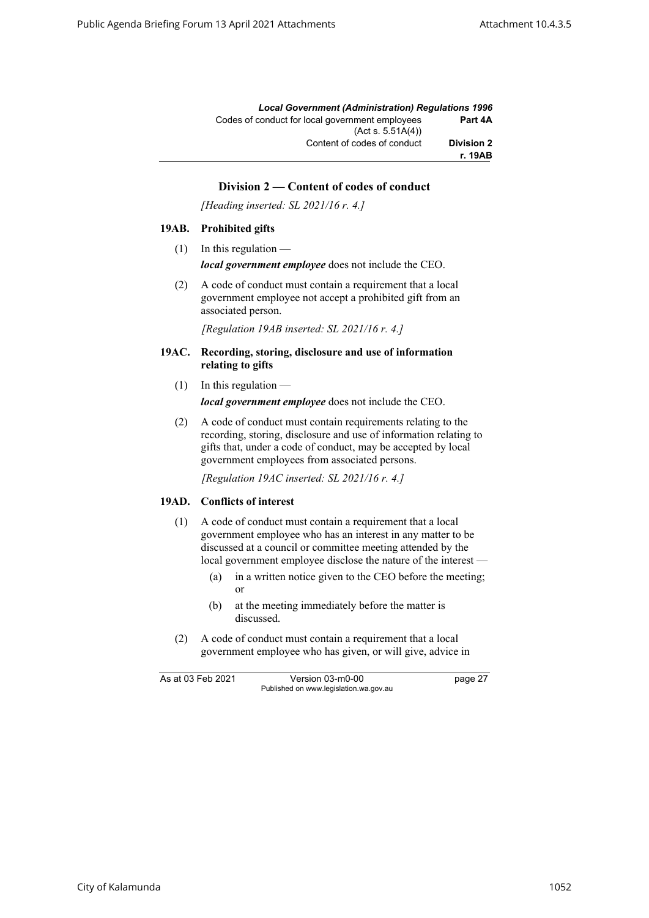## Division 2 — Content of codes of conduct

*[Heading inserted: SL 2021/16 r. 4.]*

### 19AB. Prohibited gifts

(1) In this regulation —

***local government employee*** does not include the CEO.

(2) A code of conduct must contain a requirement that a local government employee not accept a prohibited gift from an associated person.

*[Regulation 19AB inserted: SL 2021/16 r. 4.]*

### 19AC. Recording, storing, disclosure and use of information relating to gifts

(1) In this regulation —

***local government employee*** does not include the CEO.

(2) A code of conduct must contain requirements relating to the recording, storing, disclosure and use of information relating to gifts that, under a code of conduct, may be accepted by local government employees from associated persons.

*[Regulation 19AC inserted: SL 2021/16 r. 4.]*

### 19AD. Conflicts of interest

(1) A code of conduct must contain a requirement that a local government employee who has an interest in any matter to be discussed at a council or committee meeting attended by the local government employee disclose the nature of the interest —

  (a) in a written notice given to the CEO before the meeting; or

  (b) at the meeting immediately before the matter is discussed.

(2) A code of conduct must contain a requirement that a local government employee who has given, or will give, advice in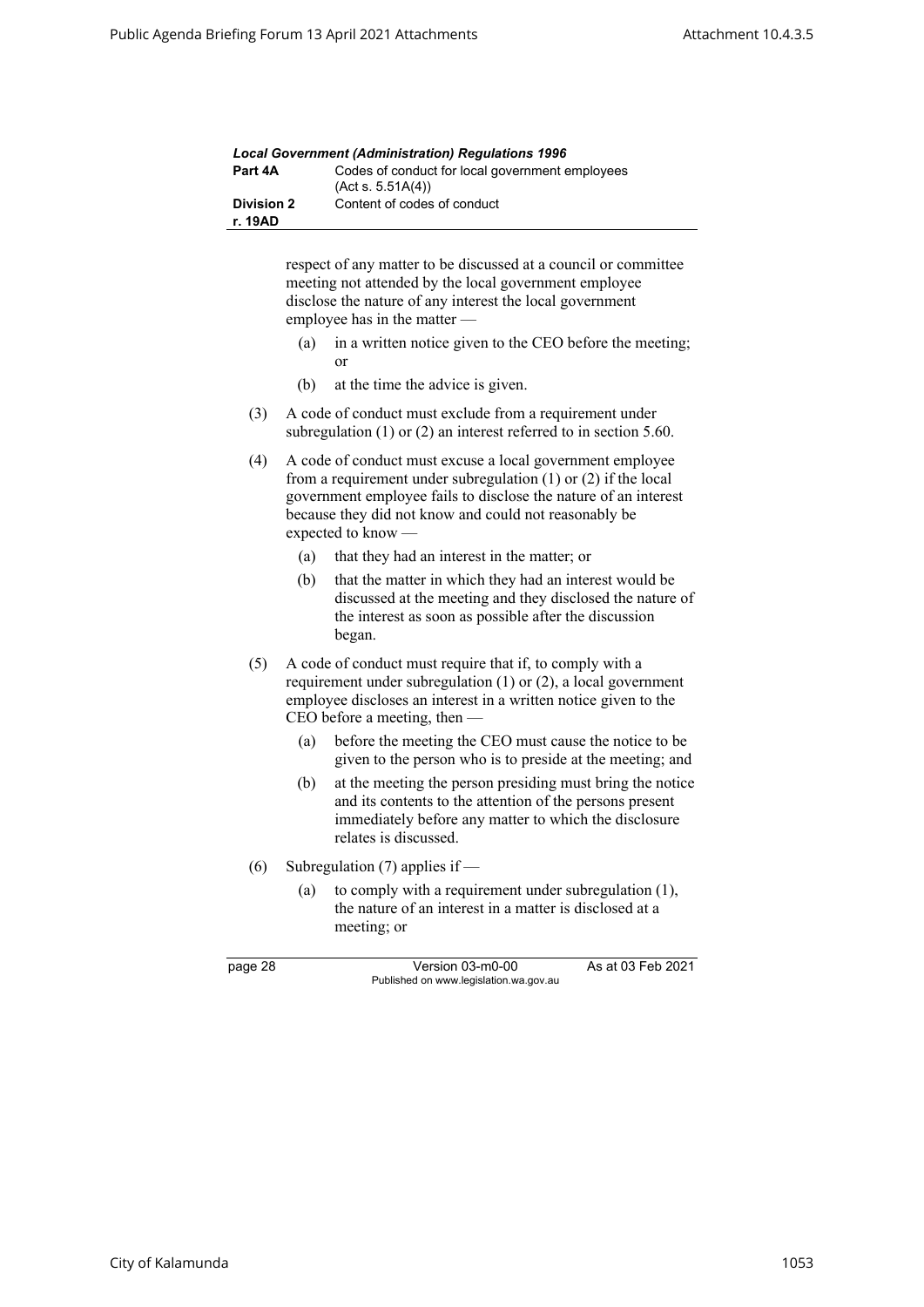respect of any matter to be discussed at a council or committee meeting not attended by the local government employee disclose the nature of any interest the local government employee has in the matter —

- (a) in a written notice given to the CEO before the meeting; or
- (b) at the time the advice is given.

(3) A code of conduct must exclude from a requirement under subregulation (1) or (2) an interest referred to in section 5.60.

(4) A code of conduct must excuse a local government employee from a requirement under subregulation (1) or (2) if the local government employee fails to disclose the nature of an interest because they did not know and could not reasonably be expected to know —

- (a) that they had an interest in the matter; or
- (b) that the matter in which they had an interest would be discussed at the meeting and they disclosed the nature of the interest as soon as possible after the discussion began.

(5) A code of conduct must require that if, to comply with a requirement under subregulation (1) or (2), a local government employee discloses an interest in a written notice given to the CEO before a meeting, then —

- (a) before the meeting the CEO must cause the notice to be given to the person who is to preside at the meeting; and
- (b) at the meeting the person presiding must bring the notice and its contents to the attention of the persons present immediately before any matter to which the disclosure relates is discussed.

(6) Subregulation (7) applies if —

- (a) to comply with a requirement under subregulation (1), the nature of an interest in a matter is disclosed at a meeting; or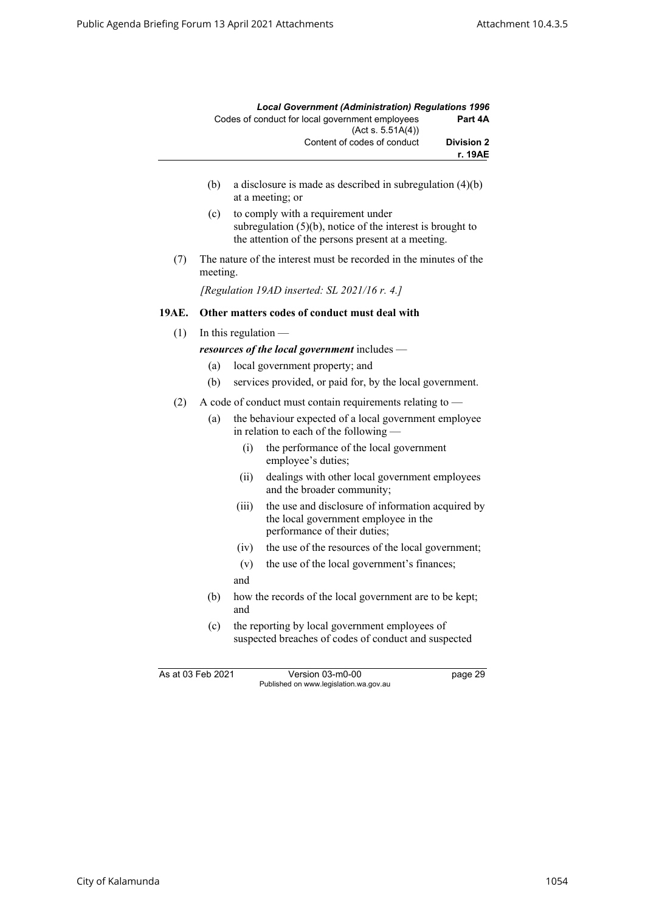(b) a disclosure is made as described in subregulation (4)(b) at a meeting; or

(c) to comply with a requirement under subregulation (5)(b), notice of the interest is brought to the attention of the persons present at a meeting.

(7) The nature of the interest must be recorded in the minutes of the meeting.

*[Regulation 19AD inserted: SL 2021/16 r. 4.]*

### 19AE. Other matters codes of conduct must deal with

(1) In this regulation —

***resources of the local government*** includes —

(a) local government property; and

(b) services provided, or paid for, by the local government.

(2) A code of conduct must contain requirements relating to —

(a) the behaviour expected of a local government employee in relation to each of the following —

(i) the performance of the local government employee's duties;

(ii) dealings with other local government employees and the broader community;

(iii) the use and disclosure of information acquired by the local government employee in the performance of their duties;

(iv) the use of the resources of the local government;

(v) the use of the local government's finances;

and

(b) how the records of the local government are to be kept; and

(c) the reporting by local government employees of suspected breaches of codes of conduct and suspected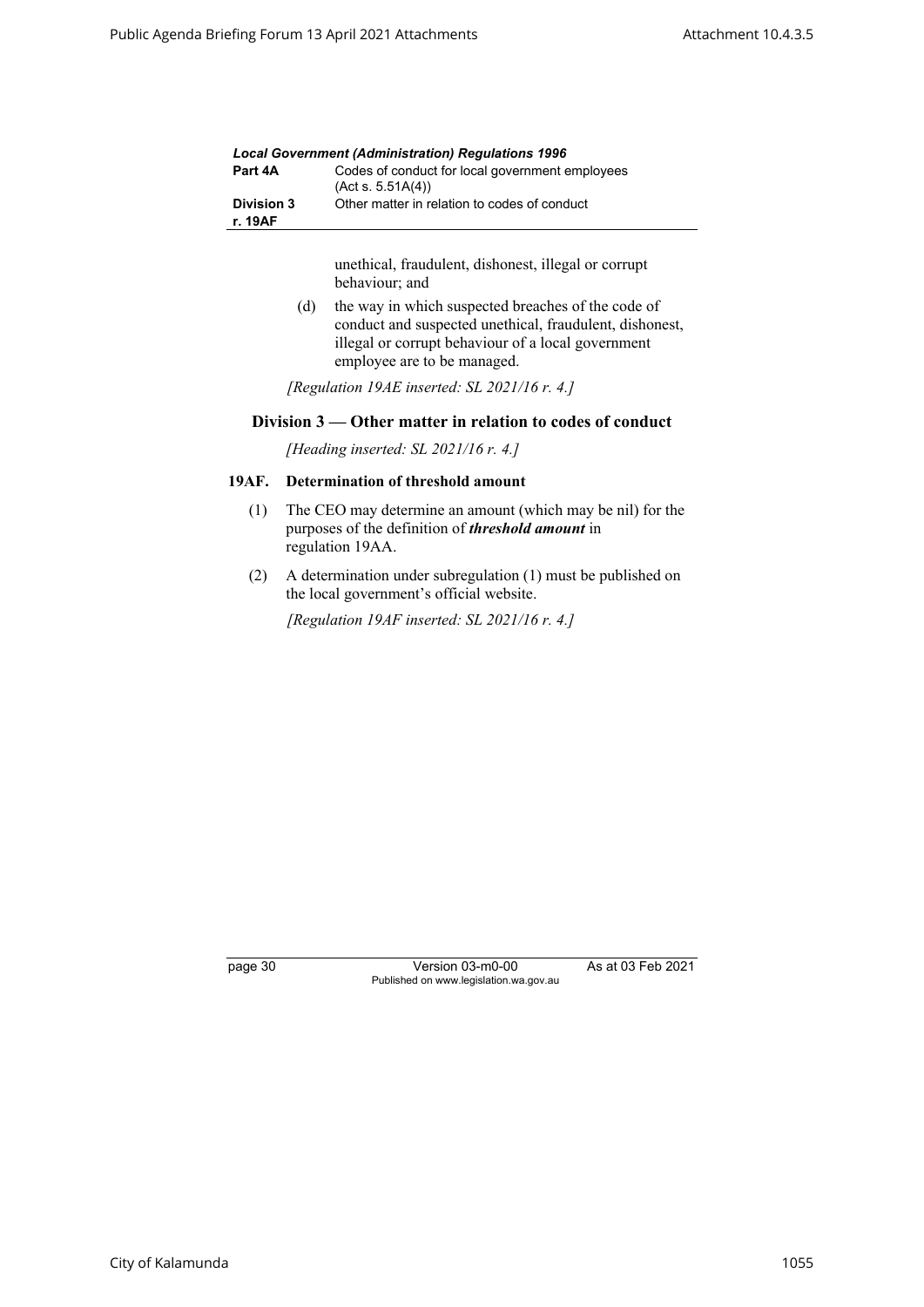unethical, fraudulent, dishonest, illegal or corrupt behaviour; and

(d) the way in which suspected breaches of the code of conduct and suspected unethical, fraudulent, dishonest, illegal or corrupt behaviour of a local government employee are to be managed.

*[Regulation 19AE inserted: SL 2021/16 r. 4.]*

## Division 3 — Other matter in relation to codes of conduct

*[Heading inserted: SL 2021/16 r. 4.]*

### 19AF. Determination of threshold amount

(1) The CEO may determine an amount (which may be nil) for the purposes of the definition of ***threshold amount*** in regulation 19AA.

(2) A determination under subregulation (1) must be published on the local government's official website.

*[Regulation 19AF inserted: SL 2021/16 r. 4.]*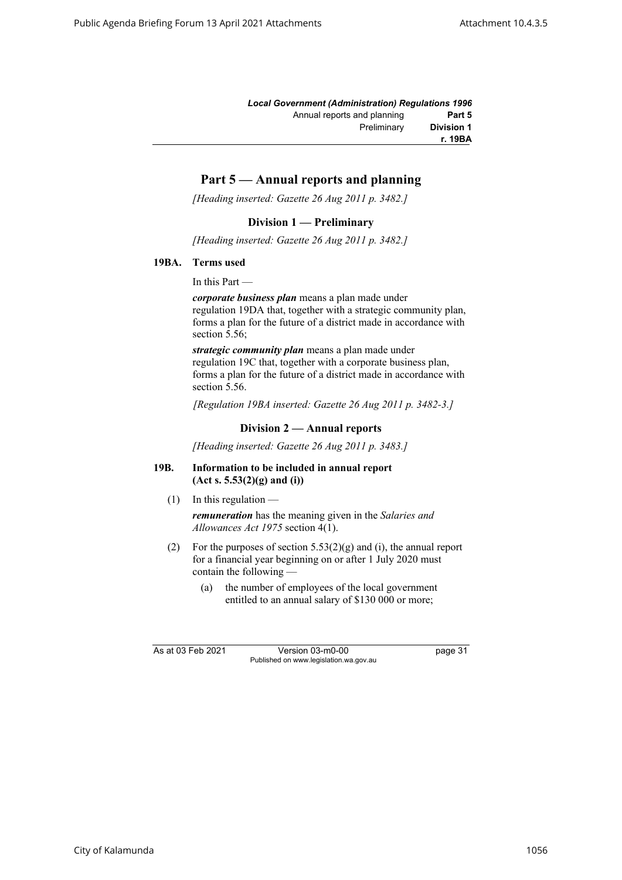# Part 5 — Annual reports and planning

*[Heading inserted: Gazette 26 Aug 2011 p. 3482.]*

## Division 1 — Preliminary

*[Heading inserted: Gazette 26 Aug 2011 p. 3482.]*

### 19BA. Terms used

In this Part —

***corporate business plan*** means a plan made under regulation 19DA that, together with a strategic community plan, forms a plan for the future of a district made in accordance with section 5.56;

***strategic community plan*** means a plan made under regulation 19C that, together with a corporate business plan, forms a plan for the future of a district made in accordance with section 5.56.

*[Regulation 19BA inserted: Gazette 26 Aug 2011 p. 3482-3.]*

## Division 2 — Annual reports

*[Heading inserted: Gazette 26 Aug 2011 p. 3483.]*

### 19B. Information to be included in annual report (Act s. 5.53(2)(g) and (i))

(1) In this regulation —

***remuneration*** has the meaning given in the *Salaries and Allowances Act 1975* section 4(1).

(2) For the purposes of section 5.53(2)(g) and (i), the annual report for a financial year beginning on or after 1 July 2020 must contain the following —

(a) the number of employees of the local government entitled to an annual salary of $130 000 or more;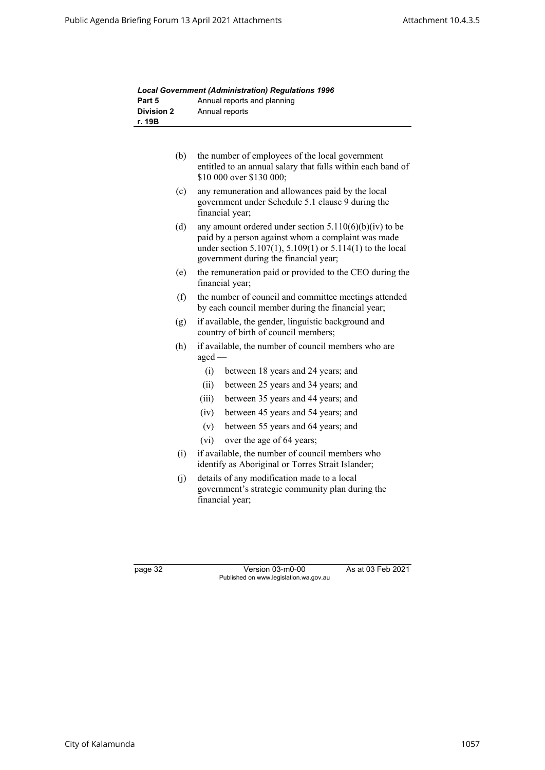(b) the number of employees of the local government entitled to an annual salary that falls within each band of $10 000 over $130 000;

(c) any remuneration and allowances paid by the local government under Schedule 5.1 clause 9 during the financial year;

(d) any amount ordered under section 5.110(6)(b)(iv) to be paid by a person against whom a complaint was made under section 5.107(1), 5.109(1) or 5.114(1) to the local government during the financial year;

(e) the remuneration paid or provided to the CEO during the financial year;

(f) the number of council and committee meetings attended by each council member during the financial year;

(g) if available, the gender, linguistic background and country of birth of council members;

(h) if available, the number of council members who are aged —

  (i) between 18 years and 24 years; and

  (ii) between 25 years and 34 years; and

  (iii) between 35 years and 44 years; and

  (iv) between 45 years and 54 years; and

  (v) between 55 years and 64 years; and

  (vi) over the age of 64 years;

(i) if available, the number of council members who identify as Aboriginal or Torres Strait Islander;

(j) details of any modification made to a local government's strategic community plan during the financial year;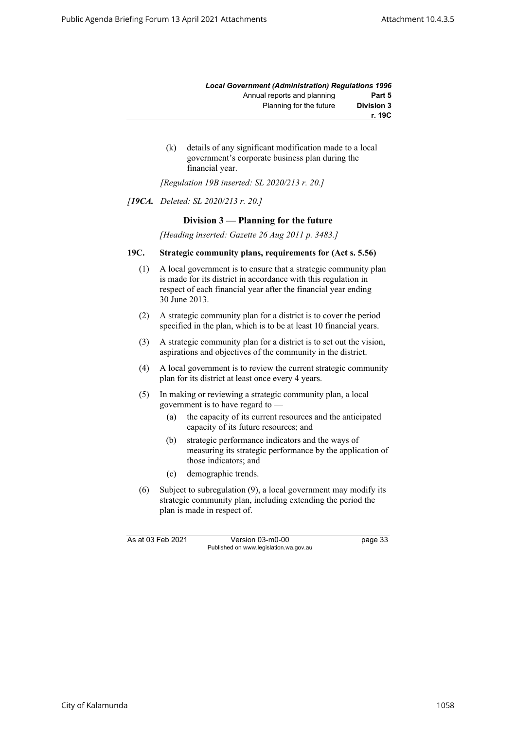(k) details of any significant modification made to a local government's corporate business plan during the financial year.

*[Regulation 19B inserted: SL 2020/213 r. 20.]*

*[**19CA.** Deleted: SL 2020/213 r. 20.]*

### Division 3 — Planning for the future

*[Heading inserted: Gazette 26 Aug 2011 p. 3483.]*

**19C. Strategic community plans, requirements for (Act s. 5.56)**

(1) A local government is to ensure that a strategic community plan is made for its district in accordance with this regulation in respect of each financial year after the financial year ending 30 June 2013.

(2) A strategic community plan for a district is to cover the period specified in the plan, which is to be at least 10 financial years.

(3) A strategic community plan for a district is to set out the vision, aspirations and objectives of the community in the district.

(4) A local government is to review the current strategic community plan for its district at least once every 4 years.

(5) In making or reviewing a strategic community plan, a local government is to have regard to —

- (a) the capacity of its current resources and the anticipated capacity of its future resources; and
- (b) strategic performance indicators and the ways of measuring its strategic performance by the application of those indicators; and
- (c) demographic trends.

(6) Subject to subregulation (9), a local government may modify its strategic community plan, including extending the period the plan is made in respect of.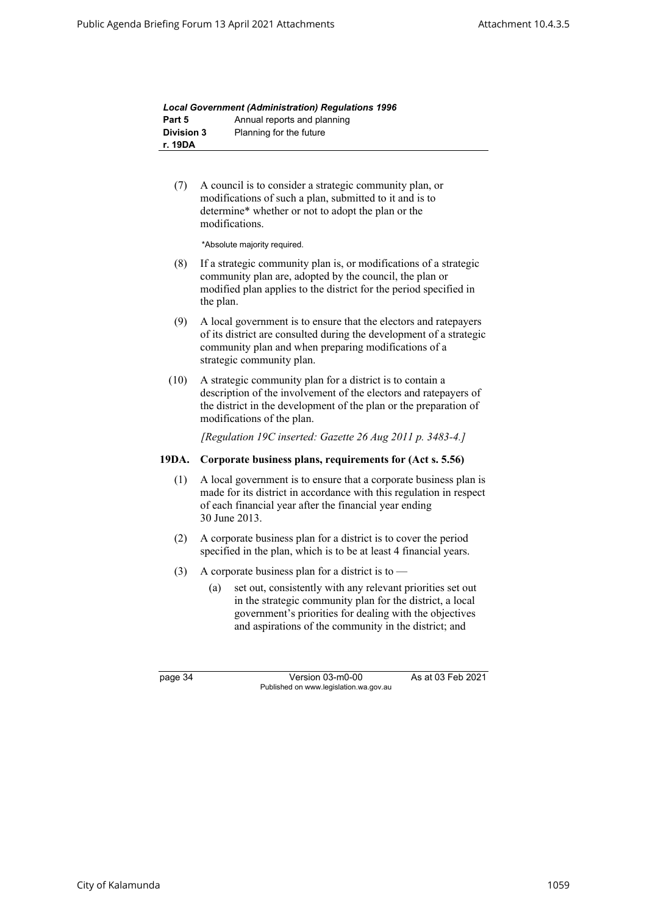(7) A council is to consider a strategic community plan, or modifications of such a plan, submitted to it and is to determine* whether or not to adopt the plan or the modifications.

*Absolute majority required.

(8) If a strategic community plan is, or modifications of a strategic community plan are, adopted by the council, the plan or modified plan applies to the district for the period specified in the plan.

(9) A local government is to ensure that the electors and ratepayers of its district are consulted during the development of a strategic community plan and when preparing modifications of a strategic community plan.

(10) A strategic community plan for a district is to contain a description of the involvement of the electors and ratepayers of the district in the development of the plan or the preparation of modifications of the plan.

*[Regulation 19C inserted: Gazette 26 Aug 2011 p. 3483-4.]*

**19DA. Corporate business plans, requirements for (Act s. 5.56)**

(1) A local government is to ensure that a corporate business plan is made for its district in accordance with this regulation in respect of each financial year after the financial year ending 30 June 2013.

(2) A corporate business plan for a district is to cover the period specified in the plan, which is to be at least 4 financial years.

(3) A corporate business plan for a district is to —

(a) set out, consistently with any relevant priorities set out in the strategic community plan for the district, a local government's priorities for dealing with the objectives and aspirations of the community in the district; and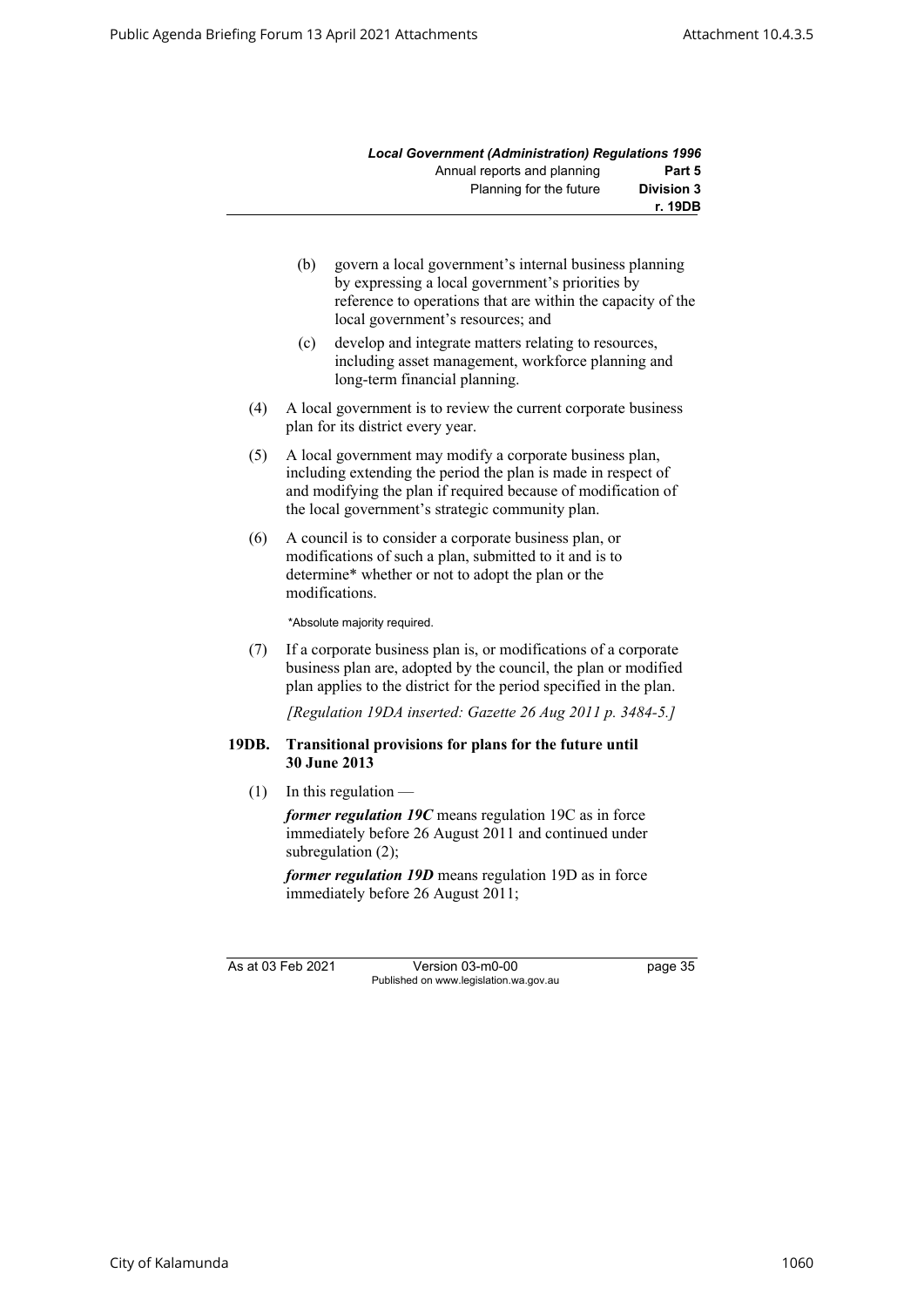(b) govern a local government's internal business planning by expressing a local government's priorities by reference to operations that are within the capacity of the local government's resources; and

(c) develop and integrate matters relating to resources, including asset management, workforce planning and long-term financial planning.

(4) A local government is to review the current corporate business plan for its district every year.

(5) A local government may modify a corporate business plan, including extending the period the plan is made in respect of and modifying the plan if required because of modification of the local government's strategic community plan.

(6) A council is to consider a corporate business plan, or modifications of such a plan, submitted to it and is to determine* whether or not to adopt the plan or the modifications.

*Absolute majority required.

(7) If a corporate business plan is, or modifications of a corporate business plan are, adopted by the council, the plan or modified plan applies to the district for the period specified in the plan.

*[Regulation 19DA inserted: Gazette 26 Aug 2011 p. 3484-5.]*

### 19DB. Transitional provisions for plans for the future until 30 June 2013

(1) In this regulation —

***former regulation 19C*** means regulation 19C as in force immediately before 26 August 2011 and continued under subregulation (2);

***former regulation 19D*** means regulation 19D as in force immediately before 26 August 2011;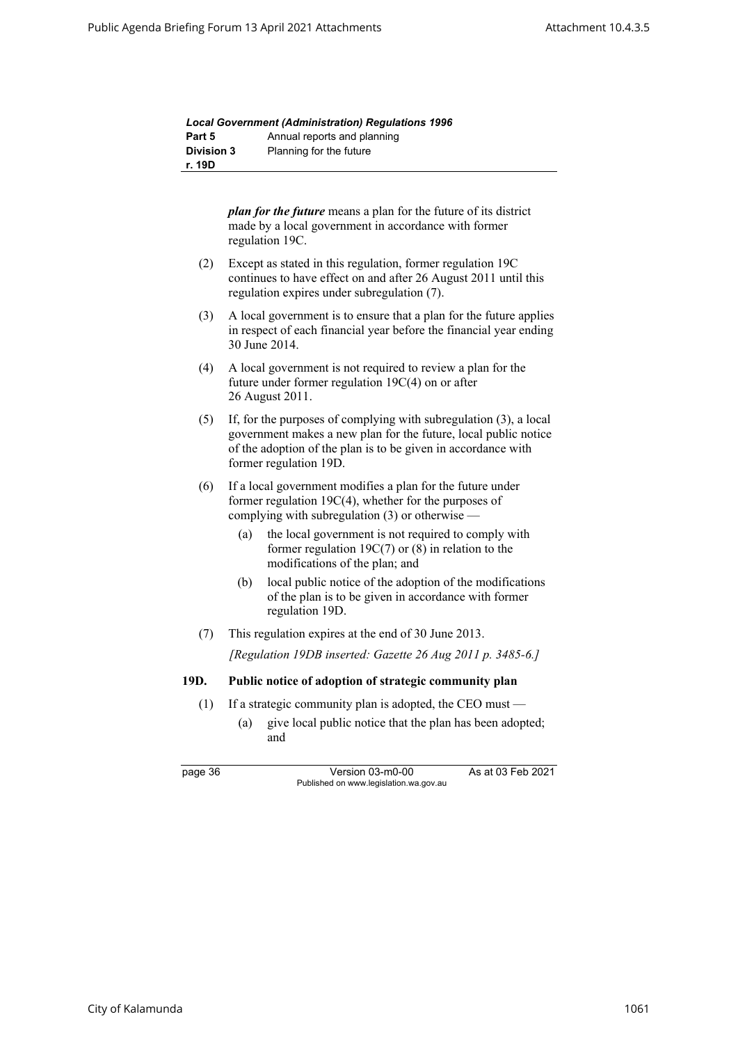*plan for the future* means a plan for the future of its district made by a local government in accordance with former regulation 19C.

(2) Except as stated in this regulation, former regulation 19C continues to have effect on and after 26 August 2011 until this regulation expires under subregulation (7).

(3) A local government is to ensure that a plan for the future applies in respect of each financial year before the financial year ending 30 June 2014.

(4) A local government is not required to review a plan for the future under former regulation 19C(4) on or after 26 August 2011.

(5) If, for the purposes of complying with subregulation (3), a local government makes a new plan for the future, local public notice of the adoption of the plan is to be given in accordance with former regulation 19D.

(6) If a local government modifies a plan for the future under former regulation 19C(4), whether for the purposes of complying with subregulation (3) or otherwise —

- (a) the local government is not required to comply with former regulation 19C(7) or (8) in relation to the modifications of the plan; and
- (b) local public notice of the adoption of the modifications of the plan is to be given in accordance with former regulation 19D.

(7) This regulation expires at the end of 30 June 2013.

*[Regulation 19DB inserted: Gazette 26 Aug 2011 p. 3485-6.]*

**19D. Public notice of adoption of strategic community plan**

(1) If a strategic community plan is adopted, the CEO must —

- (a) give local public notice that the plan has been adopted; and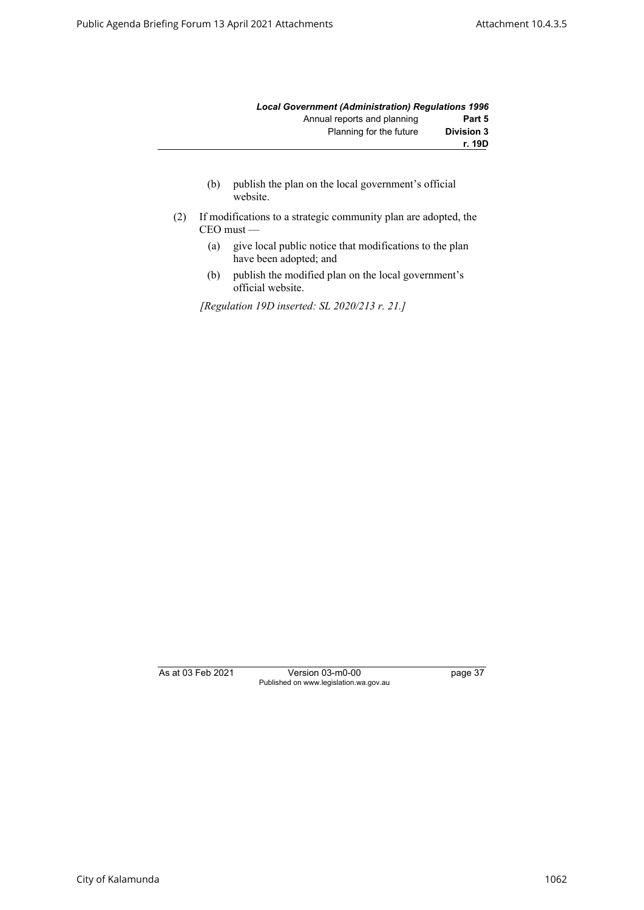(b) publish the plan on the local government's official website.

(2) If modifications to a strategic community plan are adopted, the CEO must —

(a) give local public notice that modifications to the plan have been adopted; and

(b) publish the modified plan on the local government's official website.

*[Regulation 19D inserted: SL 2020/213 r. 21.]*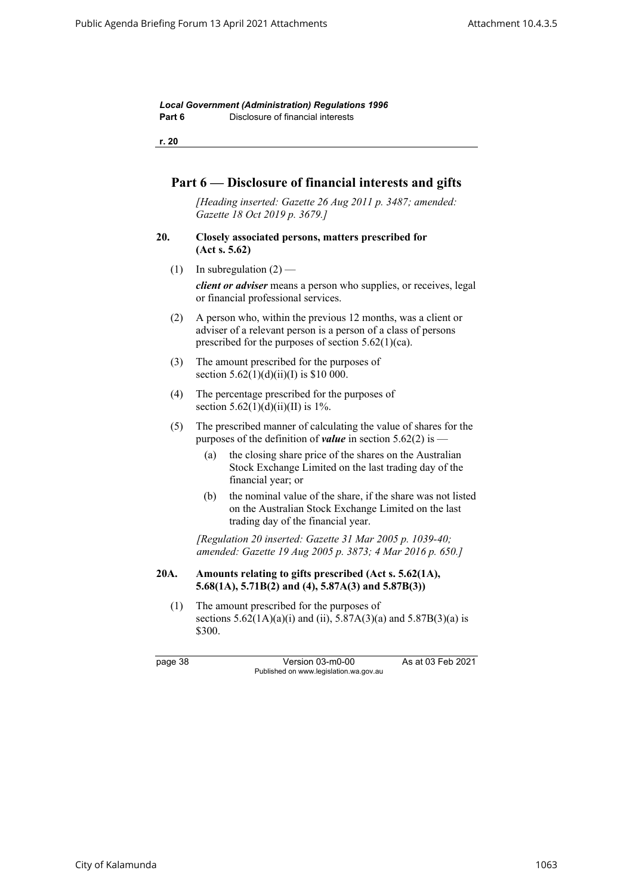## Part 6 — Disclosure of financial interests and gifts

*[Heading inserted: Gazette 26 Aug 2011 p. 3487; amended: Gazette 18 Oct 2019 p. 3679.]*

### 20. Closely associated persons, matters prescribed for (Act s. 5.62)

(1) In subregulation (2) —

***client or adviser*** means a person who supplies, or receives, legal or financial professional services.

(2) A person who, within the previous 12 months, was a client or adviser of a relevant person is a person of a class of persons prescribed for the purposes of section 5.62(1)(ca).

(3) The amount prescribed for the purposes of section 5.62(1)(d)(ii)(I) is $10 000.

(4) The percentage prescribed for the purposes of section 5.62(1)(d)(ii)(II) is 1%.

(5) The prescribed manner of calculating the value of shares for the purposes of the definition of ***value*** in section 5.62(2) is —

(a) the closing share price of the shares on the Australian Stock Exchange Limited on the last trading day of the financial year; or

(b) the nominal value of the share, if the share was not listed on the Australian Stock Exchange Limited on the last trading day of the financial year.

*[Regulation 20 inserted: Gazette 31 Mar 2005 p. 1039-40; amended: Gazette 19 Aug 2005 p. 3873; 4 Mar 2016 p. 650.]*

### 20A. Amounts relating to gifts prescribed (Act s. 5.62(1A), 5.68(1A), 5.71B(2) and (4), 5.87A(3) and 5.87B(3))

(1) The amount prescribed for the purposes of sections 5.62(1A)(a)(i) and (ii), 5.87A(3)(a) and 5.87B(3)(a) is $300.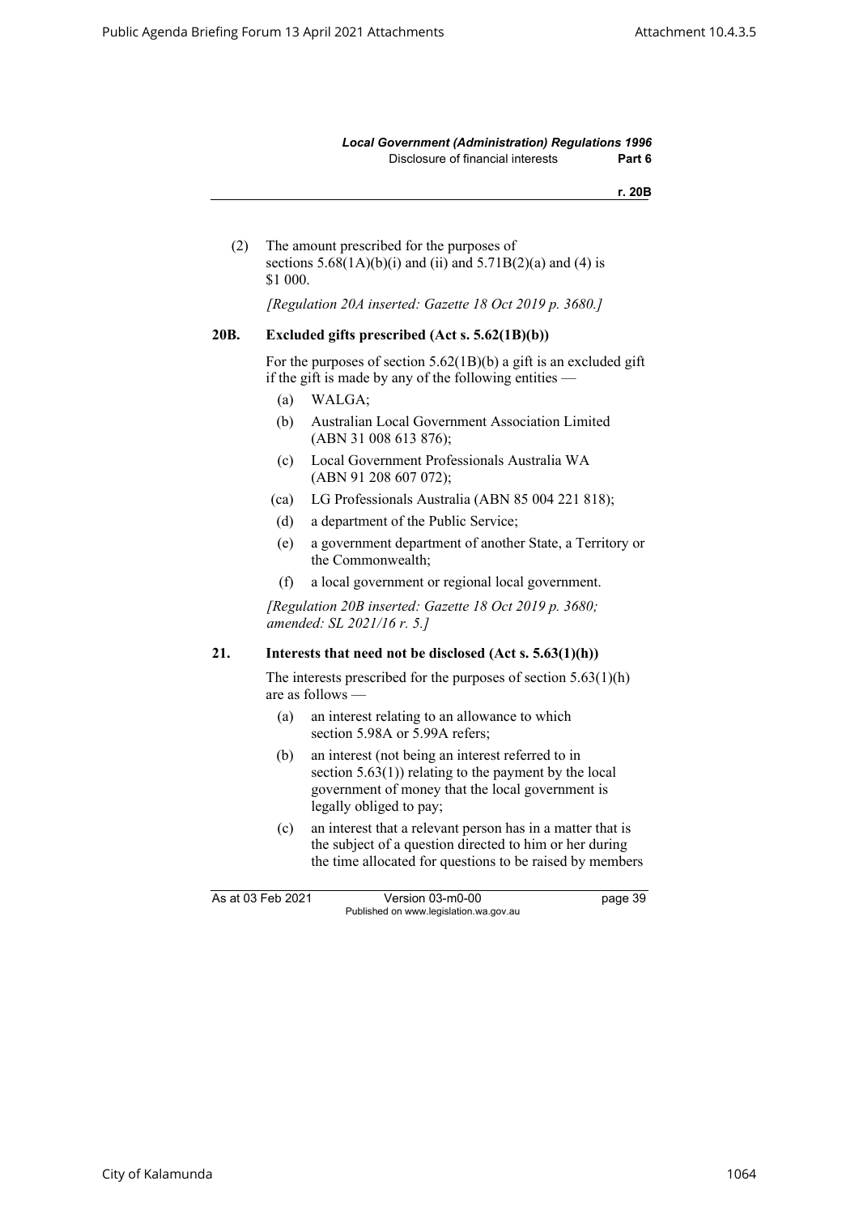(2) The amount prescribed for the purposes of sections 5.68(1A)(b)(i) and (ii) and 5.71B(2)(a) and (4) is $1 000.

*[Regulation 20A inserted: Gazette 18 Oct 2019 p. 3680.]*

### 20B. Excluded gifts prescribed (Act s. 5.62(1B)(b))

For the purposes of section 5.62(1B)(b) a gift is an excluded gift if the gift is made by any of the following entities —

- (a) WALGA;
- (b) Australian Local Government Association Limited (ABN 31 008 613 876);
- (c) Local Government Professionals Australia WA (ABN 91 208 607 072);
- (ca) LG Professionals Australia (ABN 85 004 221 818);
- (d) a department of the Public Service;
- (e) a government department of another State, a Territory or the Commonwealth;
- (f) a local government or regional local government.

*[Regulation 20B inserted: Gazette 18 Oct 2019 p. 3680; amended: SL 2021/16 r. 5.]*

### 21. Interests that need not be disclosed (Act s. 5.63(1)(h))

The interests prescribed for the purposes of section 5.63(1)(h) are as follows —

- (a) an interest relating to an allowance to which section 5.98A or 5.99A refers;
- (b) an interest (not being an interest referred to in section 5.63(1)) relating to the payment by the local government of money that the local government is legally obliged to pay;
- (c) an interest that a relevant person has in a matter that is the subject of a question directed to him or her during the time allocated for questions to be raised by members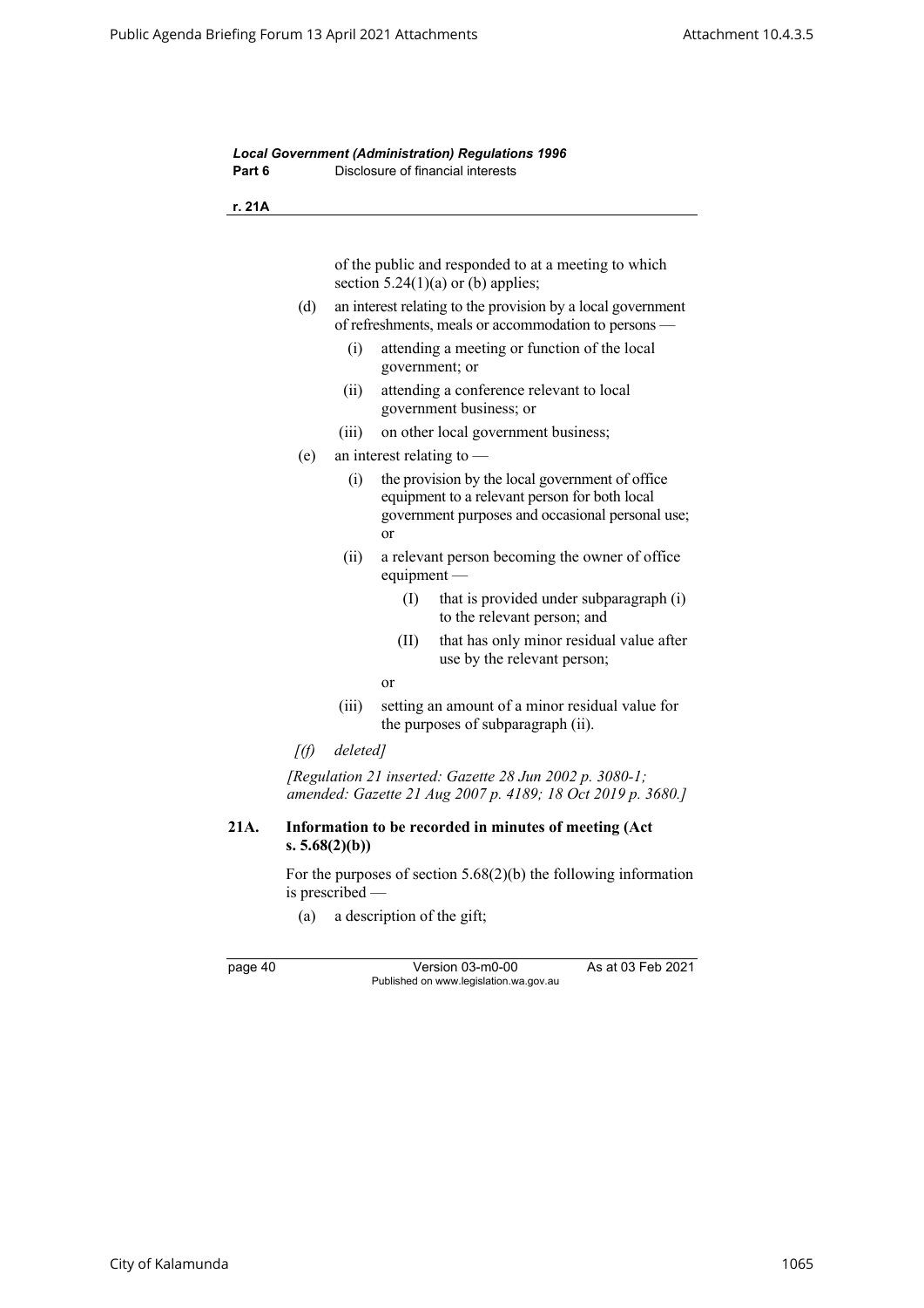of the public and responded to at a meeting to which section 5.24(1)(a) or (b) applies;

(d) an interest relating to the provision by a local government of refreshments, meals or accommodation to persons —

  (i) attending a meeting or function of the local government; or

  (ii) attending a conference relevant to local government business; or

  (iii) on other local government business;

(e) an interest relating to —

  (i) the provision by the local government of office equipment to a relevant person for both local government purposes and occasional personal use; or

  (ii) a relevant person becoming the owner of office equipment —

    (I) that is provided under subparagraph (i) to the relevant person; and

    (II) that has only minor residual value after use by the relevant person;

  or

  (iii) setting an amount of a minor residual value for the purposes of subparagraph (ii).

*[(f) deleted]*

*[Regulation 21 inserted: Gazette 28 Jun 2002 p. 3080-1; amended: Gazette 21 Aug 2007 p. 4189; 18 Oct 2019 p. 3680.]*

### 21A. Information to be recorded in minutes of meeting (Act s. 5.68(2)(b))

For the purposes of section 5.68(2)(b) the following information is prescribed —

(a) a description of the gift;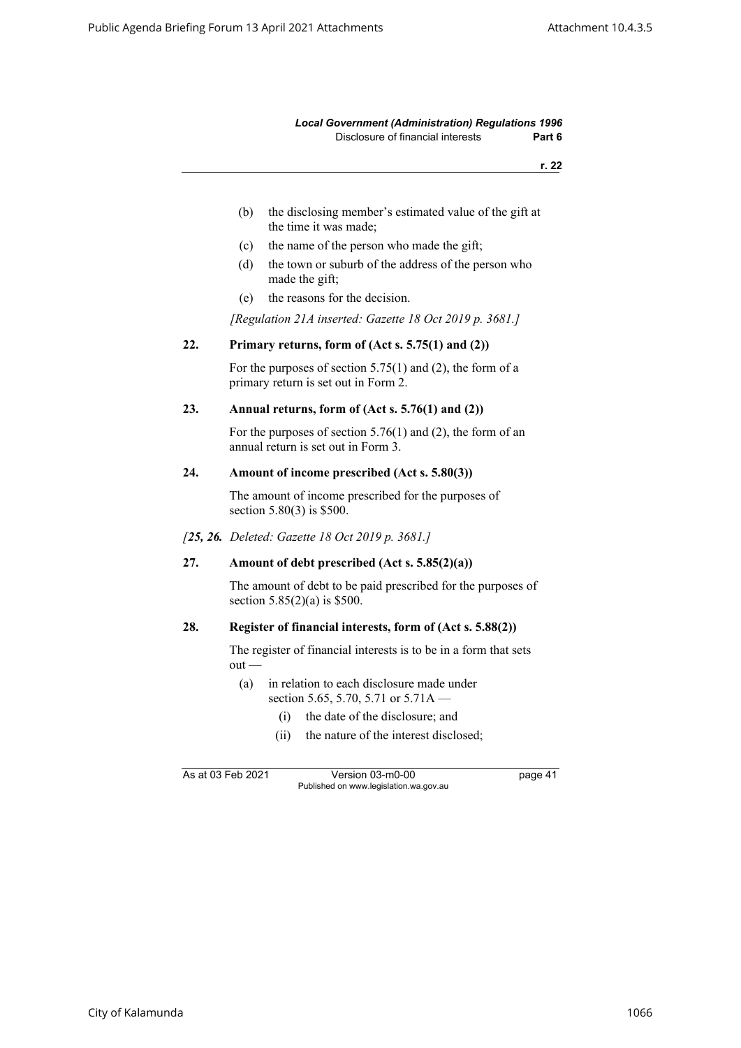(b) the disclosing member's estimated value of the gift at the time it was made;

(c) the name of the person who made the gift;

(d) the town or suburb of the address of the person who made the gift;

(e) the reasons for the decision.

*[Regulation 21A inserted: Gazette 18 Oct 2019 p. 3681.]*

**22. Primary returns, form of (Act s. 5.75(1) and (2))**

For the purposes of section 5.75(1) and (2), the form of a primary return is set out in Form 2.

**23. Annual returns, form of (Act s. 5.76(1) and (2))**

For the purposes of section 5.76(1) and (2), the form of an annual return is set out in Form 3.

**24. Amount of income prescribed (Act s. 5.80(3))**

The amount of income prescribed for the purposes of section 5.80(3) is $500.

*[**25, 26.** Deleted: Gazette 18 Oct 2019 p. 3681.]*

**27. Amount of debt prescribed (Act s. 5.85(2)(a))**

The amount of debt to be paid prescribed for the purposes of section 5.85(2)(a) is $500.

**28. Register of financial interests, form of (Act s. 5.88(2))**

The register of financial interests is to be in a form that sets out —

(a) in relation to each disclosure made under section 5.65, 5.70, 5.71 or 5.71A —

(i) the date of the disclosure; and

(ii) the nature of the interest disclosed;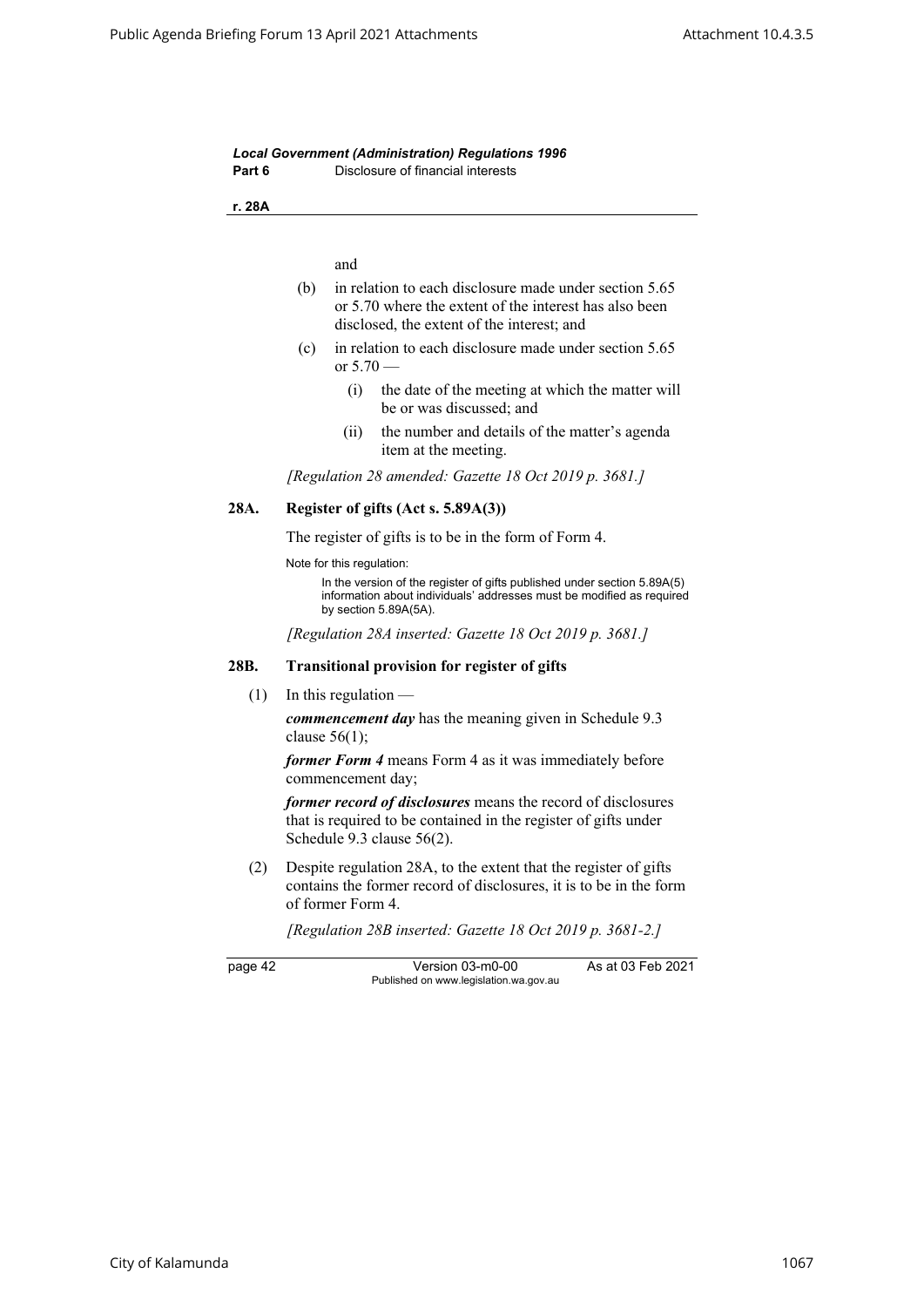and

(b) in relation to each disclosure made under section 5.65 or 5.70 where the extent of the interest has also been disclosed, the extent of the interest; and

(c) in relation to each disclosure made under section 5.65 or 5.70 —

  (i) the date of the meeting at which the matter will be or was discussed; and

  (ii) the number and details of the matter's agenda item at the meeting.

*[Regulation 28 amended: Gazette 18 Oct 2019 p. 3681.]*

### 28A. Register of gifts (Act s. 5.89A(3))

The register of gifts is to be in the form of Form 4.

Note for this regulation:

In the version of the register of gifts published under section 5.89A(5) information about individuals' addresses must be modified as required by section 5.89A(5A).

*[Regulation 28A inserted: Gazette 18 Oct 2019 p. 3681.]*

### 28B. Transitional provision for register of gifts

(1) In this regulation —

***commencement day*** has the meaning given in Schedule 9.3 clause 56(1);

***former Form 4*** means Form 4 as it was immediately before commencement day;

***former record of disclosures*** means the record of disclosures that is required to be contained in the register of gifts under Schedule 9.3 clause 56(2).

(2) Despite regulation 28A, to the extent that the register of gifts contains the former record of disclosures, it is to be in the form of former Form 4.

*[Regulation 28B inserted: Gazette 18 Oct 2019 p. 3681-2.]*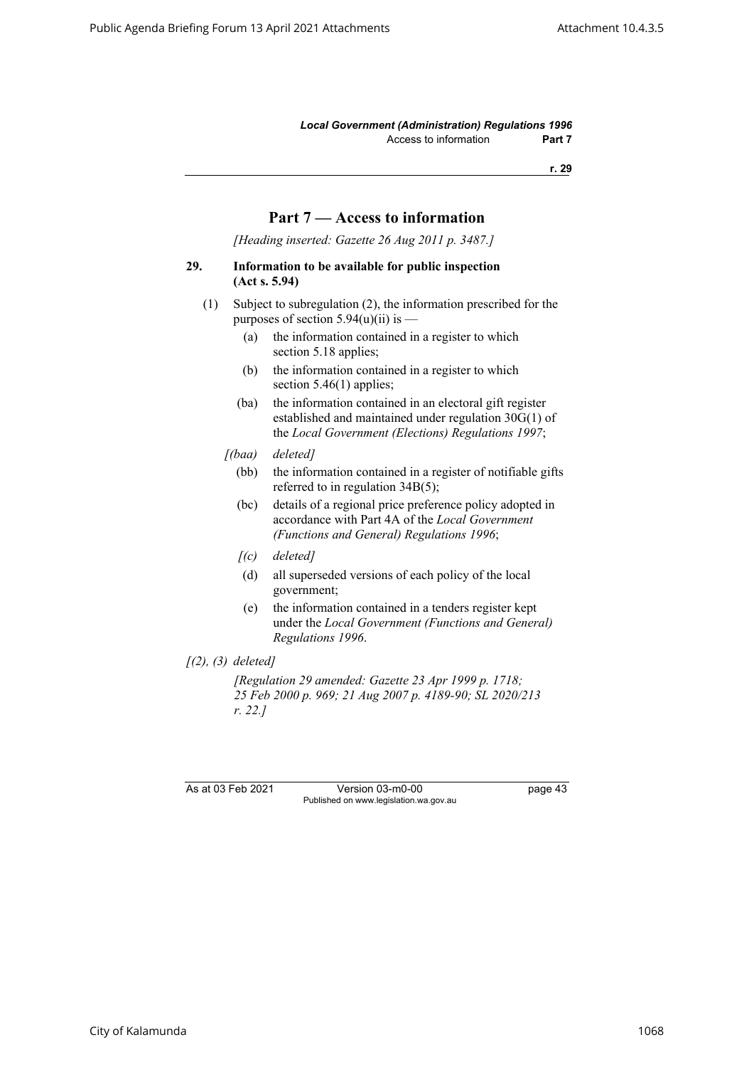## Part 7 — Access to information

*[Heading inserted: Gazette 26 Aug 2011 p. 3487.]*

### 29. Information to be available for public inspection (Act s. 5.94)

(1) Subject to subregulation (2), the information prescribed for the purposes of section 5.94(u)(ii) is —

(a) the information contained in a register to which section 5.18 applies;

(b) the information contained in a register to which section 5.46(1) applies;

(ba) the information contained in an electoral gift register established and maintained under regulation 30G(1) of the *Local Government (Elections) Regulations 1997*;

*[(baa) deleted]*

(bb) the information contained in a register of notifiable gifts referred to in regulation 34B(5);

(bc) details of a regional price preference policy adopted in accordance with Part 4A of the *Local Government (Functions and General) Regulations 1996*;

*[(c) deleted]*

(d) all superseded versions of each policy of the local government;

(e) the information contained in a tenders register kept under the *Local Government (Functions and General) Regulations 1996*.

*[(2), (3) deleted]*

*[Regulation 29 amended: Gazette 23 Apr 1999 p. 1718; 25 Feb 2000 p. 969; 21 Aug 2007 p. 4189-90; SL 2020/213 r. 22.]*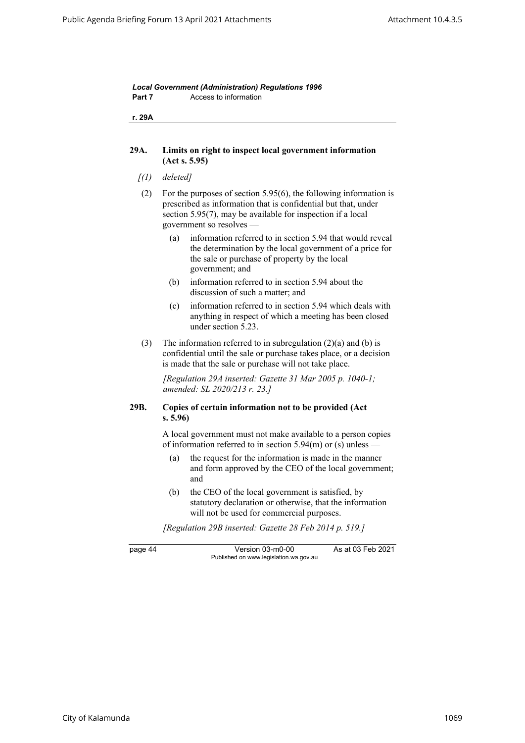### 29A. Limits on right to inspect local government information (Act s. 5.95)

*[(1) deleted]*

(2) For the purposes of section 5.95(6), the following information is prescribed as information that is confidential but that, under section 5.95(7), may be available for inspection if a local government so resolves —

- (a) information referred to in section 5.94 that would reveal the determination by the local government of a price for the sale or purchase of property by the local government; and
- (b) information referred to in section 5.94 about the discussion of such a matter; and
- (c) information referred to in section 5.94 which deals with anything in respect of which a meeting has been closed under section 5.23.

(3) The information referred to in subregulation (2)(a) and (b) is confidential until the sale or purchase takes place, or a decision is made that the sale or purchase will not take place.

*[Regulation 29A inserted: Gazette 31 Mar 2005 p. 1040-1; amended: SL 2020/213 r. 23.]*

### 29B. Copies of certain information not to be provided (Act s. 5.96)

A local government must not make available to a person copies of information referred to in section 5.94(m) or (s) unless —

- (a) the request for the information is made in the manner and form approved by the CEO of the local government; and
- (b) the CEO of the local government is satisfied, by statutory declaration or otherwise, that the information will not be used for commercial purposes.

*[Regulation 29B inserted: Gazette 28 Feb 2014 p. 519.]*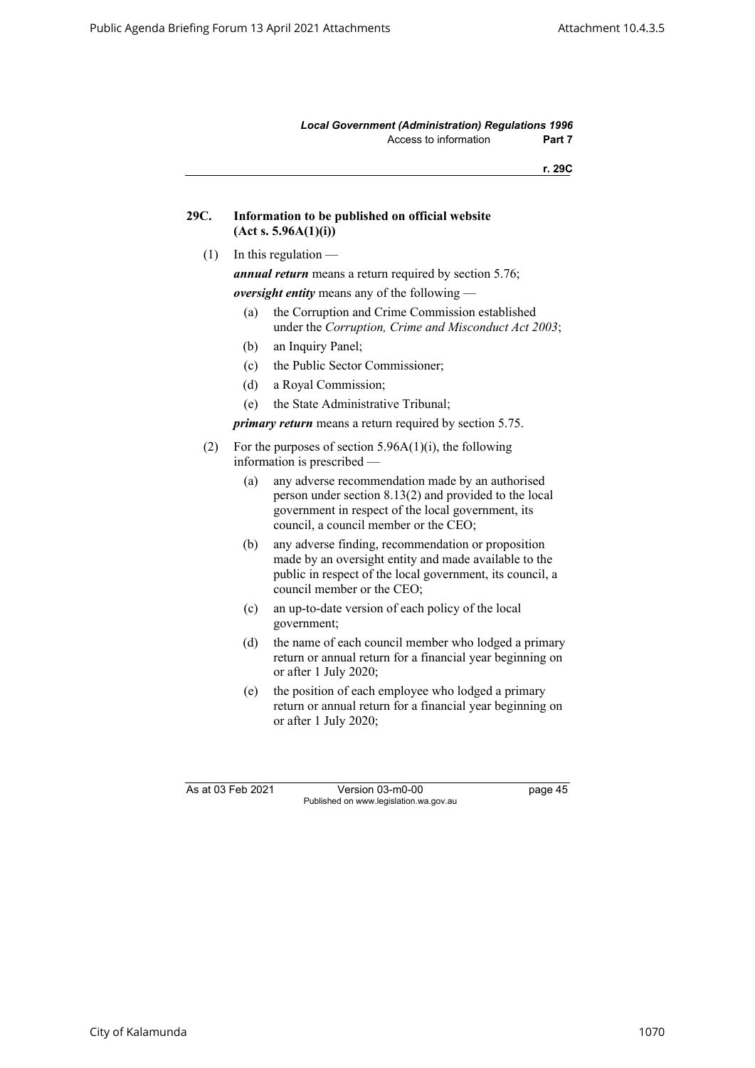## 29C. Information to be published on official website (Act s. 5.96A(1)(i))

(1) In this regulation —

***annual return*** means a return required by section 5.76;

***oversight entity*** means any of the following —

(a) the Corruption and Crime Commission established under the *Corruption, Crime and Misconduct Act 2003*;

(b) an Inquiry Panel;

(c) the Public Sector Commissioner;

(d) a Royal Commission;

(e) the State Administrative Tribunal;

***primary return*** means a return required by section 5.75.

(2) For the purposes of section 5.96A(1)(i), the following information is prescribed —

(a) any adverse recommendation made by an authorised person under section 8.13(2) and provided to the local government in respect of the local government, its council, a council member or the CEO;

(b) any adverse finding, recommendation or proposition made by an oversight entity and made available to the public in respect of the local government, its council, a council member or the CEO;

(c) an up-to-date version of each policy of the local government;

(d) the name of each council member who lodged a primary return or annual return for a financial year beginning on or after 1 July 2020;

(e) the position of each employee who lodged a primary return or annual return for a financial year beginning on or after 1 July 2020;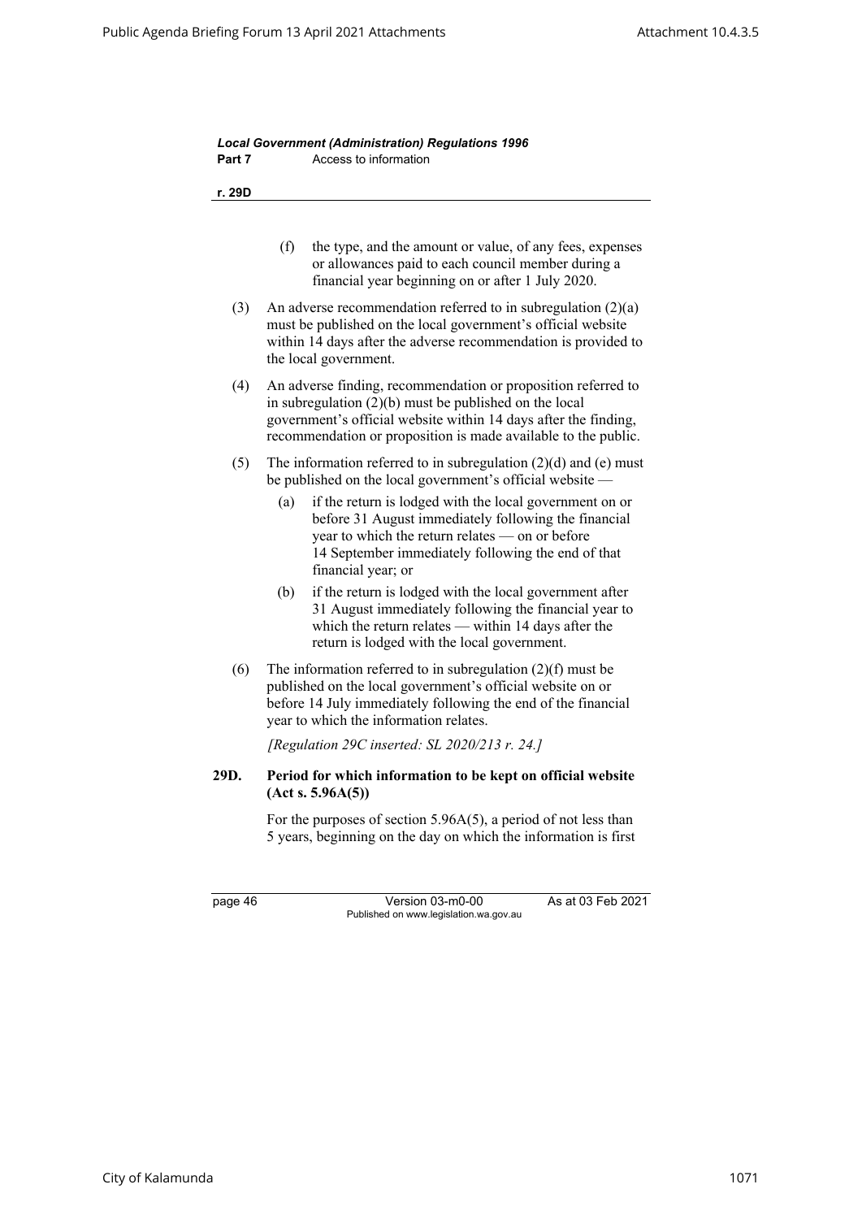(f) the type, and the amount or value, of any fees, expenses or allowances paid to each council member during a financial year beginning on or after 1 July 2020.

(3) An adverse recommendation referred to in subregulation (2)(a) must be published on the local government's official website within 14 days after the adverse recommendation is provided to the local government.

(4) An adverse finding, recommendation or proposition referred to in subregulation (2)(b) must be published on the local government's official website within 14 days after the finding, recommendation or proposition is made available to the public.

(5) The information referred to in subregulation (2)(d) and (e) must be published on the local government's official website —

(a) if the return is lodged with the local government on or before 31 August immediately following the financial year to which the return relates — on or before 14 September immediately following the end of that financial year; or

(b) if the return is lodged with the local government after 31 August immediately following the financial year to which the return relates — within 14 days after the return is lodged with the local government.

(6) The information referred to in subregulation (2)(f) must be published on the local government's official website on or before 14 July immediately following the end of the financial year to which the information relates.

*[Regulation 29C inserted: SL 2020/213 r. 24.]*

**29D. Period for which information to be kept on official website (Act s. 5.96A(5))**

For the purposes of section 5.96A(5), a period of not less than 5 years, beginning on the day on which the information is first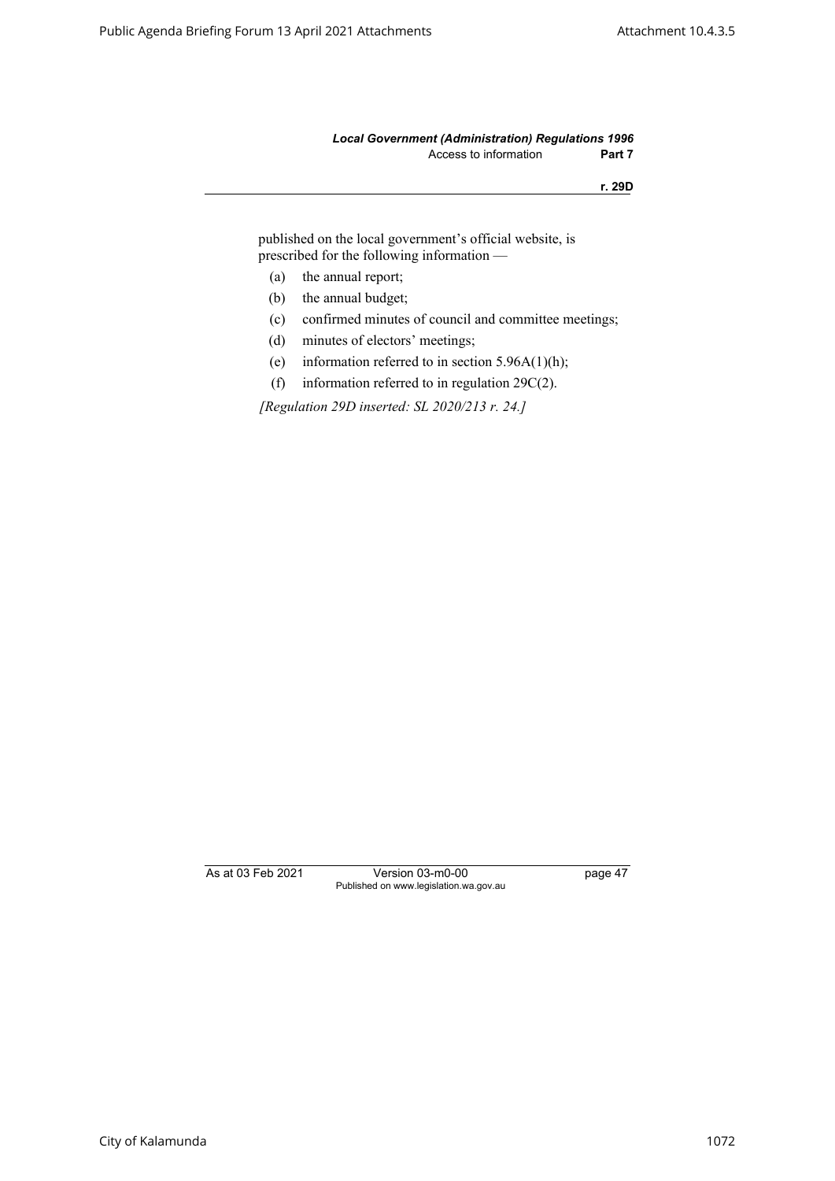published on the local government's official website, is prescribed for the following information —

(a) the annual report;

(b) the annual budget;

(c) confirmed minutes of council and committee meetings;

(d) minutes of electors' meetings;

(e) information referred to in section 5.96A(1)(h);

(f) information referred to in regulation 29C(2).

*[Regulation 29D inserted: SL 2020/213 r. 24.]*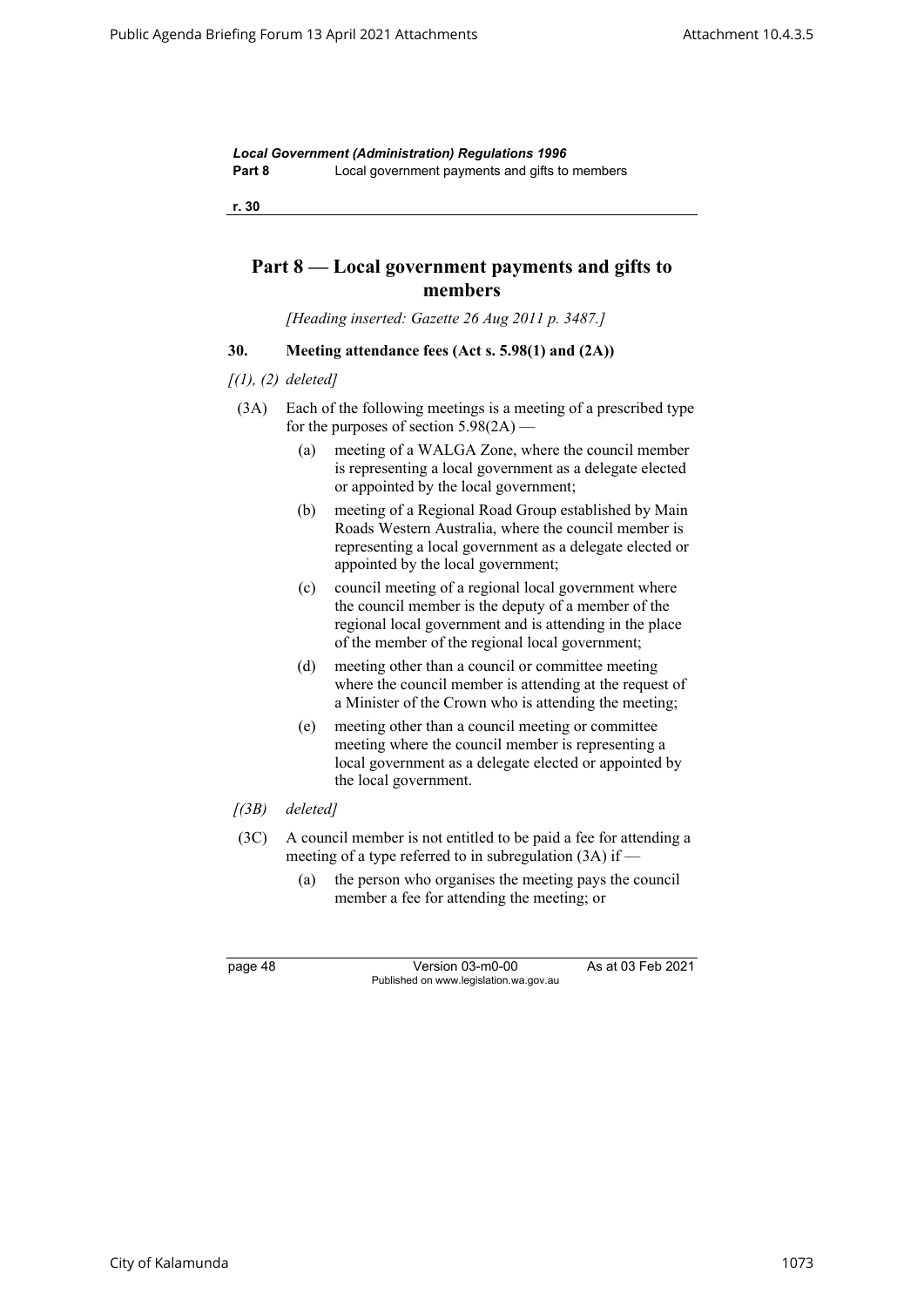# Part 8 — Local government payments and gifts to members

*[Heading inserted: Gazette 26 Aug 2011 p. 3487.]*

### 30. Meeting attendance fees (Act s. 5.98(1) and (2A))

*[(1), (2) deleted]*

(3A) Each of the following meetings is a meeting of a prescribed type for the purposes of section 5.98(2A) —

- (a) meeting of a WALGA Zone, where the council member is representing a local government as a delegate elected or appointed by the local government;
- (b) meeting of a Regional Road Group established by Main Roads Western Australia, where the council member is representing a local government as a delegate elected or appointed by the local government;
- (c) council meeting of a regional local government where the council member is the deputy of a member of the regional local government and is attending in the place of the member of the regional local government;
- (d) meeting other than a council or committee meeting where the council member is attending at the request of a Minister of the Crown who is attending the meeting;
- (e) meeting other than a council meeting or committee meeting where the council member is representing a local government as a delegate elected or appointed by the local government.

*[(3B) deleted]*

(3C) A council member is not entitled to be paid a fee for attending a meeting of a type referred to in subregulation (3A) if —

- (a) the person who organises the meeting pays the council member a fee for attending the meeting; or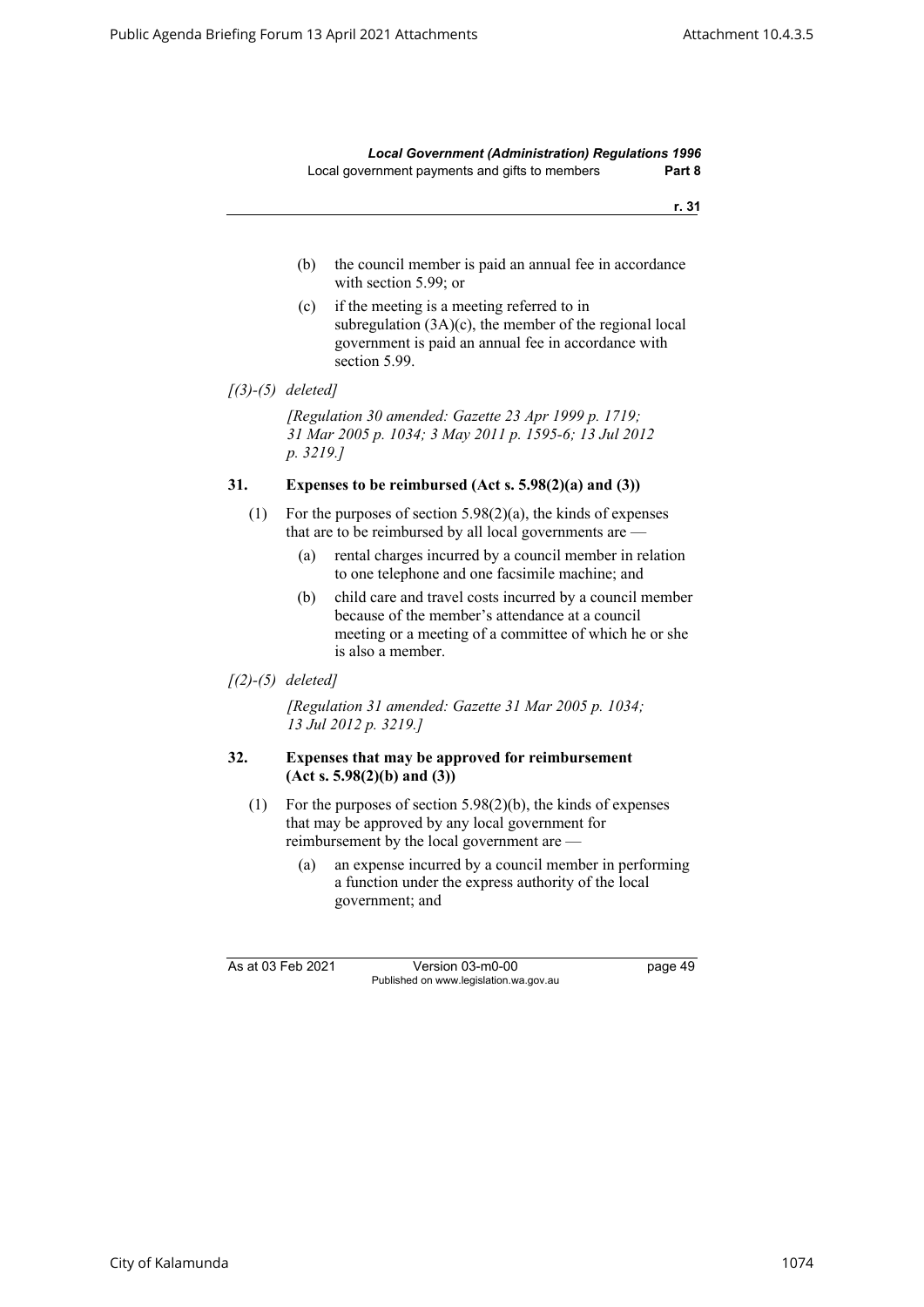(b) the council member is paid an annual fee in accordance with section 5.99; or

(c) if the meeting is a meeting referred to in subregulation (3A)(c), the member of the regional local government is paid an annual fee in accordance with section 5.99.

*[(3)-(5) deleted]*

*[Regulation 30 amended: Gazette 23 Apr 1999 p. 1719; 31 Mar 2005 p. 1034; 3 May 2011 p. 1595-6; 13 Jul 2012 p. 3219.]*

### 31. Expenses to be reimbursed (Act s. 5.98(2)(a) and (3))

(1) For the purposes of section 5.98(2)(a), the kinds of expenses that are to be reimbursed by all local governments are —

(a) rental charges incurred by a council member in relation to one telephone and one facsimile machine; and

(b) child care and travel costs incurred by a council member because of the member's attendance at a council meeting or a meeting of a committee of which he or she is also a member.

*[(2)-(5) deleted]*

*[Regulation 31 amended: Gazette 31 Mar 2005 p. 1034; 13 Jul 2012 p. 3219.]*

### 32. Expenses that may be approved for reimbursement (Act s. 5.98(2)(b) and (3))

(1) For the purposes of section 5.98(2)(b), the kinds of expenses that may be approved by any local government for reimbursement by the local government are —

(a) an expense incurred by a council member in performing a function under the express authority of the local government; and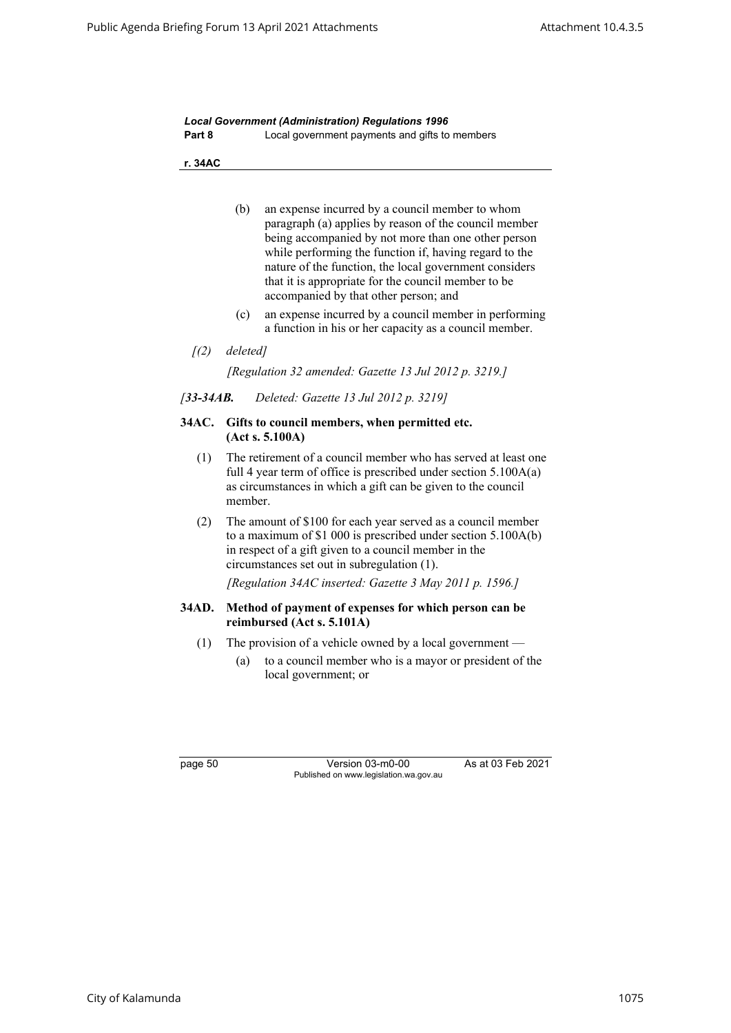(b) an expense incurred by a council member to whom paragraph (a) applies by reason of the council member being accompanied by not more than one other person while performing the function if, having regard to the nature of the function, the local government considers that it is appropriate for the council member to be accompanied by that other person; and

(c) an expense incurred by a council member in performing a function in his or her capacity as a council member.

*[(2) deleted]*

*[Regulation 32 amended: Gazette 13 Jul 2012 p. 3219.]*

*[**33-34AB.** Deleted: Gazette 13 Jul 2012 p. 3219]*

### 34AC. Gifts to council members, when permitted etc. (Act s. 5.100A)

(1) The retirement of a council member who has served at least one full 4 year term of office is prescribed under section 5.100A(a) as circumstances in which a gift can be given to the council member.

(2) The amount of $100 for each year served as a council member to a maximum of $1 000 is prescribed under section 5.100A(b) in respect of a gift given to a council member in the circumstances set out in subregulation (1).

*[Regulation 34AC inserted: Gazette 3 May 2011 p. 1596.]*

### 34AD. Method of payment of expenses for which person can be reimbursed (Act s. 5.101A)

(1) The provision of a vehicle owned by a local government —

(a) to a council member who is a mayor or president of the local government; or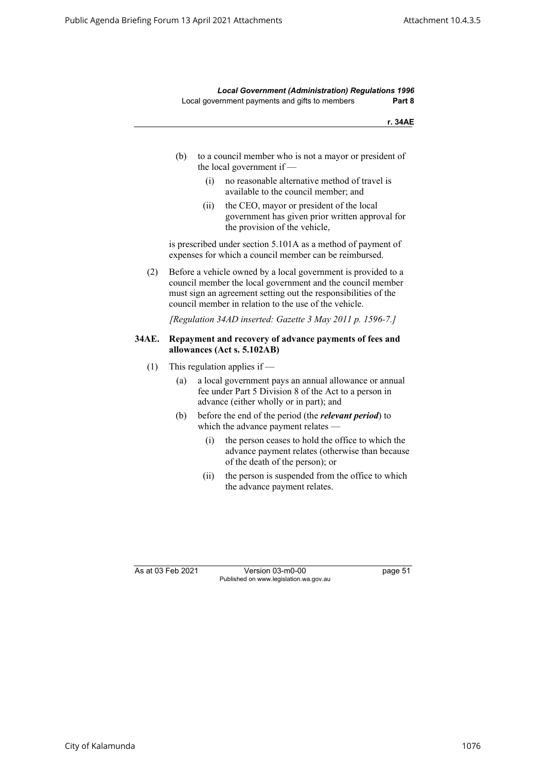(b) to a council member who is not a mayor or president of the local government if —

(i) no reasonable alternative method of travel is available to the council member; and

(ii) the CEO, mayor or president of the local government has given prior written approval for the provision of the vehicle,

is prescribed under section 5.101A as a method of payment of expenses for which a council member can be reimbursed.

(2) Before a vehicle owned by a local government is provided to a council member the local government and the council member must sign an agreement setting out the responsibilities of the council member in relation to the use of the vehicle.

*[Regulation 34AD inserted: Gazette 3 May 2011 p. 1596-7.]*

**34AE. Repayment and recovery of advance payments of fees and allowances (Act s. 5.102AB)**

(1) This regulation applies if —

(a) a local government pays an annual allowance or annual fee under Part 5 Division 8 of the Act to a person in advance (either wholly or in part); and

(b) before the end of the period (the ***relevant period***) to which the advance payment relates —

(i) the person ceases to hold the office to which the advance payment relates (otherwise than because of the death of the person); or

(ii) the person is suspended from the office to which the advance payment relates.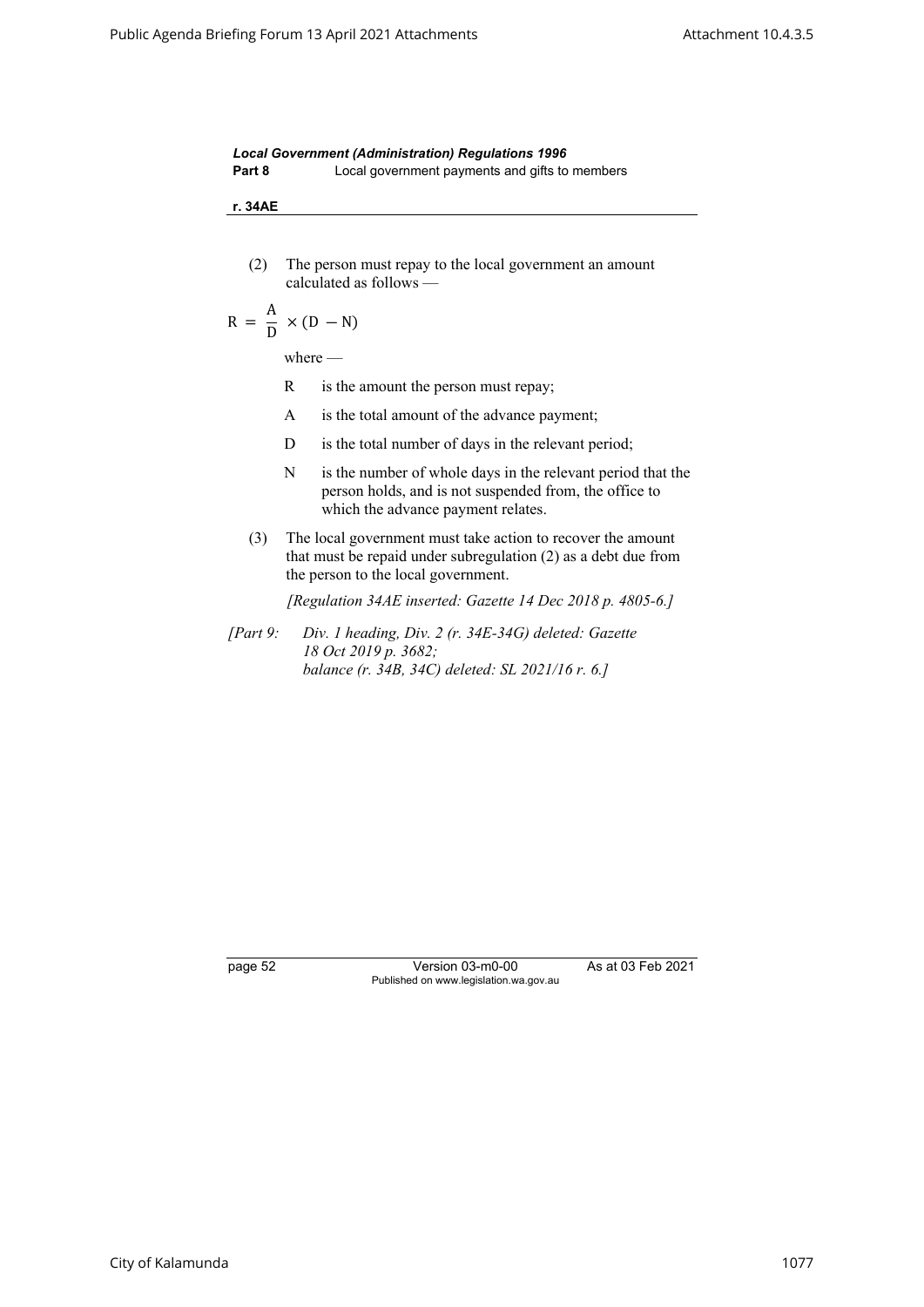(2) The person must repay to the local government an amount calculated as follows —

$$R = \frac{A}{D} \times (D - N)$$

where —

R is the amount the person must repay;

A is the total amount of the advance payment;

D is the total number of days in the relevant period;

N is the number of whole days in the relevant period that the person holds, and is not suspended from, the office to which the advance payment relates.

(3) The local government must take action to recover the amount that must be repaid under subregulation (2) as a debt due from the person to the local government.

*[Regulation 34AE inserted: Gazette 14 Dec 2018 p. 4805-6.]*

*[Part 9: Div. 1 heading, Div. 2 (r. 34E-34G) deleted: Gazette 18 Oct 2019 p. 3682; balance (r. 34B, 34C) deleted: SL 2021/16 r. 6.]*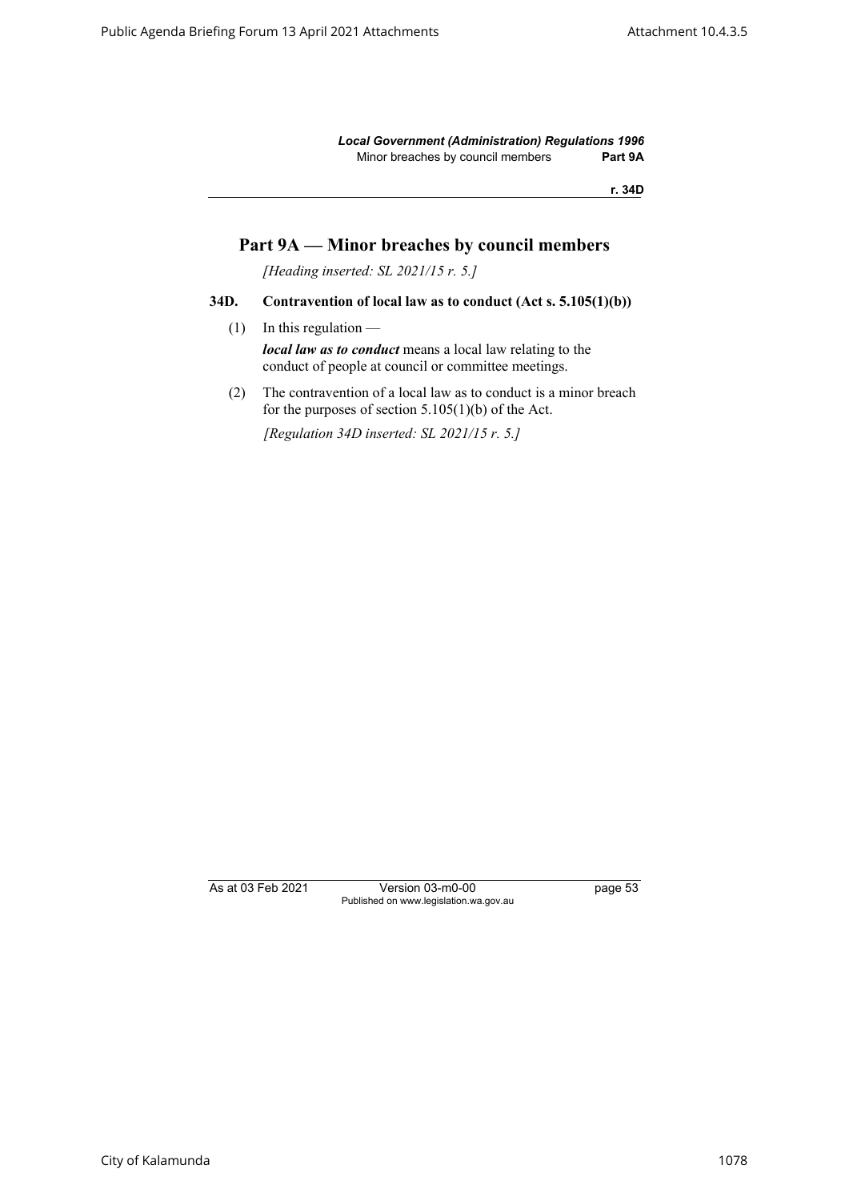## Part 9A — Minor breaches by council members

*[Heading inserted: SL 2021/15 r. 5.]*

### 34D. Contravention of local law as to conduct (Act s. 5.105(1)(b))

(1) In this regulation —

***local law as to conduct*** means a local law relating to the conduct of people at council or committee meetings.

(2) The contravention of a local law as to conduct is a minor breach for the purposes of section 5.105(1)(b) of the Act.

*[Regulation 34D inserted: SL 2021/15 r. 5.]*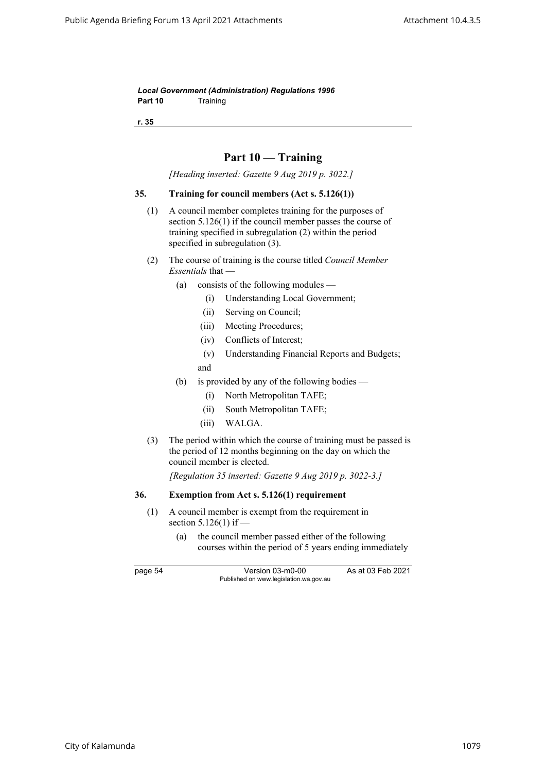# Part 10 — Training

*[Heading inserted: Gazette 9 Aug 2019 p. 3022.]*

### 35. Training for council members (Act s. 5.126(1))

(1) A council member completes training for the purposes of section 5.126(1) if the council member passes the course of training specified in subregulation (2) within the period specified in subregulation (3).

(2) The course of training is the course titled *Council Member Essentials* that —

- (a) consists of the following modules —
  - (i) Understanding Local Government;
  - (ii) Serving on Council;
  - (iii) Meeting Procedures;
  - (iv) Conflicts of Interest;
  - (v) Understanding Financial Reports and Budgets;

  and
- (b) is provided by any of the following bodies —
  - (i) North Metropolitan TAFE;
  - (ii) South Metropolitan TAFE;
  - (iii) WALGA.

(3) The period within which the course of training must be passed is the period of 12 months beginning on the day on which the council member is elected.

*[Regulation 35 inserted: Gazette 9 Aug 2019 p. 3022-3.]*

### 36. Exemption from Act s. 5.126(1) requirement

(1) A council member is exempt from the requirement in section 5.126(1) if —

- (a) the council member passed either of the following courses within the period of 5 years ending immediately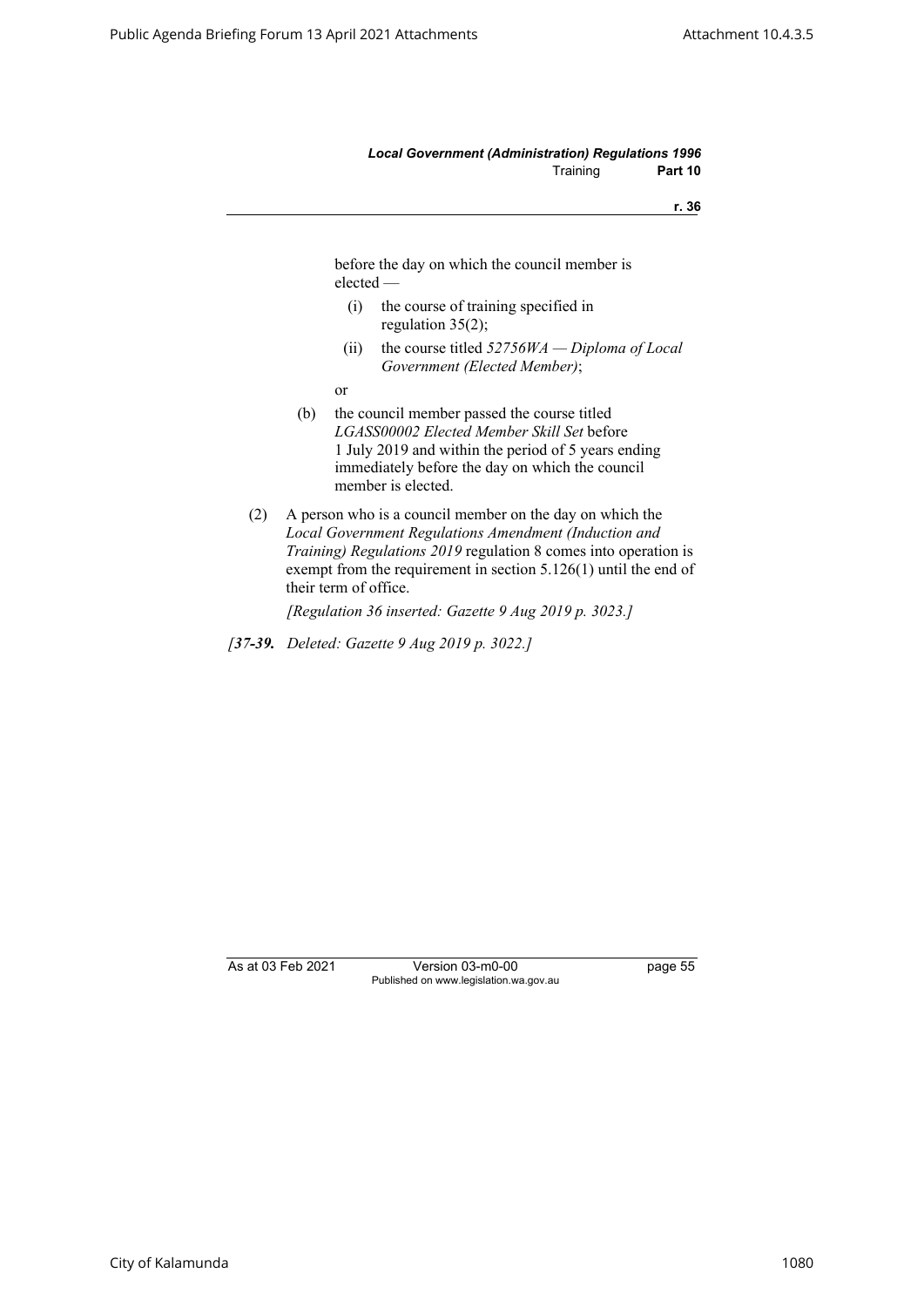before the day on which the council member is elected —

(i) the course of training specified in regulation 35(2);

(ii) the course titled *52756WA — Diploma of Local Government (Elected Member)*;

or

(b) the council member passed the course titled *LGASS00002 Elected Member Skill Set* before 1 July 2019 and within the period of 5 years ending immediately before the day on which the council member is elected.

(2) A person who is a council member on the day on which the *Local Government Regulations Amendment (Induction and Training) Regulations 2019* regulation 8 comes into operation is exempt from the requirement in section 5.126(1) until the end of their term of office.

*[Regulation 36 inserted: Gazette 9 Aug 2019 p. 3023.]*

*[**37-39.** Deleted: Gazette 9 Aug 2019 p. 3022.]*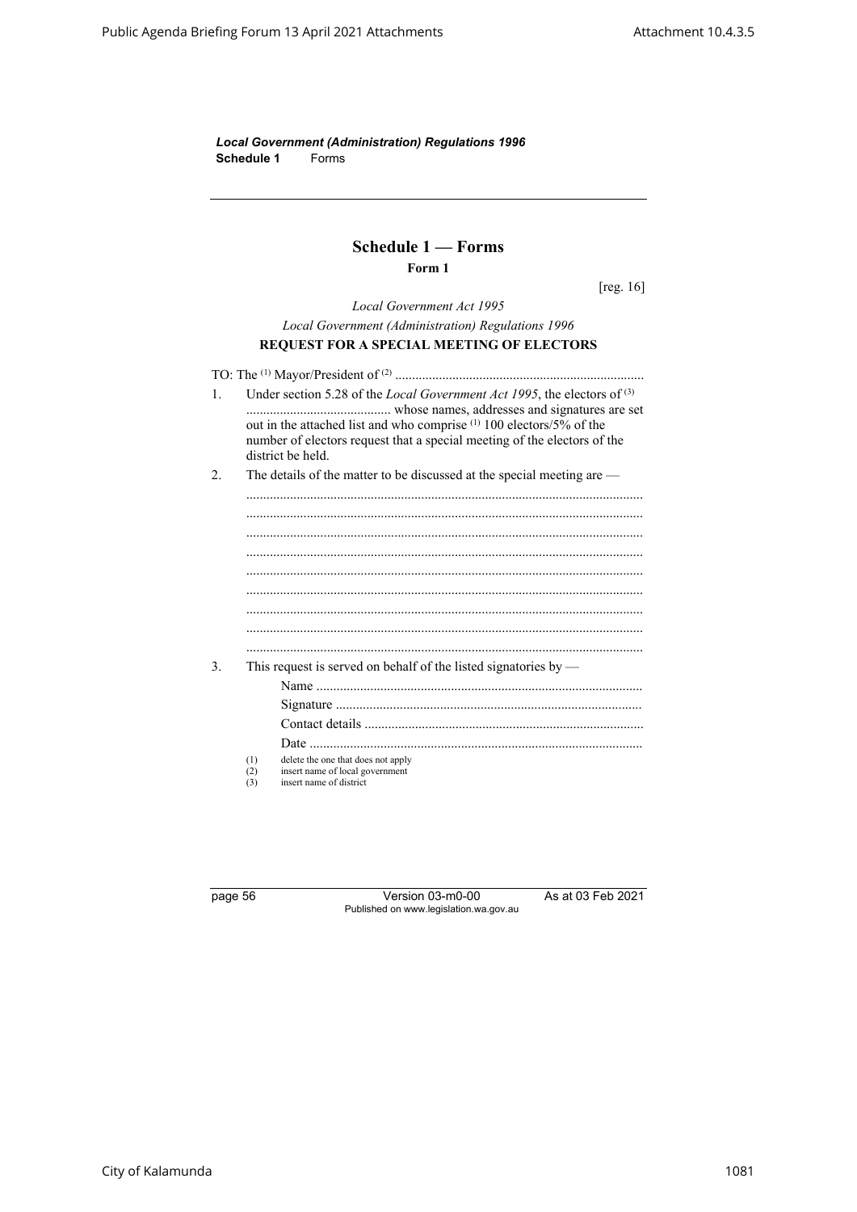# Schedule 1 — Forms

**Form 1**

[reg. 16]

*Local Government Act 1995*

*Local Government (Administration) Regulations 1996*

**REQUEST FOR A SPECIAL MEETING OF ELECTORS**

TO: The [1] Mayor/President of [2] .........................................................................

1. Under section 5.28 of the *Local Government Act 1995*, the electors of [3] ........................................ whose names, addresses and signatures are set out in the attached list and who comprise [1] 100 electors/5% of the number of electors request that a special meeting of the electors of the district be held.

2. The details of the matter to be discussed at the special meeting are —

   .....................................................................................................................
   .....................................................................................................................
   .....................................................................................................................
   .....................................................................................................................
   .....................................................................................................................
   .....................................................................................................................
   .....................................................................................................................
   .....................................................................................................................
   .....................................................................................................................

3. This request is served on behalf of the listed signatories by —

   Name ................................................................................................
   
   Signature ..........................................................................................
   
   Contact details ..................................................................................
   
   Date ..................................................................................................

(1) delete the one that does not apply
(2) insert name of local government
(3) insert name of district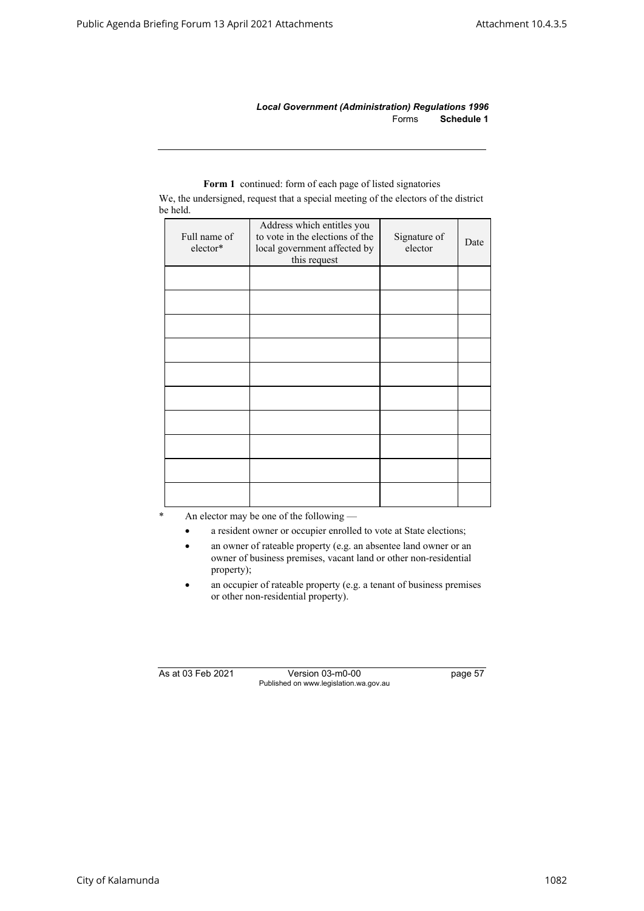**Form 1** continued: form of each page of listed signatories

We, the undersigned, request that a special meeting of the electors of the district be held.

| Full name of elector* | Address which entitles you to vote in the elections of the local government affected by this request | Signature of elector | Date |
|---|---|---|---|
| | | | |
| | | | |
| | | | |
| | | | |
| | | | |
| | | | |
| | | | |
| | | | |
| | | | |
| | | | |

\* An elector may be one of the following —

- a resident owner or occupier enrolled to vote at State elections;
- an owner of rateable property (e.g. an absentee land owner or an owner of business premises, vacant land or other non-residential property);
- an occupier of rateable property (e.g. a tenant of business premises or other non-residential property).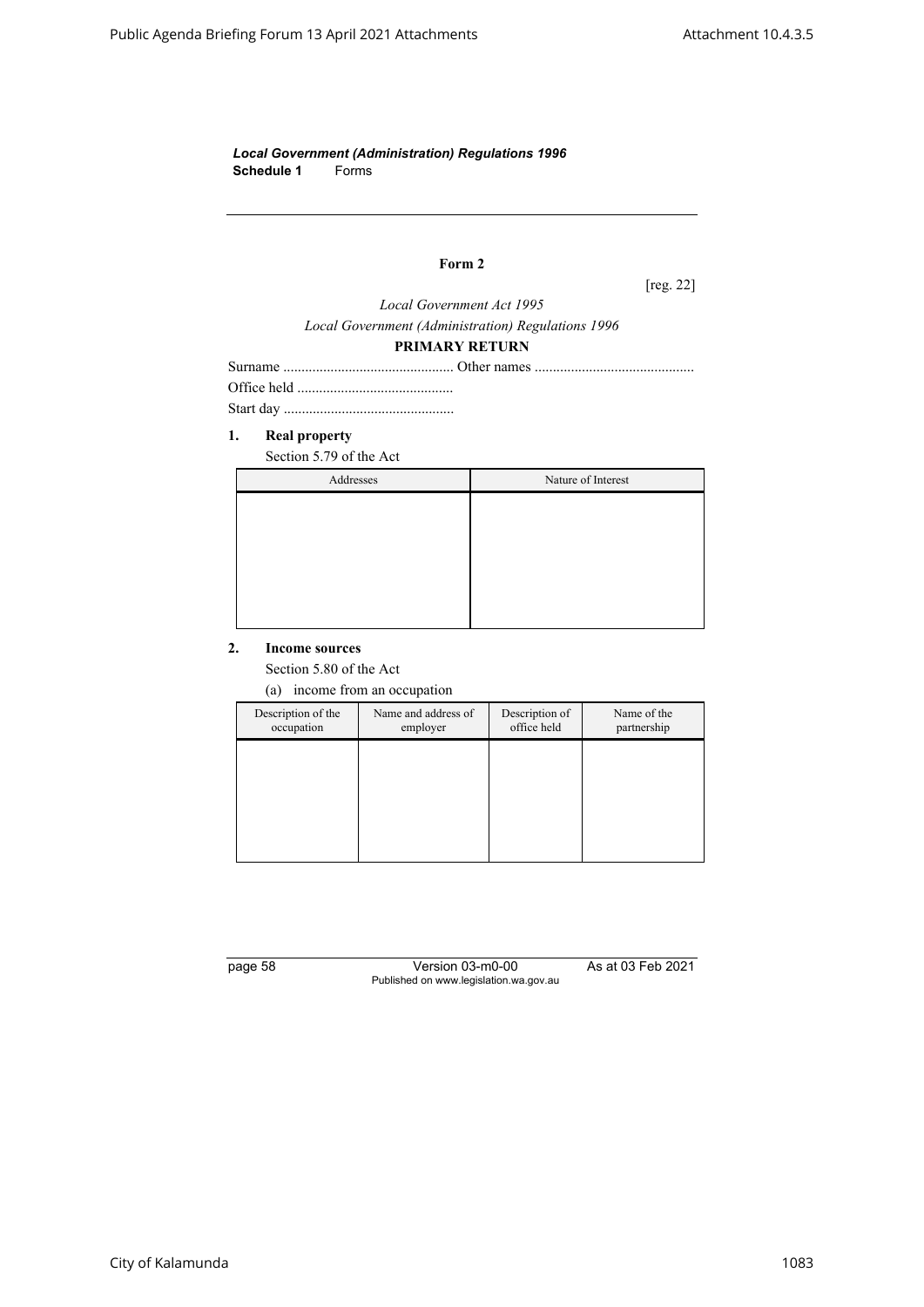*Local Government (Administration) Regulations 1996*
**Schedule 1** Forms

---

**Form 2**

[reg. 22]

*Local Government Act 1995*

*Local Government (Administration) Regulations 1996*

**PRIMARY RETURN**

Surname ............................................... Other names ...........................................

Office held ...........................................

Start day ...............................................

**1. Real property**

Section 5.79 of the Act

| Addresses | Nature of Interest |
|---|---|
| | |

**2. Income sources**

Section 5.80 of the Act

(a) income from an occupation

| Description of the occupation | Name and address of employer | Description of office held | Name of the partnership |
|---|---|---|---|
| | | | |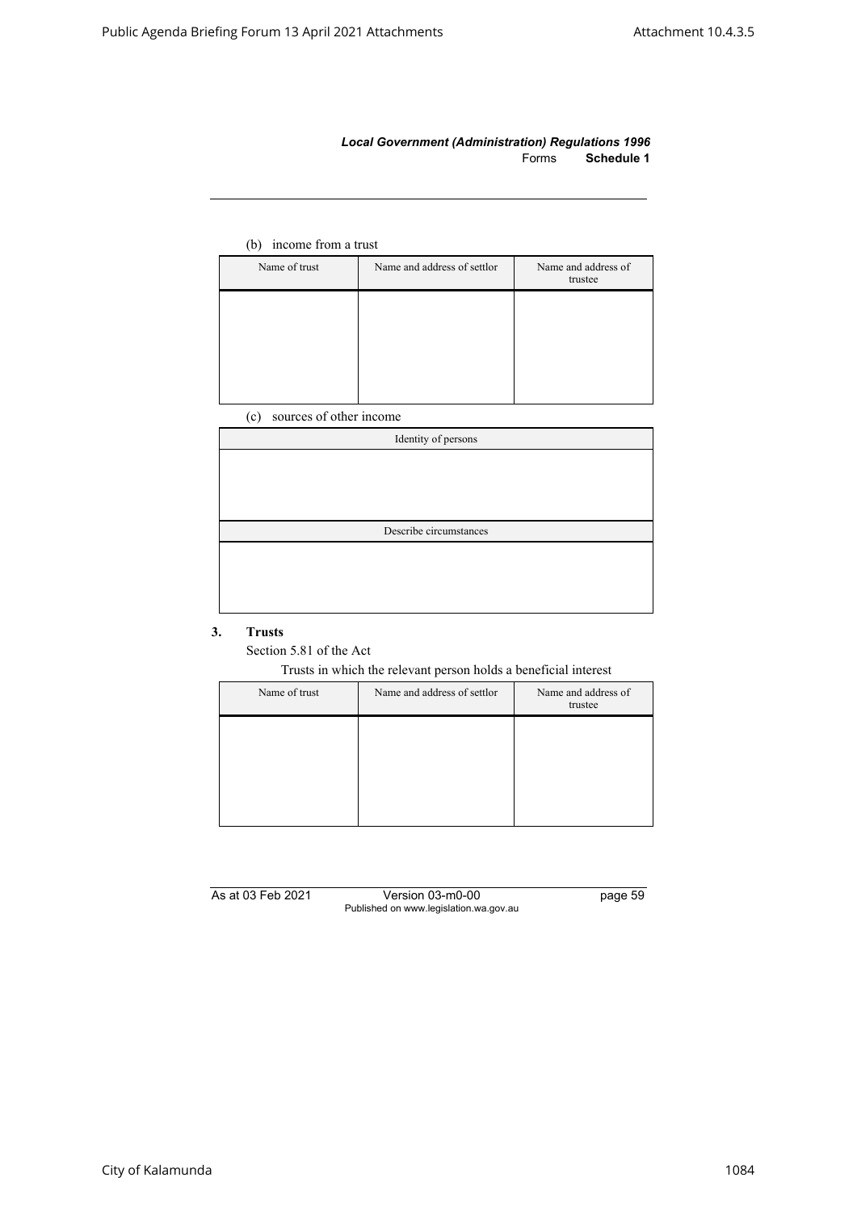(b) income from a trust

| Name of trust | Name and address of settlor | Name and address of trustee |
| --- | --- | --- |
| | | |

(c) sources of other income

| Identity of persons |
| --- |
| |
| Describe circumstances |
| |

## 3. Trusts

Section 5.81 of the Act

Trusts in which the relevant person holds a beneficial interest

| Name of trust | Name and address of settlor | Name and address of trustee |
| --- | --- | --- |
| | | |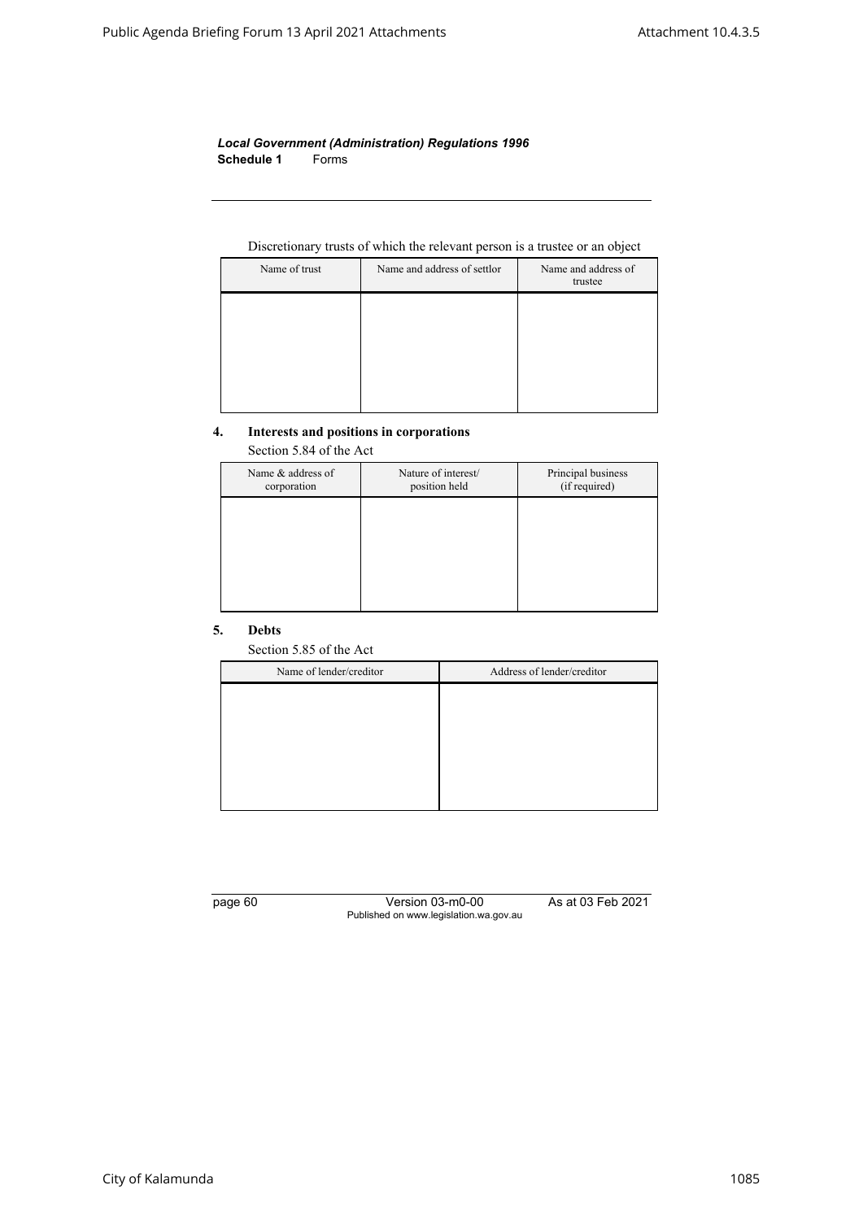Discretionary trusts of which the relevant person is a trustee or an object

| Name of trust | Name and address of settlor | Name and address of trustee |
|---|---|---|
| | | |

**4. Interests and positions in corporations**

Section 5.84 of the Act

| Name & address of corporation | Nature of interest/ position held | Principal business (if required) |
|---|---|---|
| | | |

**5. Debts**

Section 5.85 of the Act

| Name of lender/creditor | Address of lender/creditor |
|---|---|
| | |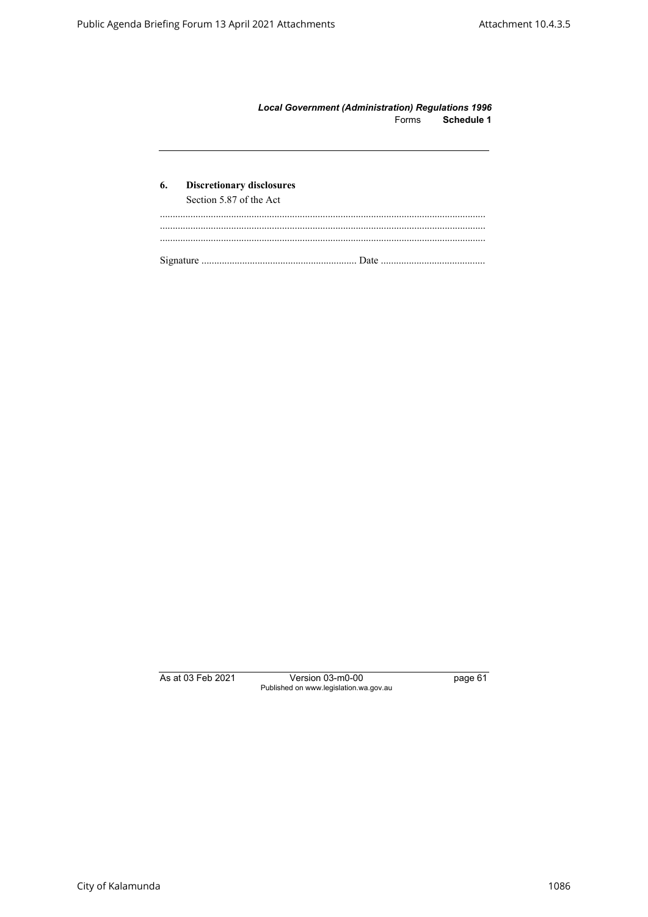## 6. Discretionary disclosures

Section 5.87 of the Act

...............................................................................................................................
...............................................................................................................................
...............................................................................................................................

Signature ............................................................ Date ........................................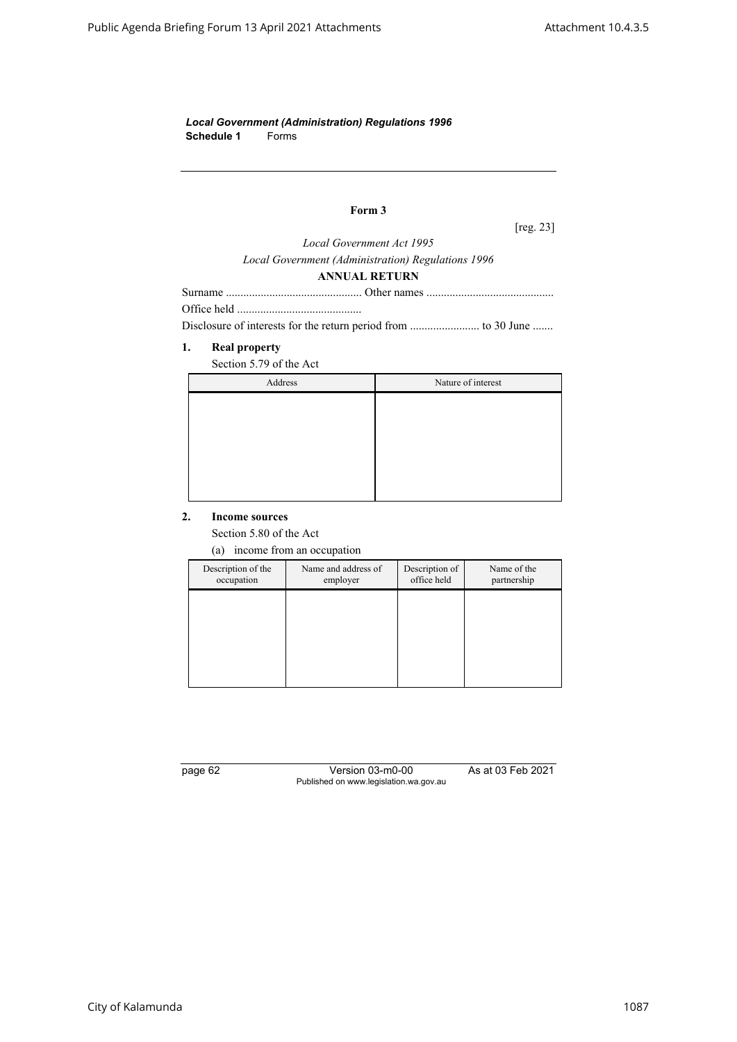*Local Government (Administration) Regulations 1996*
**Schedule 1** Forms

---

**Form 3**

[reg. 23]

*Local Government Act 1995*

*Local Government (Administration) Regulations 1996*

**ANNUAL RETURN**

Surname ............................................... Other names ...........................................

Office held ...........................................

Disclosure of interests for the return period from ........................ to 30 June .......

**1. Real property**

Section 5.79 of the Act

| Address | Nature of interest |
|---|---|
| | |

**2. Income sources**

Section 5.80 of the Act

(a) income from an occupation

| Description of the occupation | Name and address of employer | Description of office held | Name of the partnership |
|---|---|---|---|
| | | | |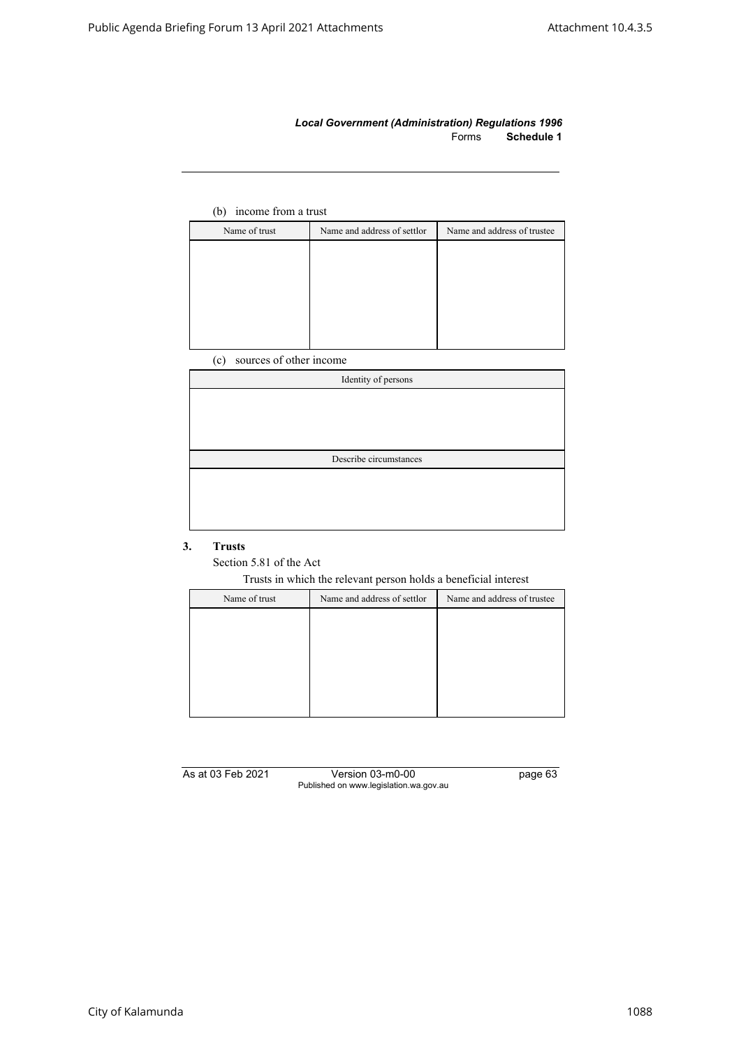(b) income from a trust

| Name of trust | Name and address of settlor | Name and address of trustee |
|---|---|---|
| | | |

(c) sources of other income

| Identity of persons |
|---|
| |

| Describe circumstances |
|---|
| |

### 3. Trusts

Section 5.81 of the Act

Trusts in which the relevant person holds a beneficial interest

| Name of trust | Name and address of settlor | Name and address of trustee |
|---|---|---|
| | | |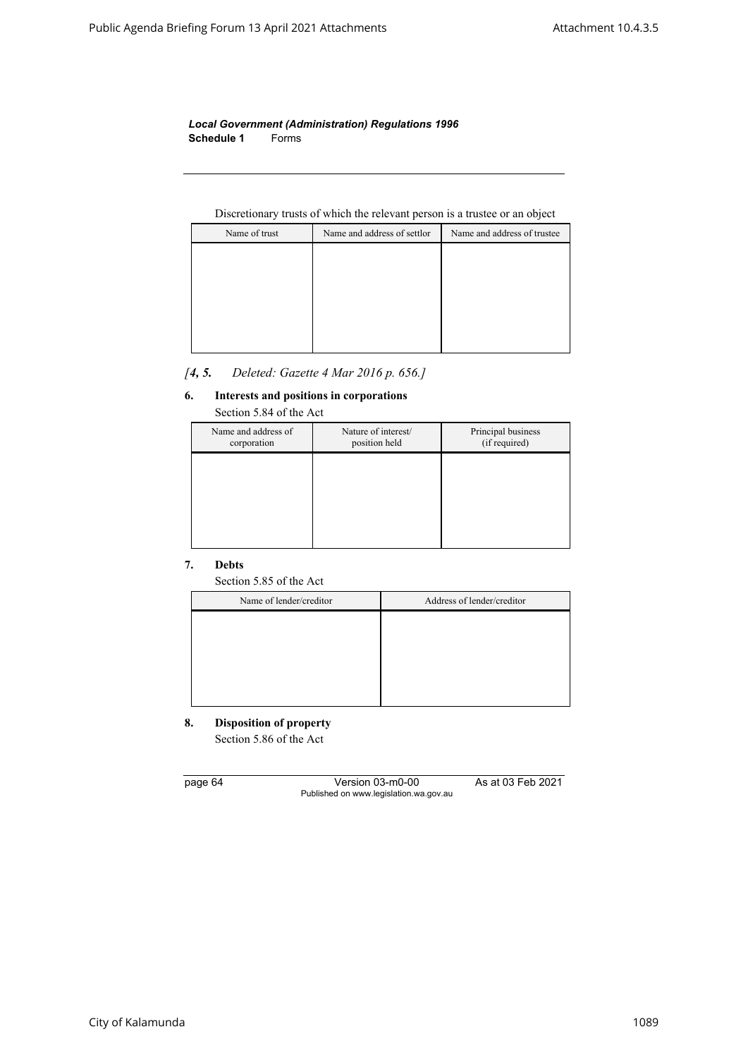Discretionary trusts of which the relevant person is a trustee or an object

| Name of trust | Name and address of settlor | Name and address of trustee |
|---|---|---|
| | | |

*[4, 5. Deleted: Gazette 4 Mar 2016 p. 656.]*

**6. Interests and positions in corporations**

Section 5.84 of the Act

| Name and address of corporation | Nature of interest/ position held | Principal business (if required) |
|---|---|---|
| | | |

**7. Debts**

Section 5.85 of the Act

| Name of lender/creditor | Address of lender/creditor |
|---|---|
| | |

**8. Disposition of property**

Section 5.86 of the Act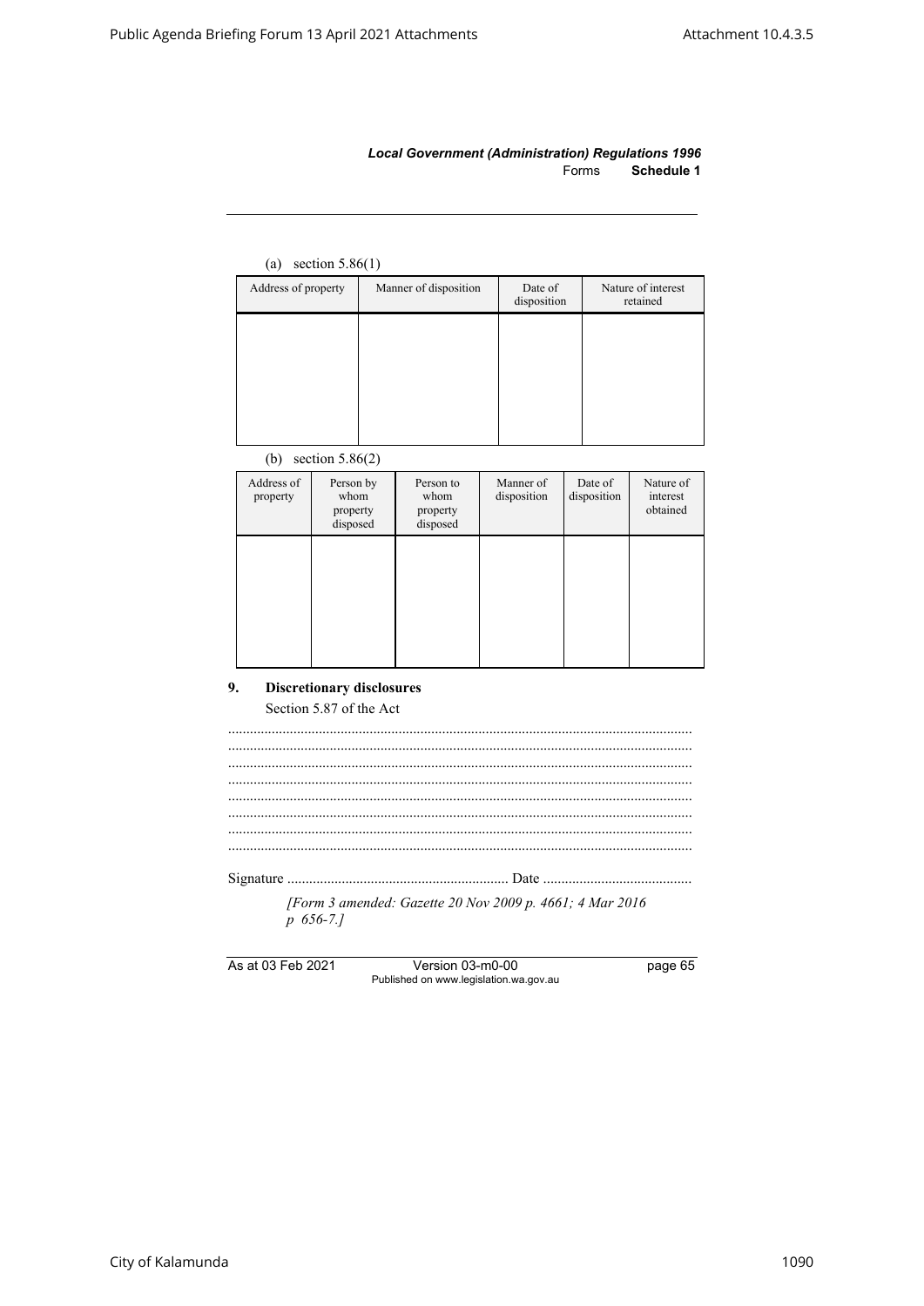(a) section 5.86(1)

| Address of property | Manner of disposition | Date of disposition | Nature of interest retained |
|---|---|---|---|
| | | | |

(b) section 5.86(2)

| Address of property | Person by whom property disposed | Person to whom property disposed | Manner of disposition | Date of disposition | Nature of interest obtained |
|---|---|---|---|---|---|
| | | | | | |

## 9. Discretionary disclosures

Section 5.87 of the Act

..............................................................................................................
..............................................................................................................
..............................................................................................................
..............................................................................................................
..............................................................................................................
..............................................................................................................
..............................................................................................................
..............................................................................................................

Signature ............................................................. Date .........................................

*[Form 3 amended: Gazette 20 Nov 2009 p. 4661; 4 Mar 2016 p 656-7.]*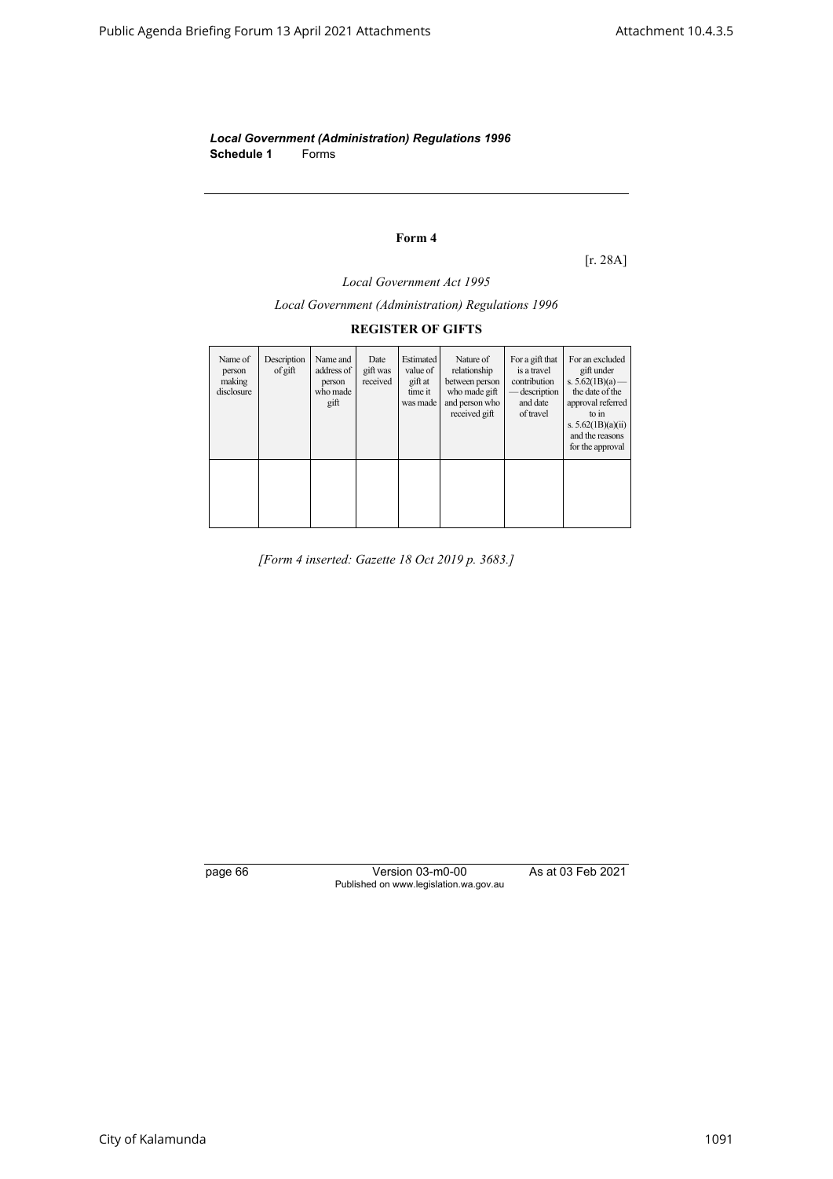*Local Government (Administration) Regulations 1996*
**Schedule 1** Forms

### Form 4

[r. 28A]

*Local Government Act 1995*

*Local Government (Administration) Regulations 1996*

**REGISTER OF GIFTS**

| Name of person making disclosure | Description of gift | Name and address of person who made gift | Date gift was received | Estimated value of gift at time it was made | Nature of relationship between person who made gift and person who received gift | For a gift that is a travel contribution — description and date of travel | For an excluded gift under s. 5.62(1B)(a) — the date of the approval referred to in s. 5.62(1B)(a)(ii) and the reasons for the approval |
|---|---|---|---|---|---|---|---|
| | | | | | | | |

*[Form 4 inserted: Gazette 18 Oct 2019 p. 3683.]*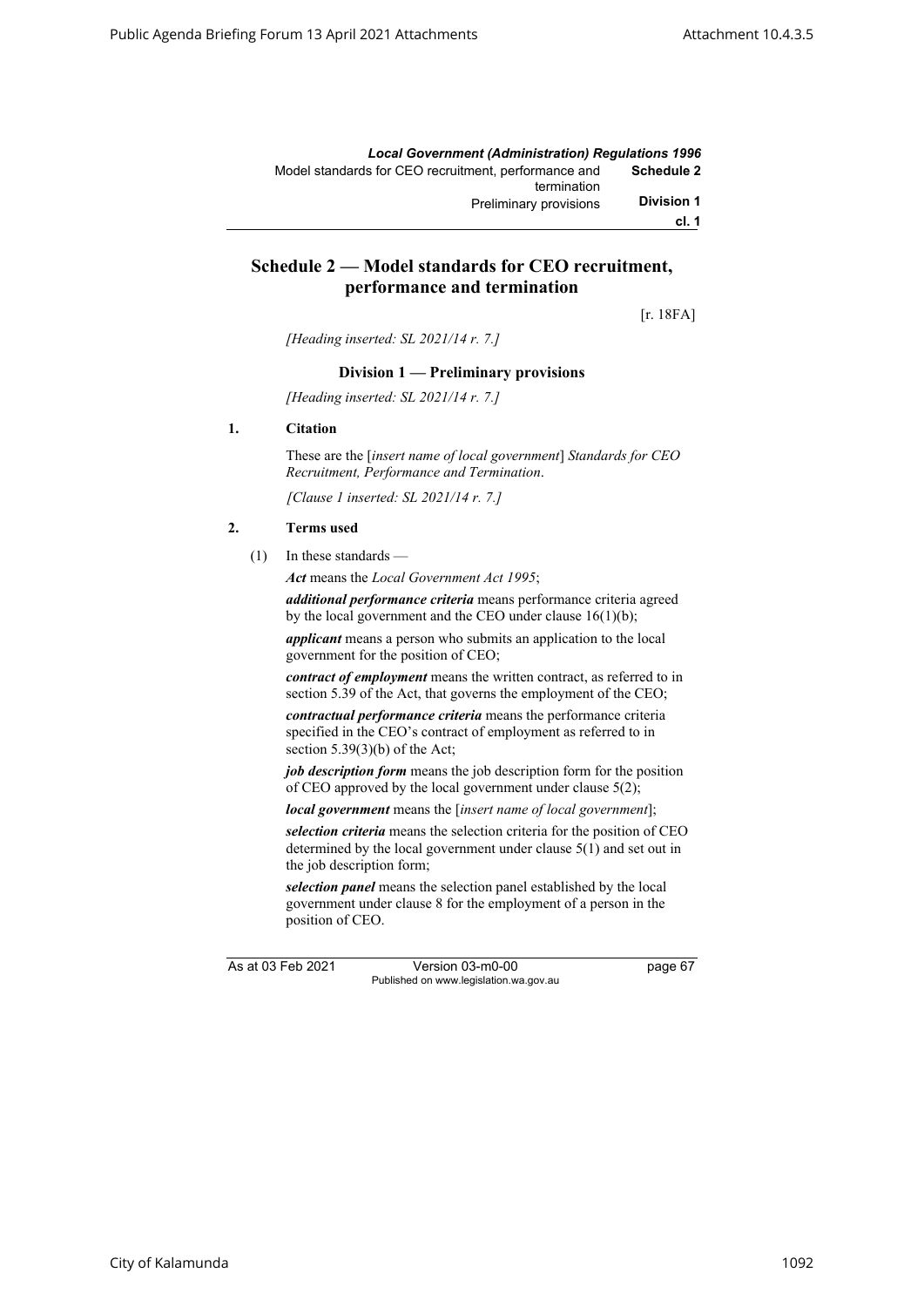## Schedule 2 — Model standards for CEO recruitment, performance and termination

[r. 18FA]

*[Heading inserted: SL 2021/14 r. 7.]*

### Division 1 — Preliminary provisions

*[Heading inserted: SL 2021/14 r. 7.]*

**1. Citation**

These are the [*insert name of local government*] *Standards for CEO Recruitment, Performance and Termination*.

*[Clause 1 inserted: SL 2021/14 r. 7.]*

**2. Terms used**

(1) In these standards —

***Act*** means the *Local Government Act 1995*;

***additional performance criteria*** means performance criteria agreed by the local government and the CEO under clause 16(1)(b);

***applicant*** means a person who submits an application to the local government for the position of CEO;

***contract of employment*** means the written contract, as referred to in section 5.39 of the Act, that governs the employment of the CEO;

***contractual performance criteria*** means the performance criteria specified in the CEO's contract of employment as referred to in section 5.39(3)(b) of the Act;

***job description form*** means the job description form for the position of CEO approved by the local government under clause 5(2);

***local government*** means the [*insert name of local government*];

***selection criteria*** means the selection criteria for the position of CEO determined by the local government under clause 5(1) and set out in the job description form;

***selection panel*** means the selection panel established by the local government under clause 8 for the employment of a person in the position of CEO.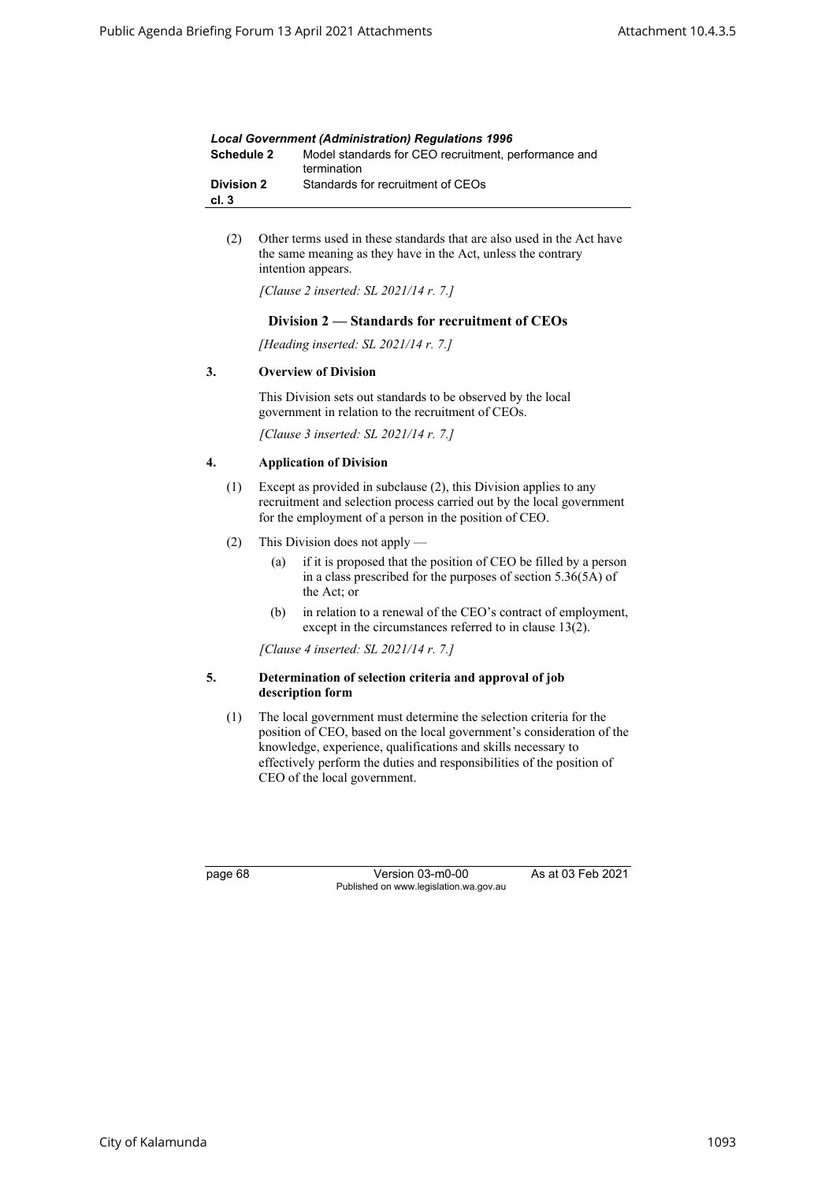(2) Other terms used in these standards that are also used in the Act have the same meaning as they have in the Act, unless the contrary intention appears.

*[Clause 2 inserted: SL 2021/14 r. 7.]*

## Division 2 — Standards for recruitment of CEOs

*[Heading inserted: SL 2021/14 r. 7.]*

### 3. Overview of Division

This Division sets out standards to be observed by the local government in relation to the recruitment of CEOs.

*[Clause 3 inserted: SL 2021/14 r. 7.]*

### 4. Application of Division

(1) Except as provided in subclause (2), this Division applies to any recruitment and selection process carried out by the local government for the employment of a person in the position of CEO.

(2) This Division does not apply —

(a) if it is proposed that the position of CEO be filled by a person in a class prescribed for the purposes of section 5.36(5A) of the Act; or

(b) in relation to a renewal of the CEO's contract of employment, except in the circumstances referred to in clause 13(2).

*[Clause 4 inserted: SL 2021/14 r. 7.]*

### 5. Determination of selection criteria and approval of job description form

(1) The local government must determine the selection criteria for the position of CEO, based on the local government's consideration of the knowledge, experience, qualifications and skills necessary to effectively perform the duties and responsibilities of the position of CEO of the local government.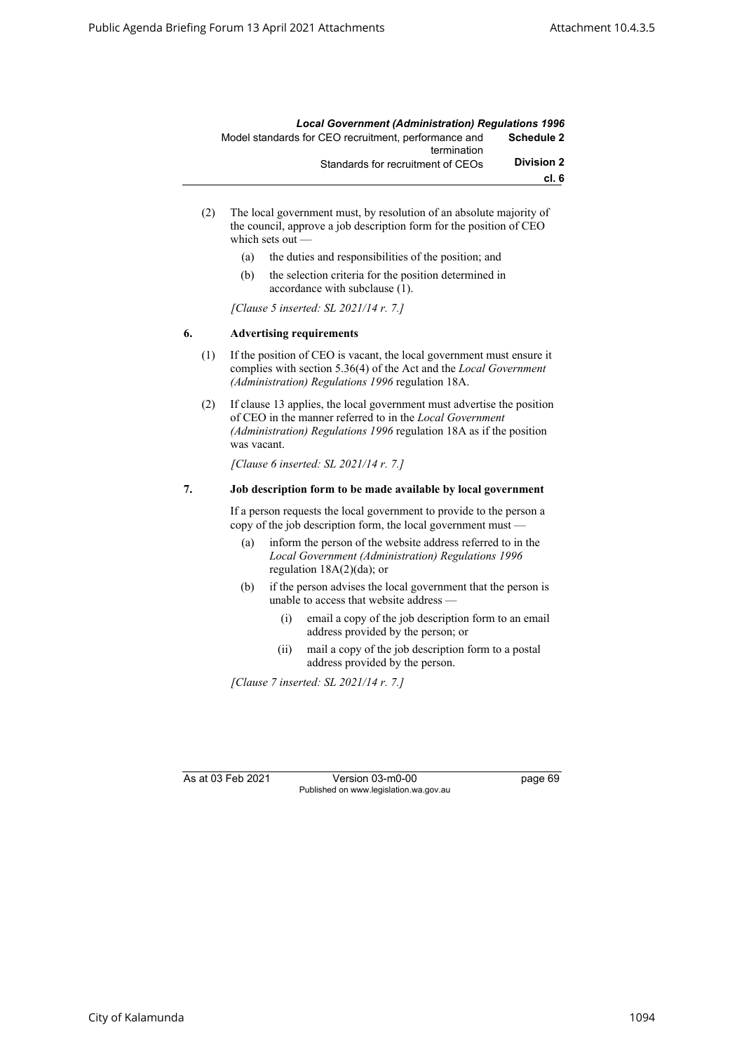(2) The local government must, by resolution of an absolute majority of the council, approve a job description form for the position of CEO which sets out —

  (a) the duties and responsibilities of the position; and

  (b) the selection criteria for the position determined in accordance with subclause (1).

*[Clause 5 inserted: SL 2021/14 r. 7.]*

### 6. Advertising requirements

(1) If the position of CEO is vacant, the local government must ensure it complies with section 5.36(4) of the Act and the *Local Government (Administration) Regulations 1996* regulation 18A.

(2) If clause 13 applies, the local government must advertise the position of CEO in the manner referred to in the *Local Government (Administration) Regulations 1996* regulation 18A as if the position was vacant.

*[Clause 6 inserted: SL 2021/14 r. 7.]*

### 7. Job description form to be made available by local government

If a person requests the local government to provide to the person a copy of the job description form, the local government must —

  (a) inform the person of the website address referred to in the *Local Government (Administration) Regulations 1996* regulation 18A(2)(da); or

  (b) if the person advises the local government that the person is unable to access that website address —

    (i) email a copy of the job description form to an email address provided by the person; or

    (ii) mail a copy of the job description form to a postal address provided by the person.

*[Clause 7 inserted: SL 2021/14 r. 7.]*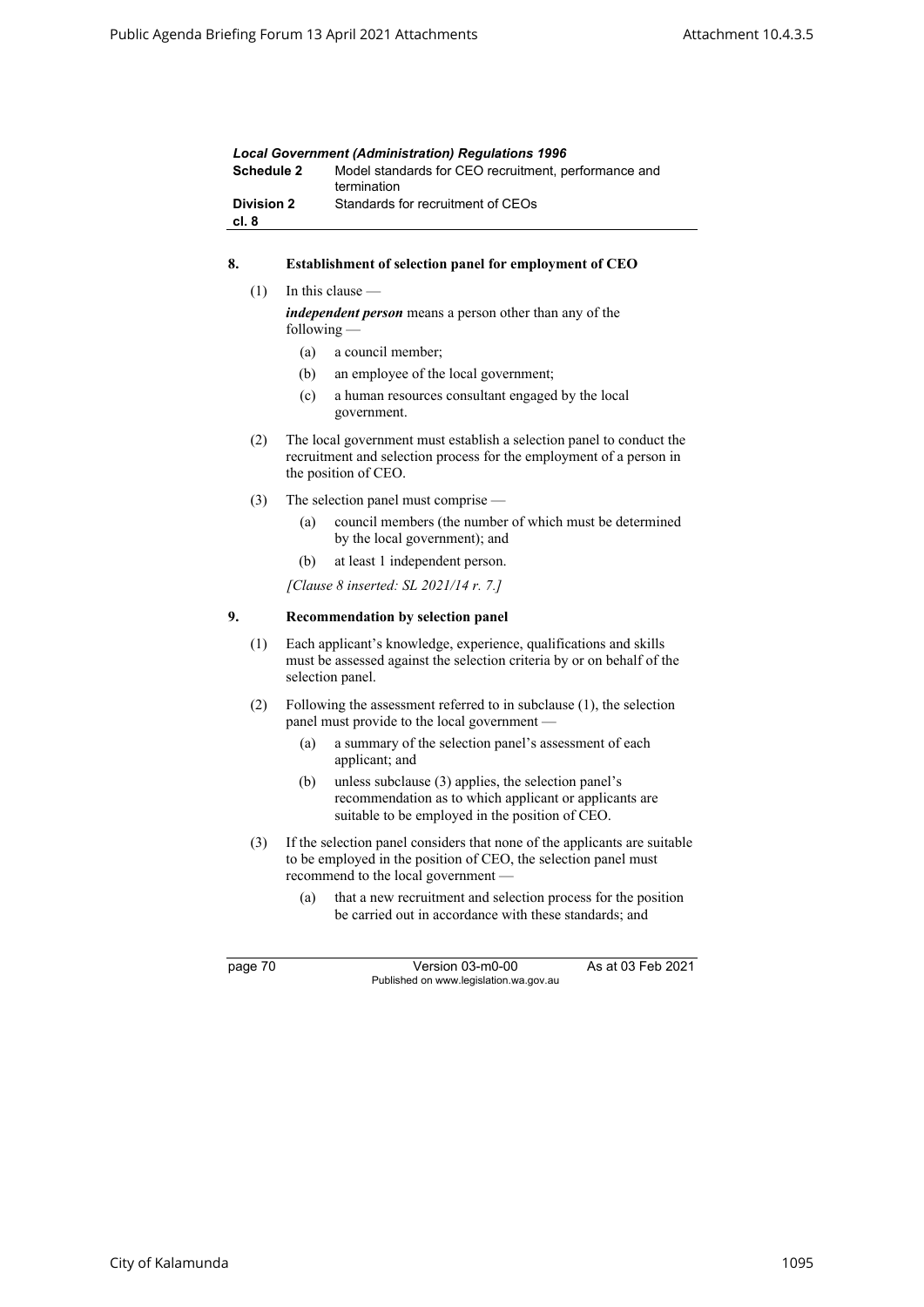### 8. Establishment of selection panel for employment of CEO

(1) In this clause —

***independent person*** means a person other than any of the following —

- (a) a council member;
- (b) an employee of the local government;
- (c) a human resources consultant engaged by the local government.

(2) The local government must establish a selection panel to conduct the recruitment and selection process for the employment of a person in the position of CEO.

(3) The selection panel must comprise —

- (a) council members (the number of which must be determined by the local government); and
- (b) at least 1 independent person.

*[Clause 8 inserted: SL 2021/14 r. 7.]*

### 9. Recommendation by selection panel

(1) Each applicant's knowledge, experience, qualifications and skills must be assessed against the selection criteria by or on behalf of the selection panel.

(2) Following the assessment referred to in subclause (1), the selection panel must provide to the local government —

- (a) a summary of the selection panel's assessment of each applicant; and
- (b) unless subclause (3) applies, the selection panel's recommendation as to which applicant or applicants are suitable to be employed in the position of CEO.

(3) If the selection panel considers that none of the applicants are suitable to be employed in the position of CEO, the selection panel must recommend to the local government —

- (a) that a new recruitment and selection process for the position be carried out in accordance with these standards; and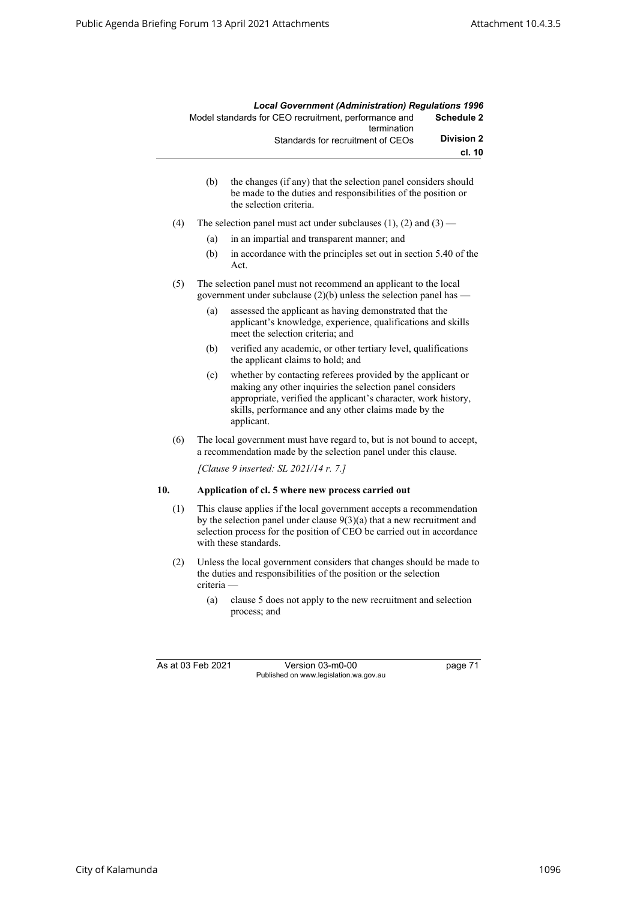(b) the changes (if any) that the selection panel considers should be made to the duties and responsibilities of the position or the selection criteria.

(4) The selection panel must act under subclauses (1), (2) and (3) —

(a) in an impartial and transparent manner; and

(b) in accordance with the principles set out in section 5.40 of the Act.

(5) The selection panel must not recommend an applicant to the local government under subclause (2)(b) unless the selection panel has —

(a) assessed the applicant as having demonstrated that the applicant's knowledge, experience, qualifications and skills meet the selection criteria; and

(b) verified any academic, or other tertiary level, qualifications the applicant claims to hold; and

(c) whether by contacting referees provided by the applicant or making any other inquiries the selection panel considers appropriate, verified the applicant's character, work history, skills, performance and any other claims made by the applicant.

(6) The local government must have regard to, but is not bound to accept, a recommendation made by the selection panel under this clause.

*[Clause 9 inserted: SL 2021/14 r. 7.]*

**10. Application of cl. 5 where new process carried out**

(1) This clause applies if the local government accepts a recommendation by the selection panel under clause 9(3)(a) that a new recruitment and selection process for the position of CEO be carried out in accordance with these standards.

(2) Unless the local government considers that changes should be made to the duties and responsibilities of the position or the selection criteria —

(a) clause 5 does not apply to the new recruitment and selection process; and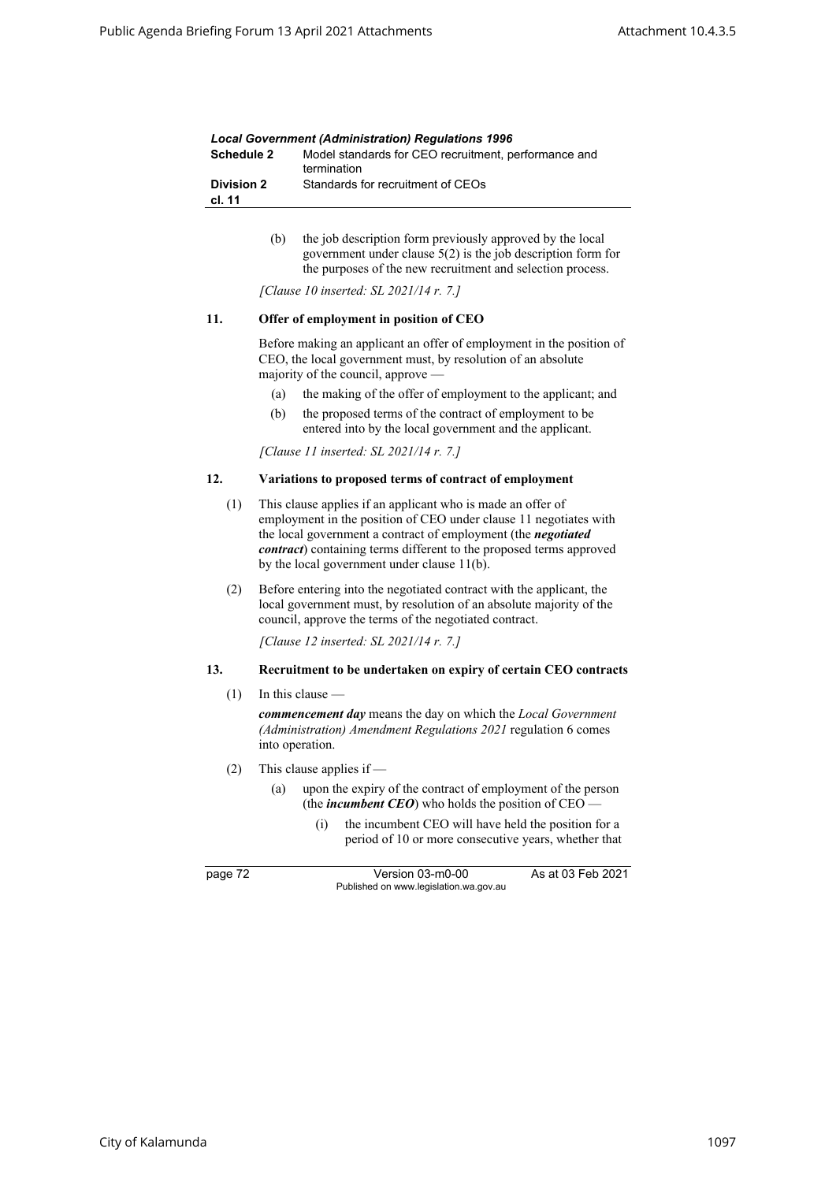(b) the job description form previously approved by the local government under clause 5(2) is the job description form for the purposes of the new recruitment and selection process.

*[Clause 10 inserted: SL 2021/14 r. 7.]*

### 11. Offer of employment in position of CEO

Before making an applicant an offer of employment in the position of CEO, the local government must, by resolution of an absolute majority of the council, approve —

(a) the making of the offer of employment to the applicant; and

(b) the proposed terms of the contract of employment to be entered into by the local government and the applicant.

*[Clause 11 inserted: SL 2021/14 r. 7.]*

### 12. Variations to proposed terms of contract of employment

(1) This clause applies if an applicant who is made an offer of employment in the position of CEO under clause 11 negotiates with the local government a contract of employment (the ***negotiated contract***) containing terms different to the proposed terms approved by the local government under clause 11(b).

(2) Before entering into the negotiated contract with the applicant, the local government must, by resolution of an absolute majority of the council, approve the terms of the negotiated contract.

*[Clause 12 inserted: SL 2021/14 r. 7.]*

### 13. Recruitment to be undertaken on expiry of certain CEO contracts

(1) In this clause —

***commencement day*** means the day on which the *Local Government (Administration) Amendment Regulations 2021* regulation 6 comes into operation.

(2) This clause applies if —

(a) upon the expiry of the contract of employment of the person (the ***incumbent CEO***) who holds the position of CEO —

(i) the incumbent CEO will have held the position for a period of 10 or more consecutive years, whether that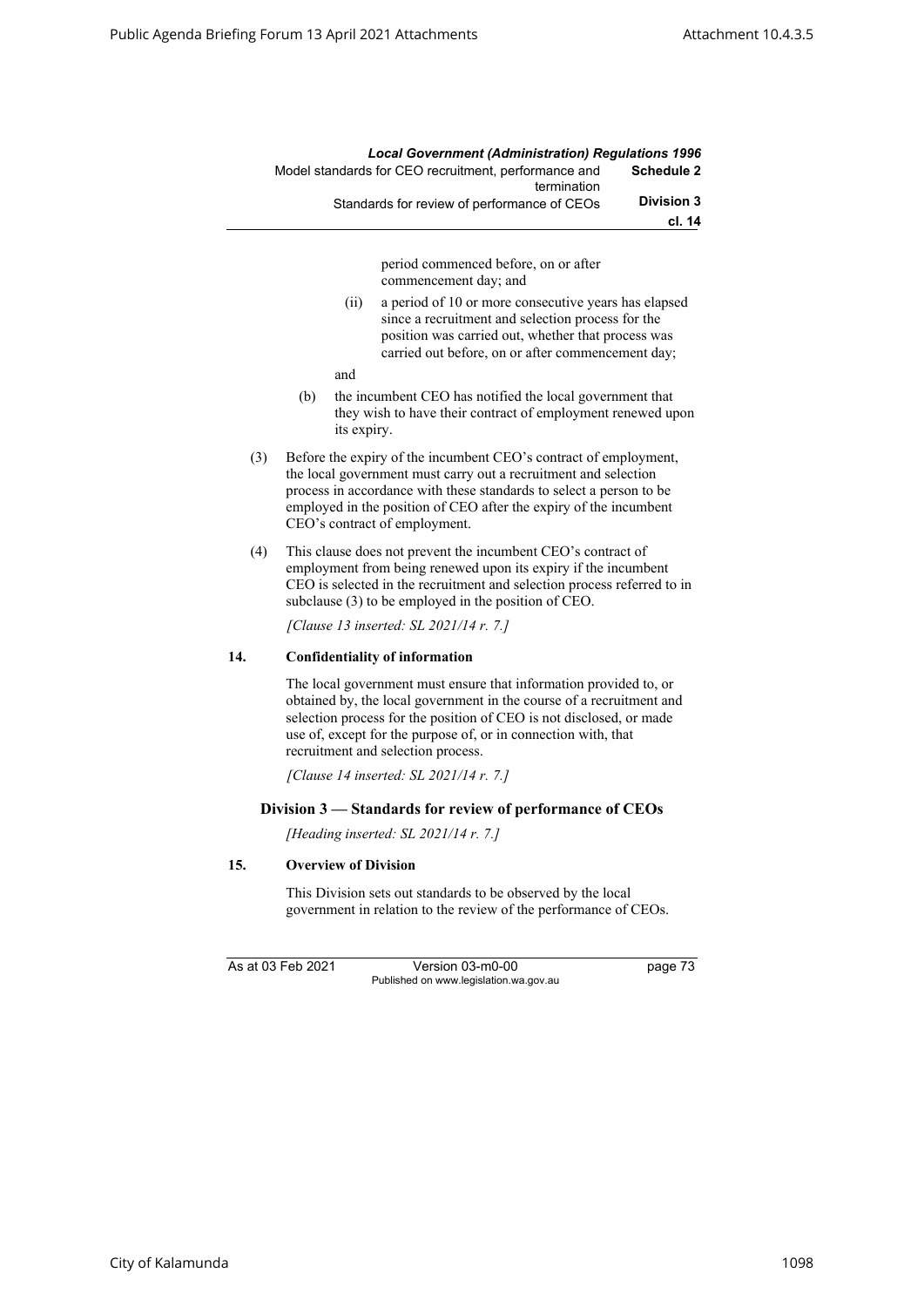period commenced before, on or after commencement day; and

(ii) a period of 10 or more consecutive years has elapsed since a recruitment and selection process for the position was carried out, whether that process was carried out before, on or after commencement day;

and

(b) the incumbent CEO has notified the local government that they wish to have their contract of employment renewed upon its expiry.

(3) Before the expiry of the incumbent CEO's contract of employment, the local government must carry out a recruitment and selection process in accordance with these standards to select a person to be employed in the position of CEO after the expiry of the incumbent CEO's contract of employment.

(4) This clause does not prevent the incumbent CEO's contract of employment from being renewed upon its expiry if the incumbent CEO is selected in the recruitment and selection process referred to in subclause (3) to be employed in the position of CEO.

*[Clause 13 inserted: SL 2021/14 r. 7.]*

**14. Confidentiality of information**

The local government must ensure that information provided to, or obtained by, the local government in the course of a recruitment and selection process for the position of CEO is not disclosed, or made use of, except for the purpose of, or in connection with, that recruitment and selection process.

*[Clause 14 inserted: SL 2021/14 r. 7.]*

## Division 3 — Standards for review of performance of CEOs

*[Heading inserted: SL 2021/14 r. 7.]*

**15. Overview of Division**

This Division sets out standards to be observed by the local government in relation to the review of the performance of CEOs.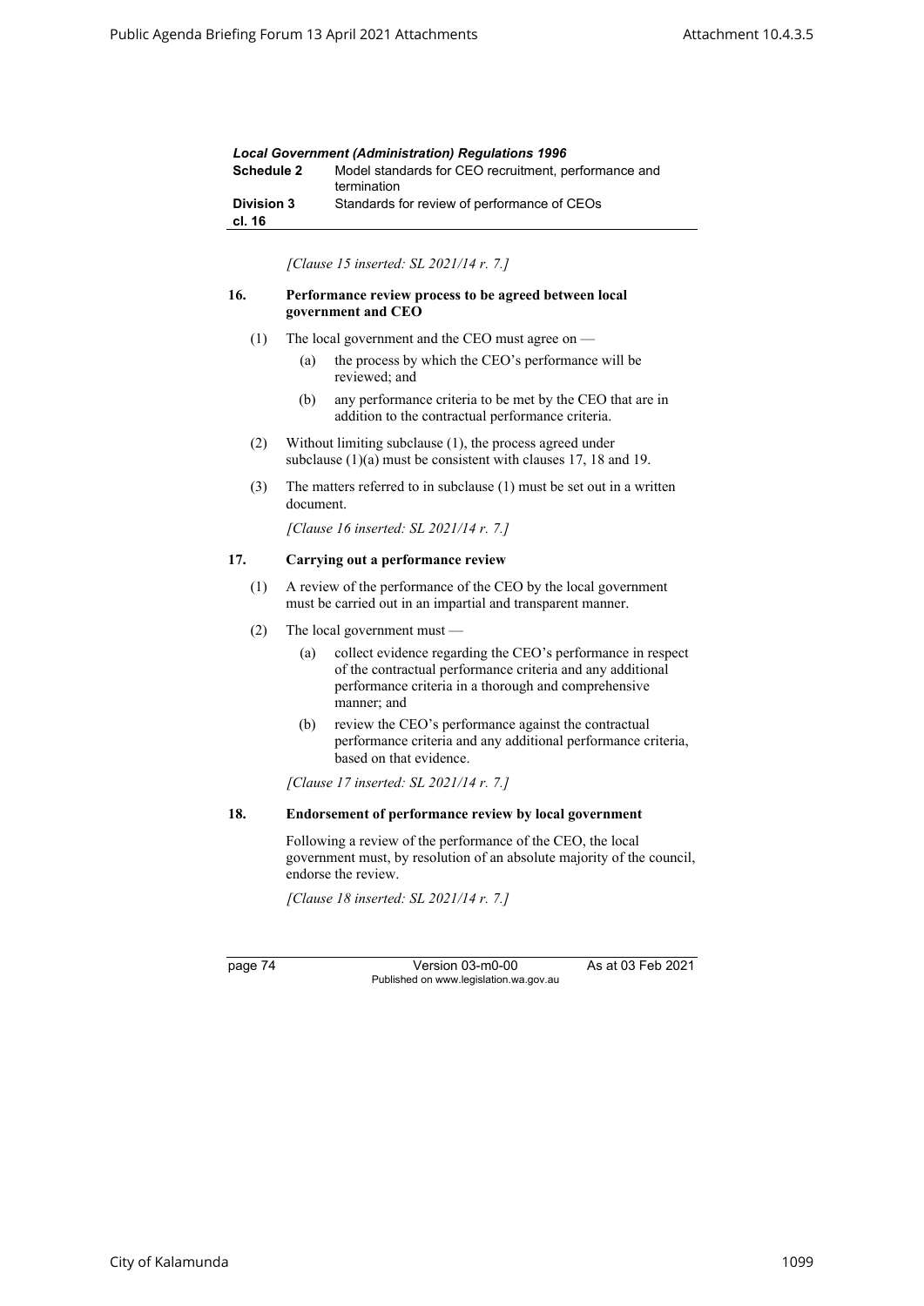*[Clause 15 inserted: SL 2021/14 r. 7.]*

### 16. Performance review process to be agreed between local government and CEO

(1) The local government and the CEO must agree on —

- (a) the process by which the CEO's performance will be reviewed; and
- (b) any performance criteria to be met by the CEO that are in addition to the contractual performance criteria.

(2) Without limiting subclause (1), the process agreed under subclause (1)(a) must be consistent with clauses 17, 18 and 19.

(3) The matters referred to in subclause (1) must be set out in a written document.

*[Clause 16 inserted: SL 2021/14 r. 7.]*

### 17. Carrying out a performance review

(1) A review of the performance of the CEO by the local government must be carried out in an impartial and transparent manner.

(2) The local government must —

- (a) collect evidence regarding the CEO's performance in respect of the contractual performance criteria and any additional performance criteria in a thorough and comprehensive manner; and
- (b) review the CEO's performance against the contractual performance criteria and any additional performance criteria, based on that evidence.

*[Clause 17 inserted: SL 2021/14 r. 7.]*

### 18. Endorsement of performance review by local government

Following a review of the performance of the CEO, the local government must, by resolution of an absolute majority of the council, endorse the review.

*[Clause 18 inserted: SL 2021/14 r. 7.]*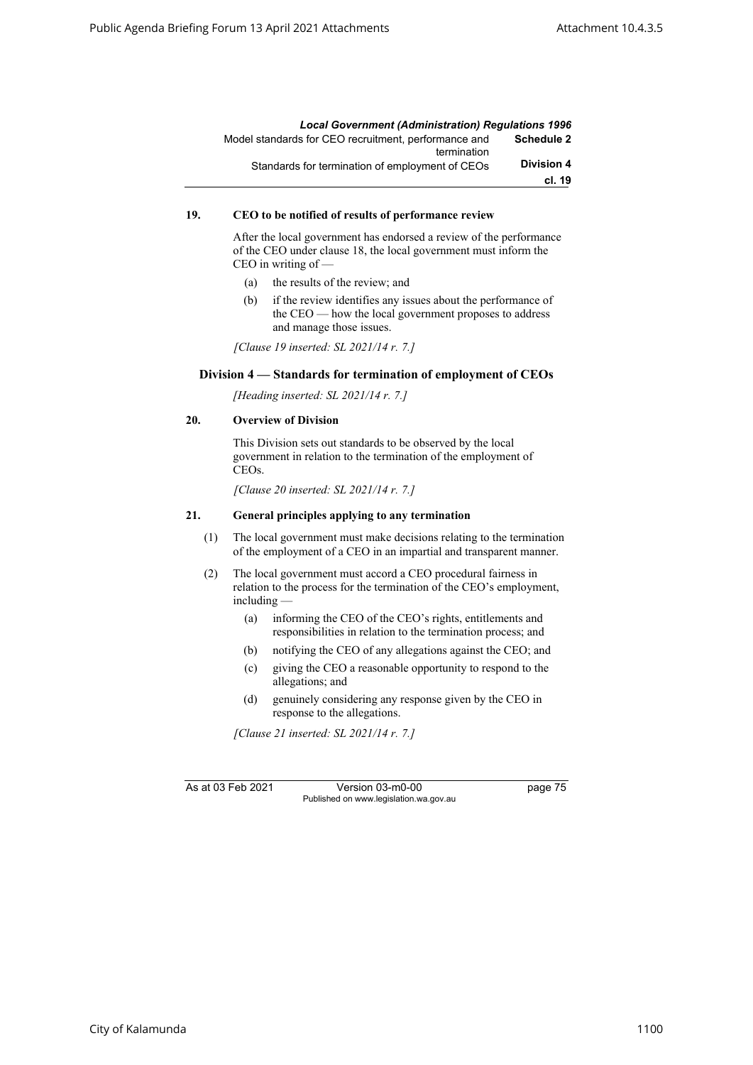### 19. CEO to be notified of results of performance review

After the local government has endorsed a review of the performance of the CEO under clause 18, the local government must inform the CEO in writing of —

(a) the results of the review; and

(b) if the review identifies any issues about the performance of the CEO — how the local government proposes to address and manage those issues.

*[Clause 19 inserted: SL 2021/14 r. 7.]*

## Division 4 — Standards for termination of employment of CEOs

*[Heading inserted: SL 2021/14 r. 7.]*

### 20. Overview of Division

This Division sets out standards to be observed by the local government in relation to the termination of the employment of CEOs.

*[Clause 20 inserted: SL 2021/14 r. 7.]*

### 21. General principles applying to any termination

(1) The local government must make decisions relating to the termination of the employment of a CEO in an impartial and transparent manner.

(2) The local government must accord a CEO procedural fairness in relation to the process for the termination of the CEO's employment, including —

(a) informing the CEO of the CEO's rights, entitlements and responsibilities in relation to the termination process; and

(b) notifying the CEO of any allegations against the CEO; and

(c) giving the CEO a reasonable opportunity to respond to the allegations; and

(d) genuinely considering any response given by the CEO in response to the allegations.

*[Clause 21 inserted: SL 2021/14 r. 7.]*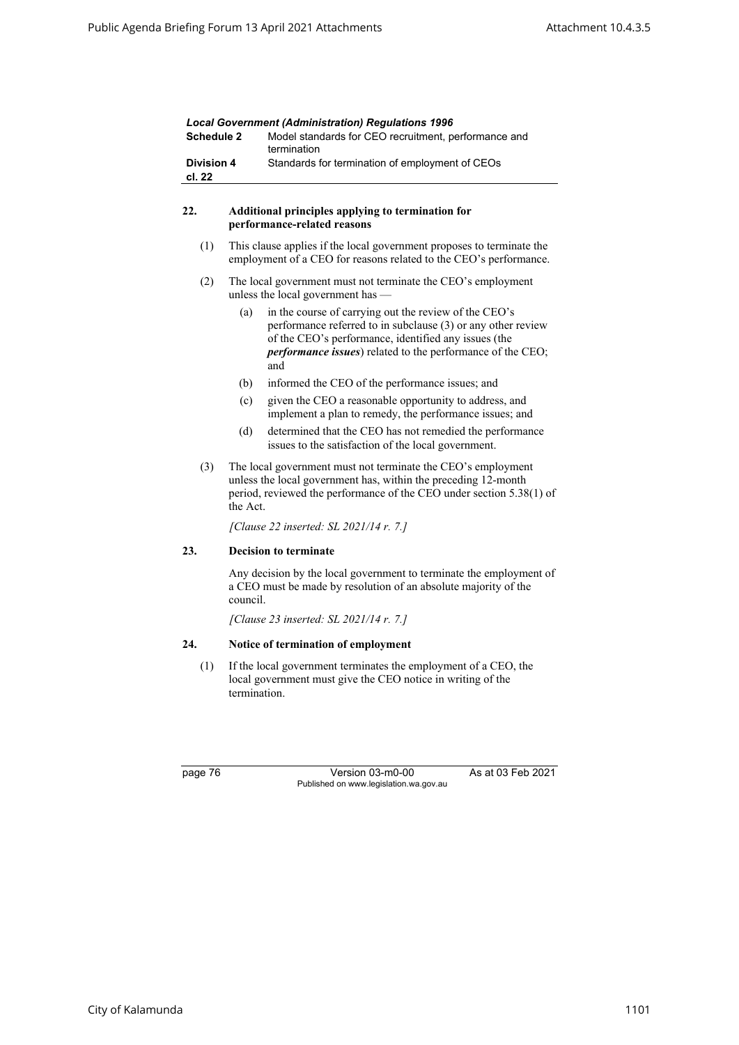## 22. Additional principles applying to termination for performance-related reasons

(1) This clause applies if the local government proposes to terminate the employment of a CEO for reasons related to the CEO's performance.

(2) The local government must not terminate the CEO's employment unless the local government has —

(a) in the course of carrying out the review of the CEO's performance referred to in subclause (3) or any other review of the CEO's performance, identified any issues (the ***performance issues***) related to the performance of the CEO; and

(b) informed the CEO of the performance issues; and

(c) given the CEO a reasonable opportunity to address, and implement a plan to remedy, the performance issues; and

(d) determined that the CEO has not remedied the performance issues to the satisfaction of the local government.

(3) The local government must not terminate the CEO's employment unless the local government has, within the preceding 12-month period, reviewed the performance of the CEO under section 5.38(1) of the Act.

*[Clause 22 inserted: SL 2021/14 r. 7.]*

## 23. Decision to terminate

Any decision by the local government to terminate the employment of a CEO must be made by resolution of an absolute majority of the council.

*[Clause 23 inserted: SL 2021/14 r. 7.]*

## 24. Notice of termination of employment

(1) If the local government terminates the employment of a CEO, the local government must give the CEO notice in writing of the termination.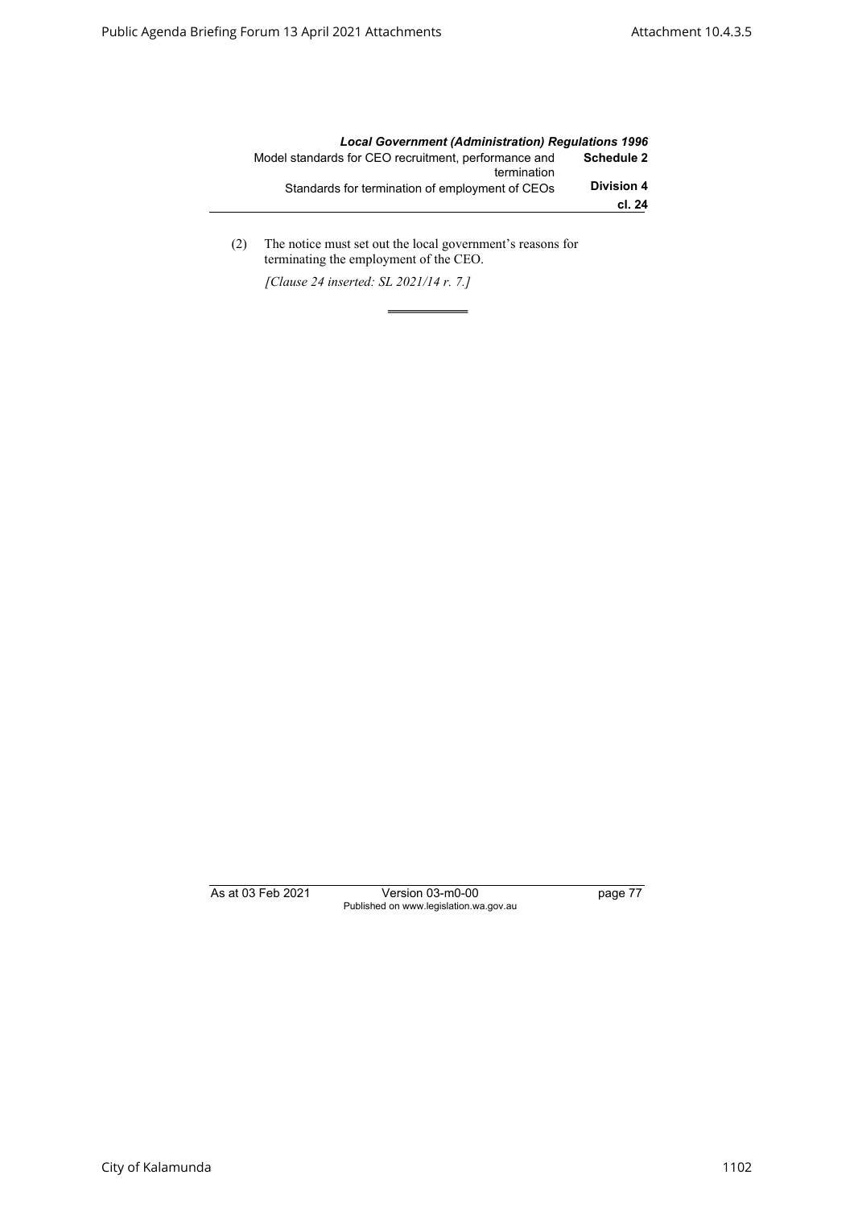(2) The notice must set out the local government's reasons for terminating the employment of the CEO.

*[Clause 24 inserted: SL 2021/14 r. 7.]*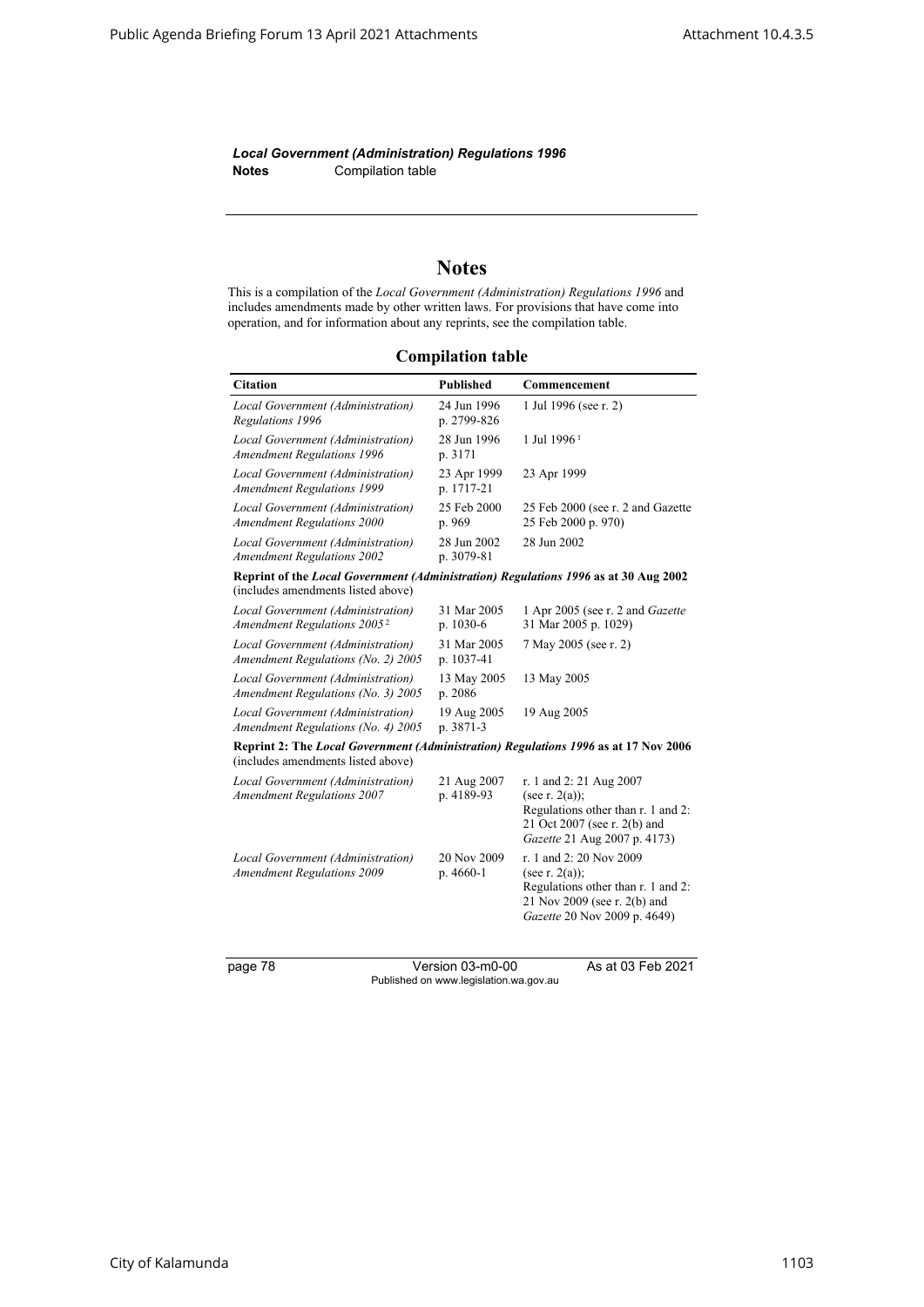*Local Government (Administration) Regulations 1996*
**Notes** Compilation table

# Notes

This is a compilation of the *Local Government (Administration) Regulations 1996* and includes amendments made by other written laws. For provisions that have come into operation, and for information about any reprints, see the compilation table.

## Compilation table

| Citation | Published | Commencement |
|---|---|---|
| *Local Government (Administration) Regulations 1996* | 24 Jun 1996 p. 2799-826 | 1 Jul 1996 (see r. 2) |
| *Local Government (Administration) Amendment Regulations 1996* | 28 Jun 1996 p. 3171 | 1 Jul 1996 [1] |
| *Local Government (Administration) Amendment Regulations 1999* | 23 Apr 1999 p. 1717-21 | 23 Apr 1999 |
| *Local Government (Administration) Amendment Regulations 2000* | 25 Feb 2000 p. 969 | 25 Feb 2000 (see r. 2 and Gazette 25 Feb 2000 p. 970) |
| *Local Government (Administration) Amendment Regulations 2002* | 28 Jun 2002 p. 3079-81 | 28 Jun 2002 |
| **Reprint of the *Local Government (Administration) Regulations 1996* as at 30 Aug 2002** (includes amendments listed above) | | |
| *Local Government (Administration) Amendment Regulations 2005* [2] | 31 Mar 2005 p. 1030-6 | 1 Apr 2005 (see r. 2 and *Gazette* 31 Mar 2005 p. 1029) |
| *Local Government (Administration) Amendment Regulations (No. 2) 2005* | 31 Mar 2005 p. 1037-41 | 7 May 2005 (see r. 2) |
| *Local Government (Administration) Amendment Regulations (No. 3) 2005* | 13 May 2005 p. 2086 | 13 May 2005 |
| *Local Government (Administration) Amendment Regulations (No. 4) 2005* | 19 Aug 2005 p. 3871-3 | 19 Aug 2005 |
| **Reprint 2: The *Local Government (Administration) Regulations 1996* as at 17 Nov 2006** (includes amendments listed above) | | |
| *Local Government (Administration) Amendment Regulations 2007* | 21 Aug 2007 p. 4189-93 | r. 1 and 2: 21 Aug 2007 (see r. 2(a)); Regulations other than r. 1 and 2: 21 Oct 2007 (see r. 2(b) and *Gazette* 21 Aug 2007 p. 4173) |
| *Local Government (Administration) Amendment Regulations 2009* | 20 Nov 2009 p. 4660-1 | r. 1 and 2: 20 Nov 2009 (see r. 2(a)); Regulations other than r. 1 and 2: 21 Nov 2009 (see r. 2(b) and *Gazette* 20 Nov 2009 p. 4649) |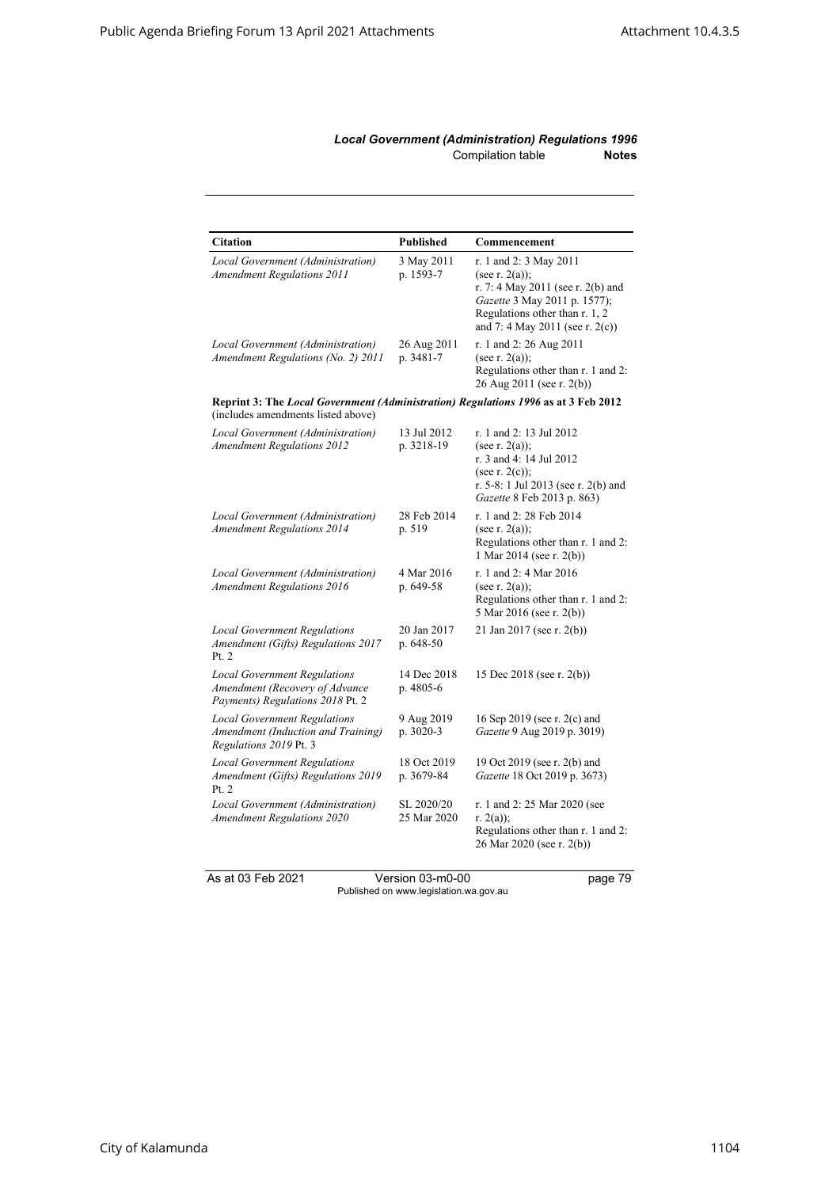| Citation | Published | Commencement |
|---|---|---|
| *Local Government (Administration) Amendment Regulations 2011* | 3 May 2011 p. 1593-7 | r. 1 and 2: 3 May 2011 (see r. 2(a)); r. 7: 4 May 2011 (see r. 2(b) and *Gazette* 3 May 2011 p. 1577); Regulations other than r. 1, 2 and 7: 4 May 2011 (see r. 2(c)) |
| *Local Government (Administration) Amendment Regulations (No. 2) 2011* | 26 Aug 2011 p. 3481-7 | r. 1 and 2: 26 Aug 2011 (see r. 2(a)); Regulations other than r. 1 and 2: 26 Aug 2011 (see r. 2(b)) |
| **Reprint 3: The *Local Government (Administration) Regulations 1996* as at 3 Feb 2012** (includes amendments listed above) | | |
| *Local Government (Administration) Amendment Regulations 2012* | 13 Jul 2012 p. 3218-19 | r. 1 and 2: 13 Jul 2012 (see r. 2(a)); r. 3 and 4: 14 Jul 2012 (see r. 2(c)); r. 5-8: 1 Jul 2013 (see r. 2(b) and *Gazette* 8 Feb 2013 p. 863) |
| *Local Government (Administration) Amendment Regulations 2014* | 28 Feb 2014 p. 519 | r. 1 and 2: 28 Feb 2014 (see r. 2(a)); Regulations other than r. 1 and 2: 1 Mar 2014 (see r. 2(b)) |
| *Local Government (Administration) Amendment Regulations 2016* | 4 Mar 2016 p. 649-58 | r. 1 and 2: 4 Mar 2016 (see r. 2(a)); Regulations other than r. 1 and 2: 5 Mar 2016 (see r. 2(b)) |
| *Local Government Regulations Amendment (Gifts) Regulations 2017* Pt. 2 | 20 Jan 2017 p. 648-50 | 21 Jan 2017 (see r. 2(b)) |
| *Local Government Regulations Amendment (Recovery of Advance Payments) Regulations 2018* Pt. 2 | 14 Dec 2018 p. 4805-6 | 15 Dec 2018 (see r. 2(b)) |
| *Local Government Regulations Amendment (Induction and Training) Regulations 2019* Pt. 3 | 9 Aug 2019 p. 3020-3 | 16 Sep 2019 (see r. 2(c) and *Gazette* 9 Aug 2019 p. 3019) |
| *Local Government Regulations Amendment (Gifts) Regulations 2019* Pt. 2 | 18 Oct 2019 p. 3679-84 | 19 Oct 2019 (see r. 2(b) and *Gazette* 18 Oct 2019 p. 3673) |
| *Local Government (Administration) Amendment Regulations 2020* | SL 2020/20 25 Mar 2020 | r. 1 and 2: 25 Mar 2020 (see r. 2(a)); Regulations other than r. 1 and 2: 26 Mar 2020 (see r. 2(b)) |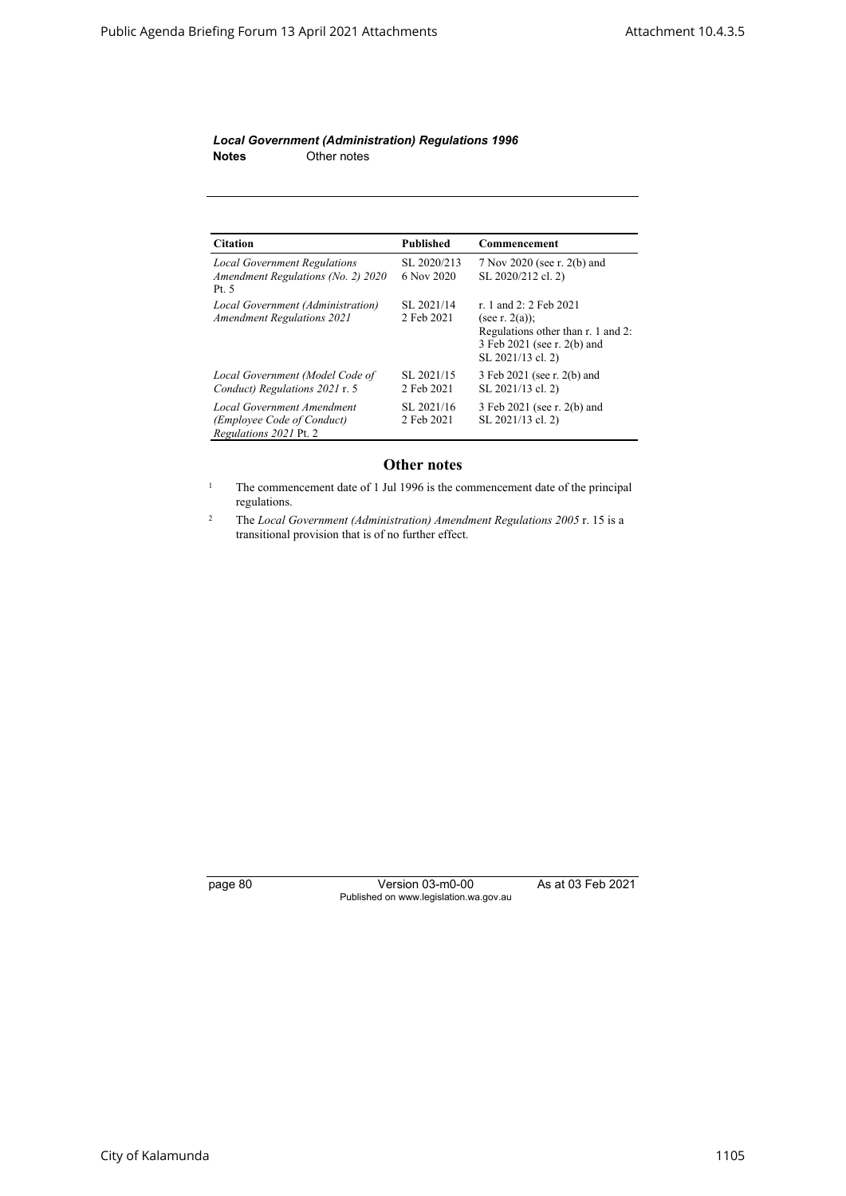| Citation | Published | Commencement |
|---|---|---|
| *Local Government Regulations Amendment Regulations (No. 2) 2020* Pt. 5 | SL 2020/213 6 Nov 2020 | 7 Nov 2020 (see r. 2(b) and SL 2020/212 cl. 2) |
| *Local Government (Administration) Amendment Regulations 2021* | SL 2021/14 2 Feb 2021 | r. 1 and 2: 2 Feb 2021 (see r. 2(a)); Regulations other than r. 1 and 2: 3 Feb 2021 (see r. 2(b) and SL 2021/13 cl. 2) |
| *Local Government (Model Code of Conduct) Regulations 2021* r. 5 | SL 2021/15 2 Feb 2021 | 3 Feb 2021 (see r. 2(b) and SL 2021/13 cl. 2) |
| *Local Government Amendment (Employee Code of Conduct) Regulations 2021* Pt. 2 | SL 2021/16 2 Feb 2021 | 3 Feb 2021 (see r. 2(b) and SL 2021/13 cl. 2) |

## Other notes

[1] The commencement date of 1 Jul 1996 is the commencement date of the principal regulations.

[2] The *Local Government (Administration) Amendment Regulations 2005* r. 15 is a transitional provision that is of no further effect.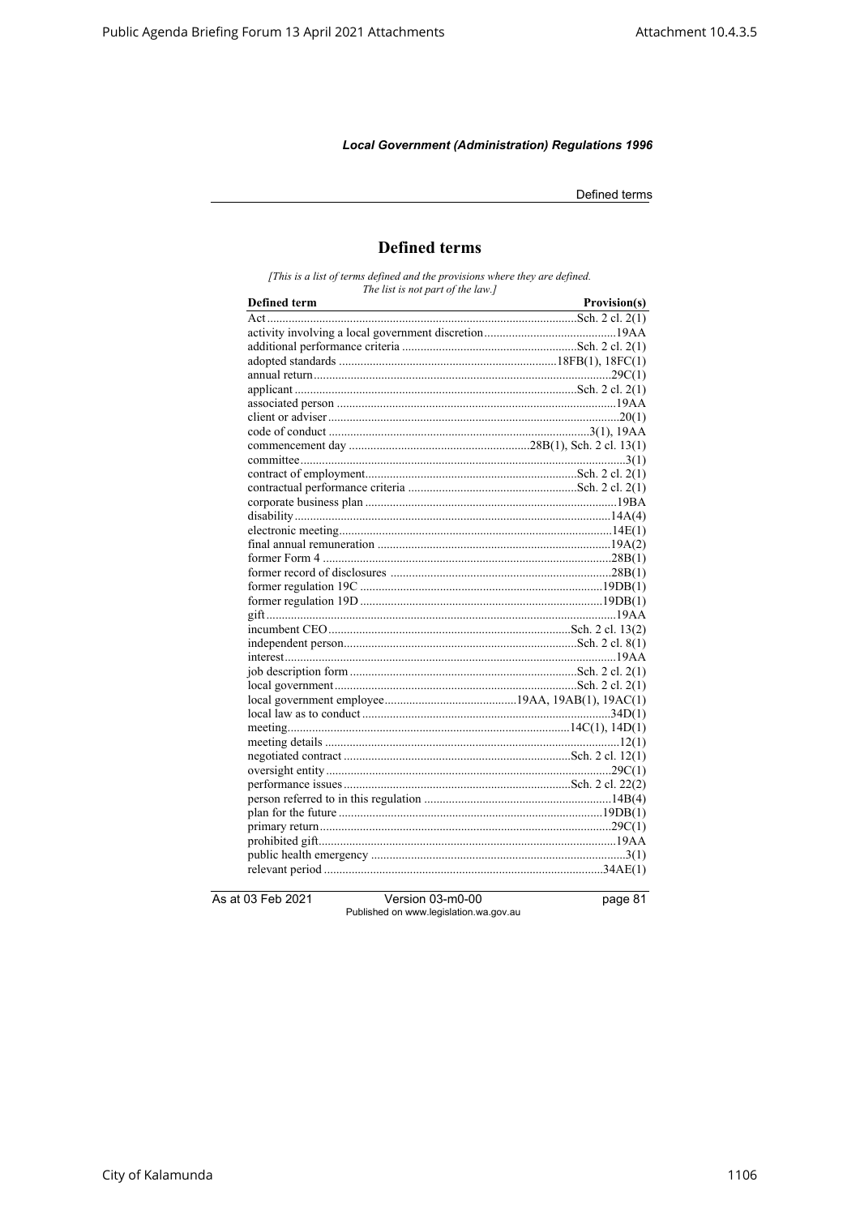## Defined terms

*[This is a list of terms defined and the provisions where they are defined. The list is not part of the law.]*

| Defined term | Provision(s) |
|---|---|
| Act | Sch. 2 cl. 2(1) |
| activity involving a local government discretion | 19AA |
| additional performance criteria | Sch. 2 cl. 2(1) |
| adopted standards | 18FB(1), 18FC(1) |
| annual return | 29C(1) |
| applicant | Sch. 2 cl. 2(1) |
| associated person | 19AA |
| client or adviser | 20(1) |
| code of conduct | 3(1), 19AA |
| commencement day | 28B(1), Sch. 2 cl. 13(1) |
| committee | 3(1) |
| contract of employment | Sch. 2 cl. 2(1) |
| contractual performance criteria | Sch. 2 cl. 2(1) |
| corporate business plan | 19BA |
| disability | 14A(4) |
| electronic meeting | 14E(1) |
| final annual remuneration | 19A(2) |
| former Form 4 | 28B(1) |
| former record of disclosures | 28B(1) |
| former regulation 19C | 19DB(1) |
| former regulation 19D | 19DB(1) |
| gift | 19AA |
| incumbent CEO | Sch. 2 cl. 13(2) |
| independent person | Sch. 2 cl. 8(1) |
| interest | 19AA |
| job description form | Sch. 2 cl. 2(1) |
| local government | Sch. 2 cl. 2(1) |
| local government employee | 19AA, 19AB(1), 19AC(1) |
| local law as to conduct | 34D(1) |
| meeting | 14C(1), 14D(1) |
| meeting details | 12(1) |
| negotiated contract | Sch. 2 cl. 12(1) |
| oversight entity | 29C(1) |
| performance issues | Sch. 2 cl. 22(2) |
| person referred to in this regulation | 14B(4) |
| plan for the future | 19DB(1) |
| primary return | 29C(1) |
| prohibited gift | 19AA |
| public health emergency | 3(1) |
| relevant period | 34AE(1) |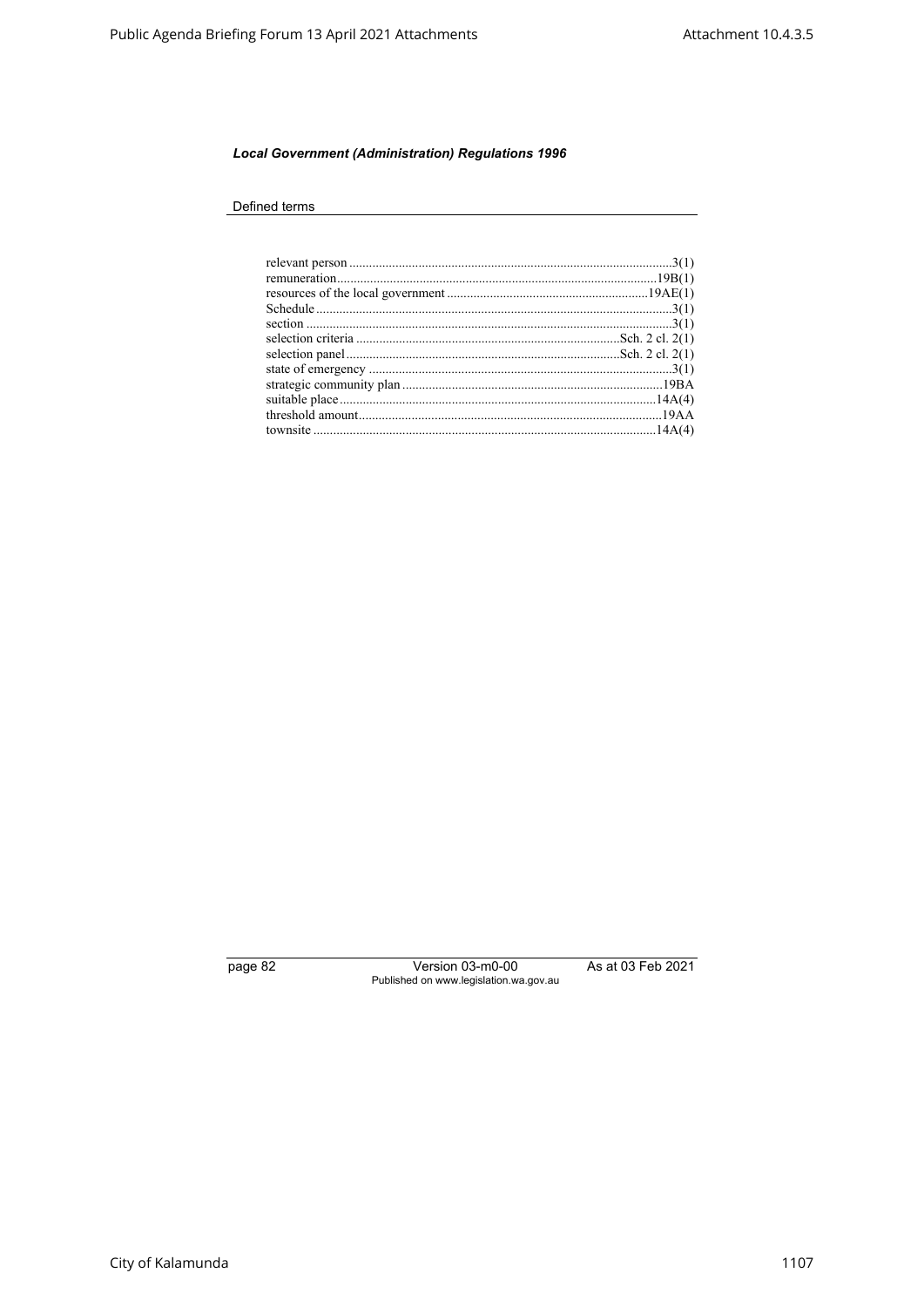*Local Government (Administration) Regulations 1996*

Defined terms

relevant person ................................................................................................3(1)
remuneration................................................................................................19B(1)
resources of the local government ............................................................19AE(1)
Schedule ..........................................................................................................3(1)
section .............................................................................................................3(1)
selection criteria ..............................................................................Sch. 2 cl. 2(1)
selection panel.................................................................................Sch. 2 cl. 2(1)
state of emergency ...........................................................................................3(1)
strategic community plan ..............................................................................19BA
suitable place...............................................................................................14A(4)
threshold amount..........................................................................................19AA
townsite ......................................................................................................14A(4)